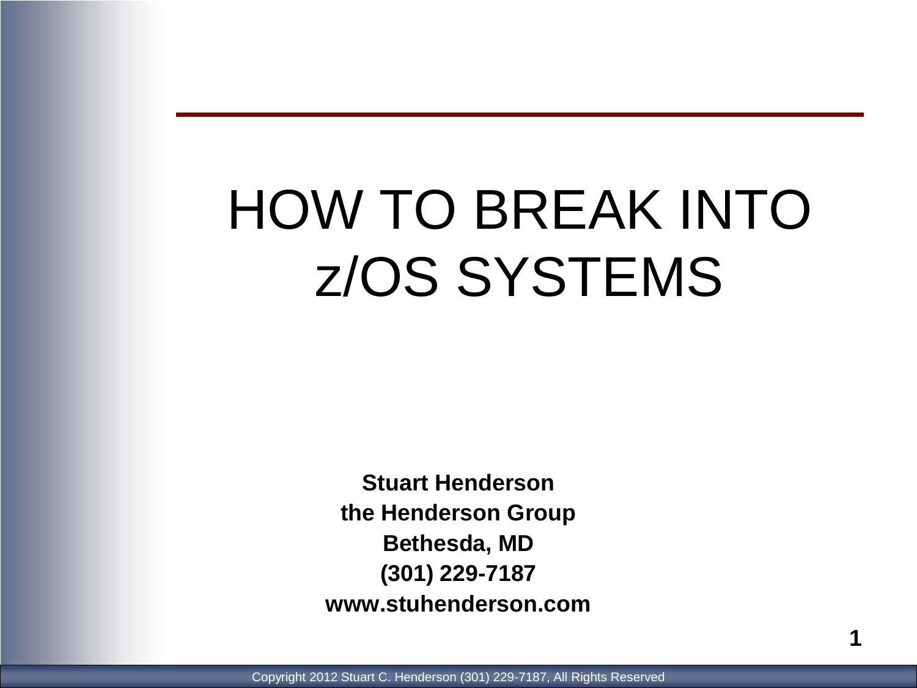# HOW TO BREAK INTO z/OS SYSTEMS

**Stuart Henderson**
**the Henderson Group**
**Bethesda, MD**
**(301) 229-7187**
**www.stuhenderson.com**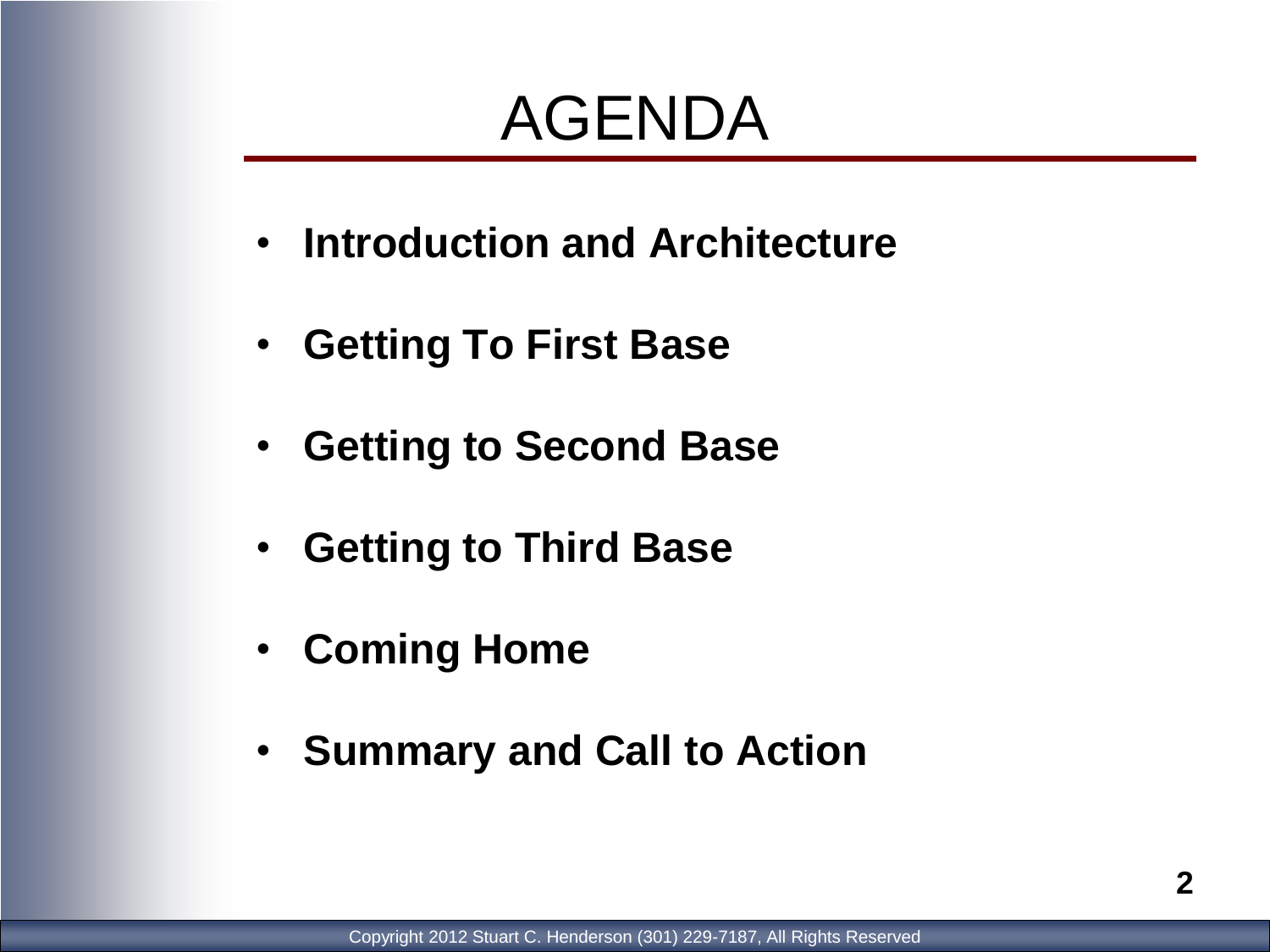# AGENDA

- **Introduction and Architecture**
- **Getting To First Base**
- **Getting to Second Base**
- **Getting to Third Base**
- **Coming Home**
- **Summary and Call to Action**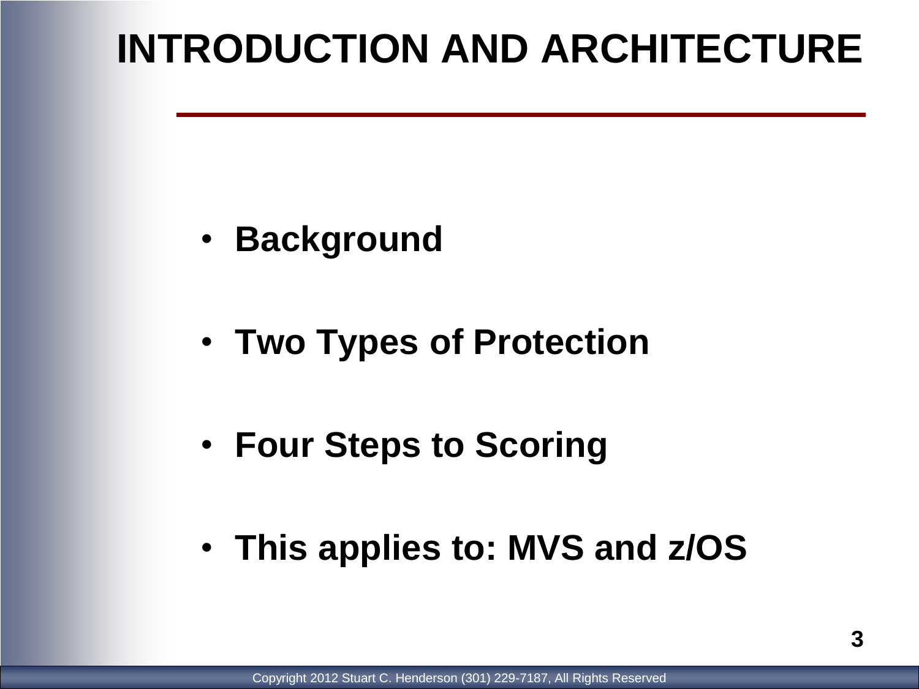# INTRODUCTION AND ARCHITECTURE

- **Background**
- **Two Types of Protection**
- **Four Steps to Scoring**
- **This applies to: MVS and z/OS**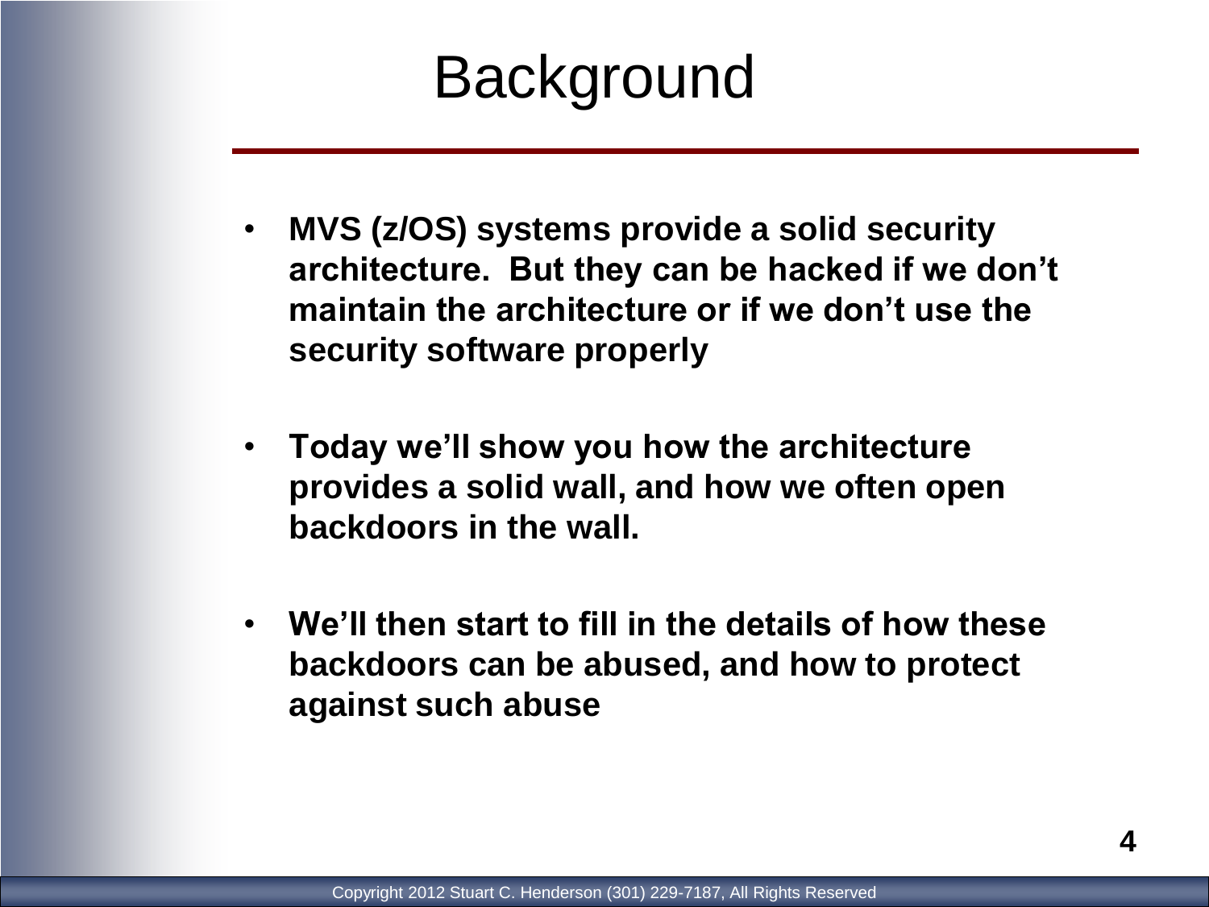# Background

- **MVS (z/OS) systems provide a solid security architecture. But they can be hacked if we don't maintain the architecture or if we don't use the security software properly**

- **Today we'll show you how the architecture provides a solid wall, and how we often open backdoors in the wall.**

- **We'll then start to fill in the details of how these backdoors can be abused, and how to protect against such abuse**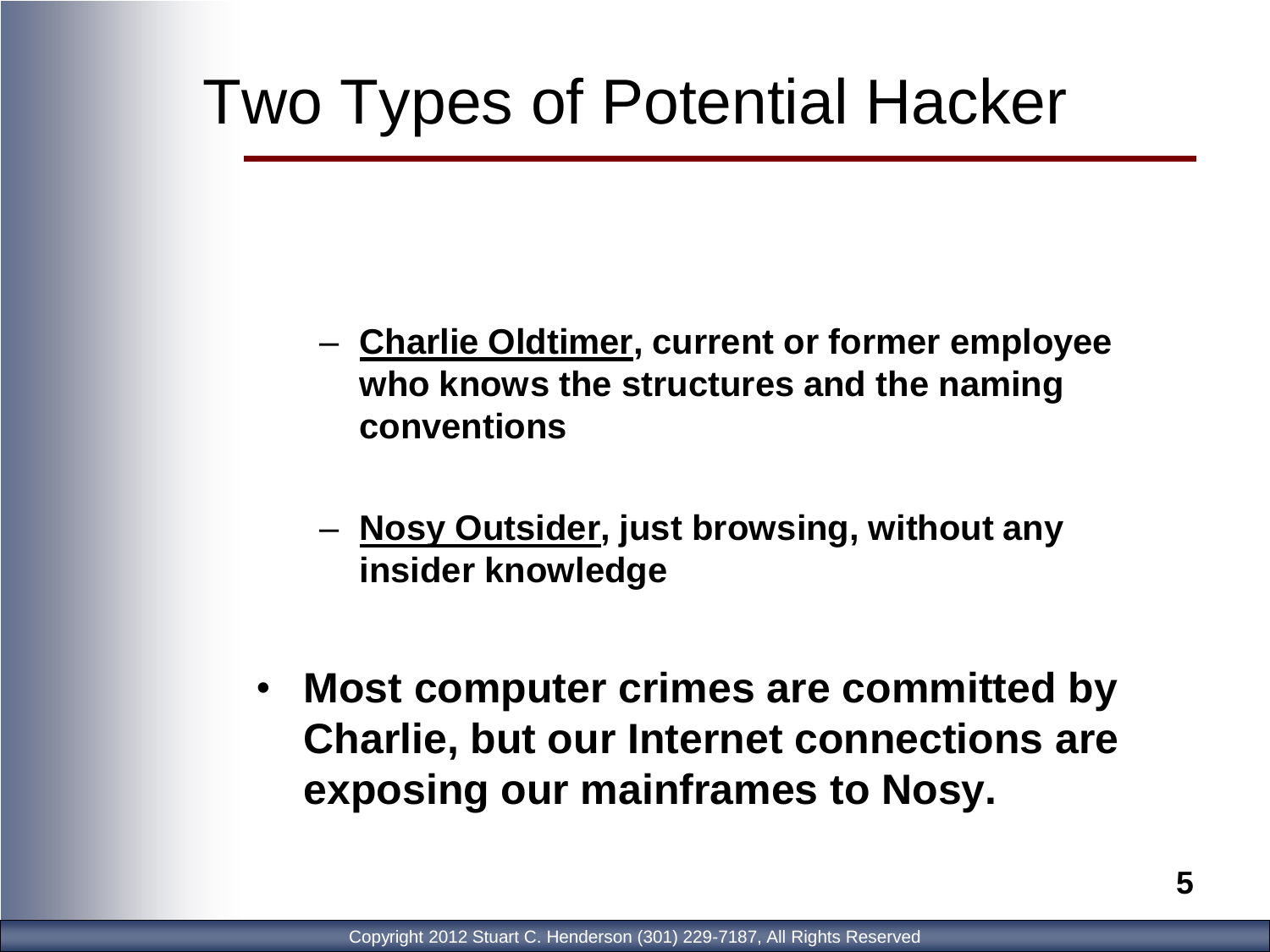# Two Types of Potential Hacker

- **<u>Charlie Oldtimer</u>, current or former employee who knows the structures and the naming conventions**

- **<u>Nosy Outsider</u>, just browsing, without any insider knowledge**

- **Most computer crimes are committed by Charlie, but our Internet connections are exposing our mainframes to Nosy.**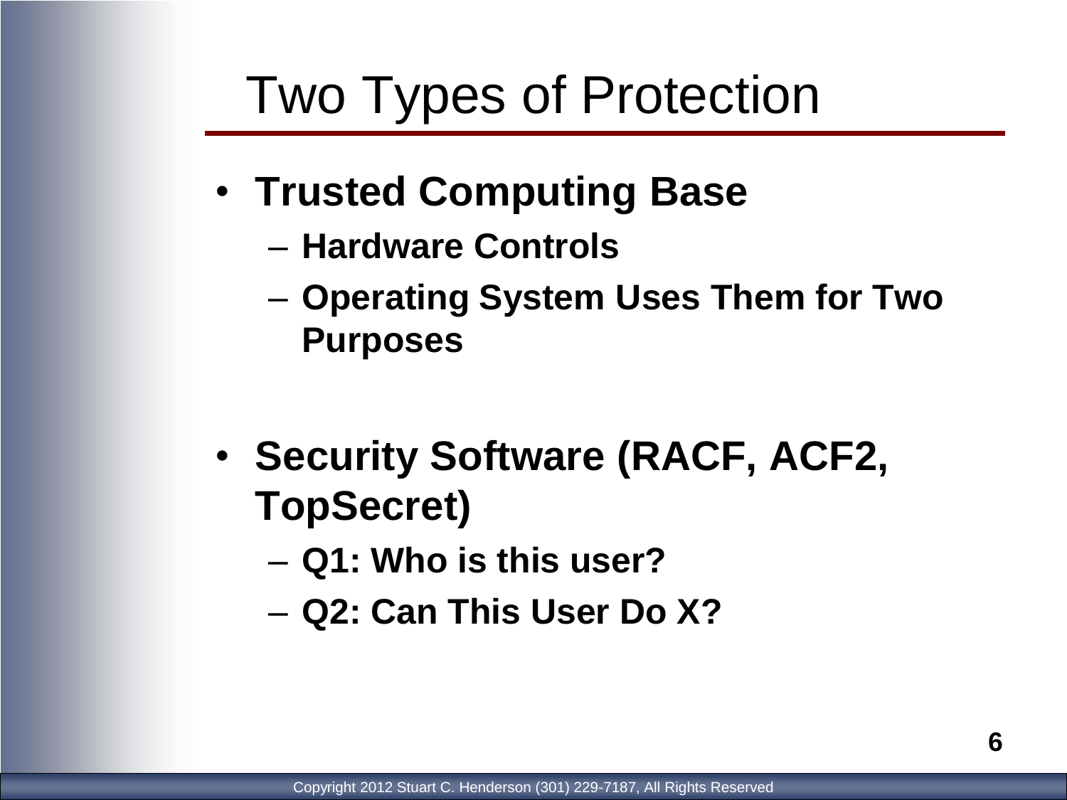# Two Types of Protection

- **Trusted Computing Base**
  - **Hardware Controls**
  - **Operating System Uses Them for Two Purposes**

- **Security Software (RACF, ACF2, TopSecret)**
  - **Q1: Who is this user?**
  - **Q2: Can This User Do X?**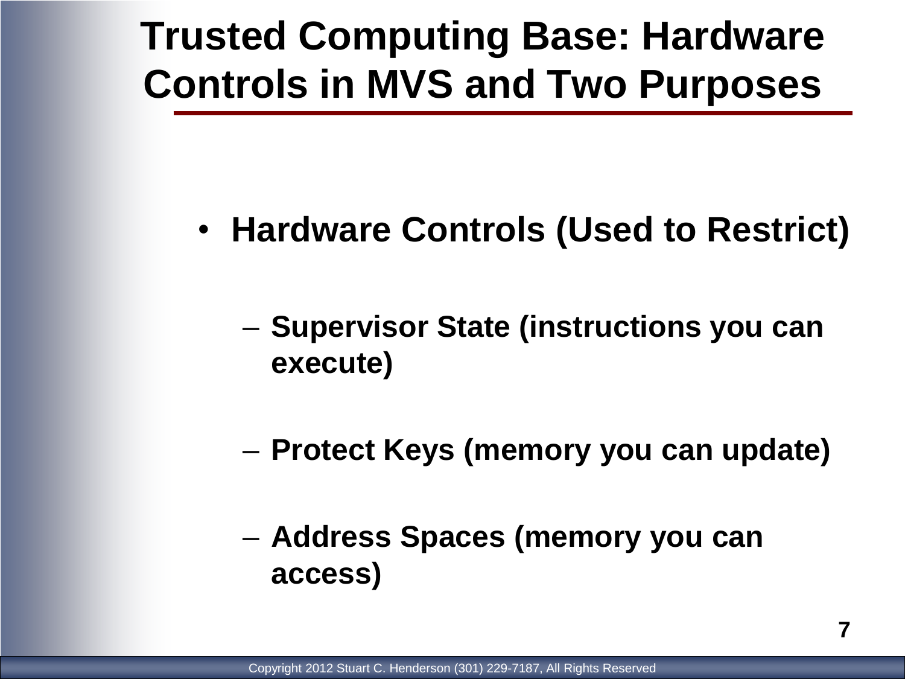# Trusted Computing Base: Hardware Controls in MVS and Two Purposes

- **Hardware Controls (Used to Restrict)**
  - **Supervisor State (instructions you can execute)**
  - **Protect Keys (memory you can update)**
  - **Address Spaces (memory you can access)**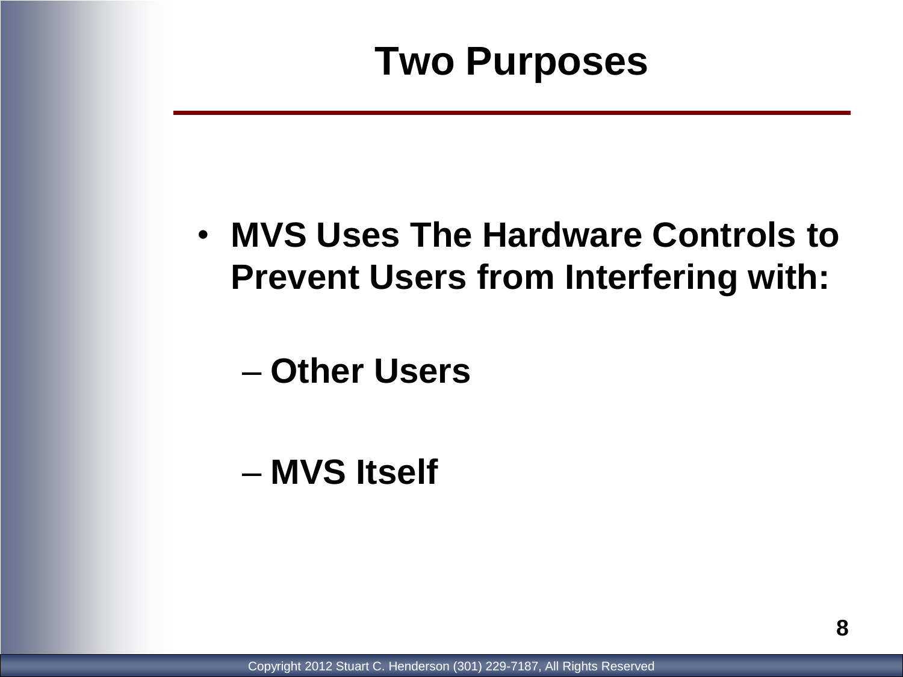# Two Purposes

- **MVS Uses The Hardware Controls to Prevent Users from Interfering with:**
  - **Other Users**
  - **MVS Itself**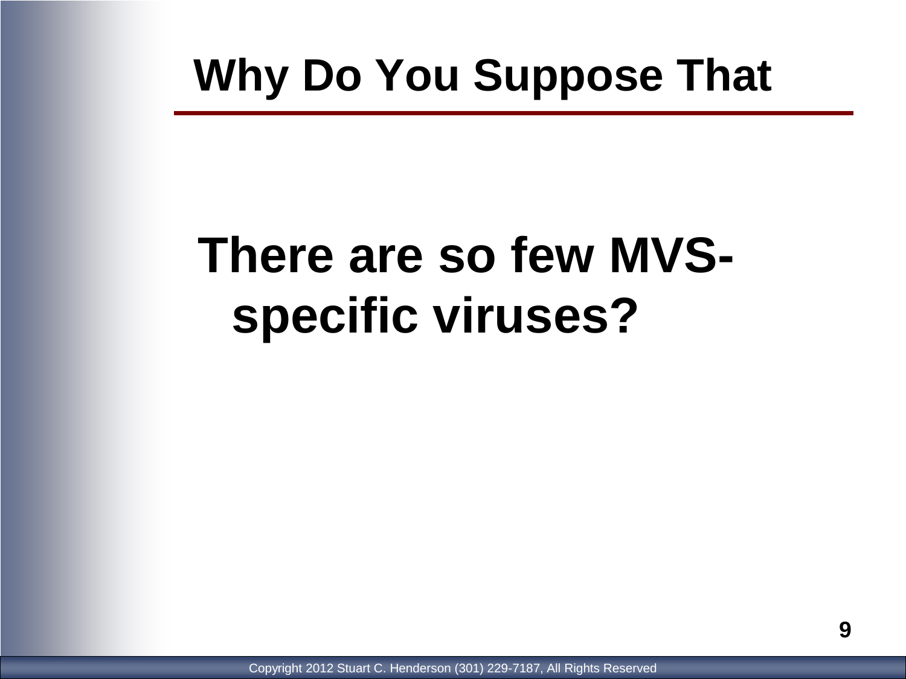# Why Do You Suppose That

**There are so few MVS-specific viruses?**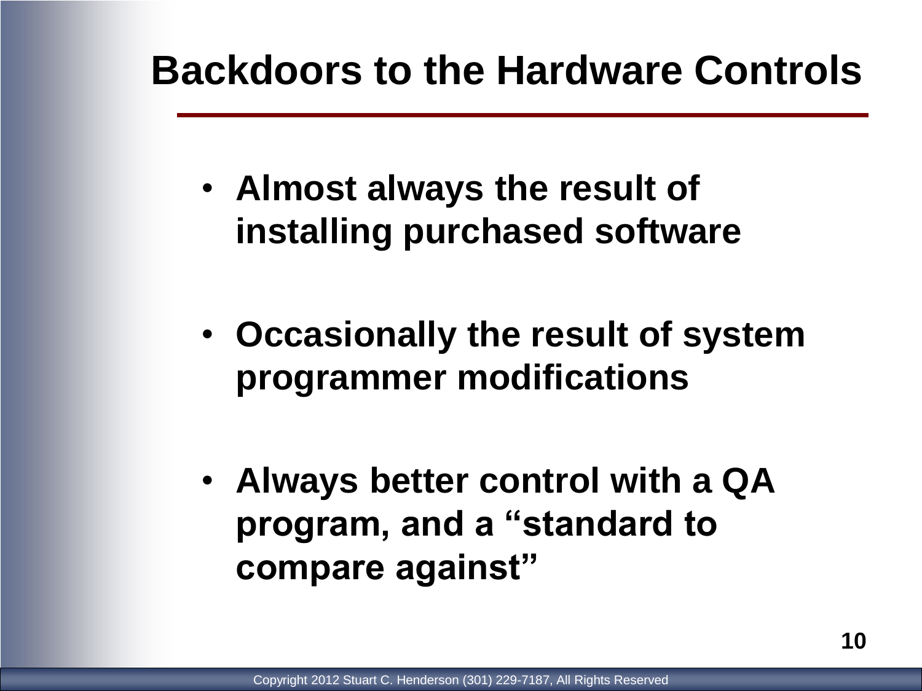# Backdoors to the Hardware Controls

- Almost always the result of installing purchased software
- Occasionally the result of system programmer modifications
- Always better control with a QA program, and a "standard to compare against"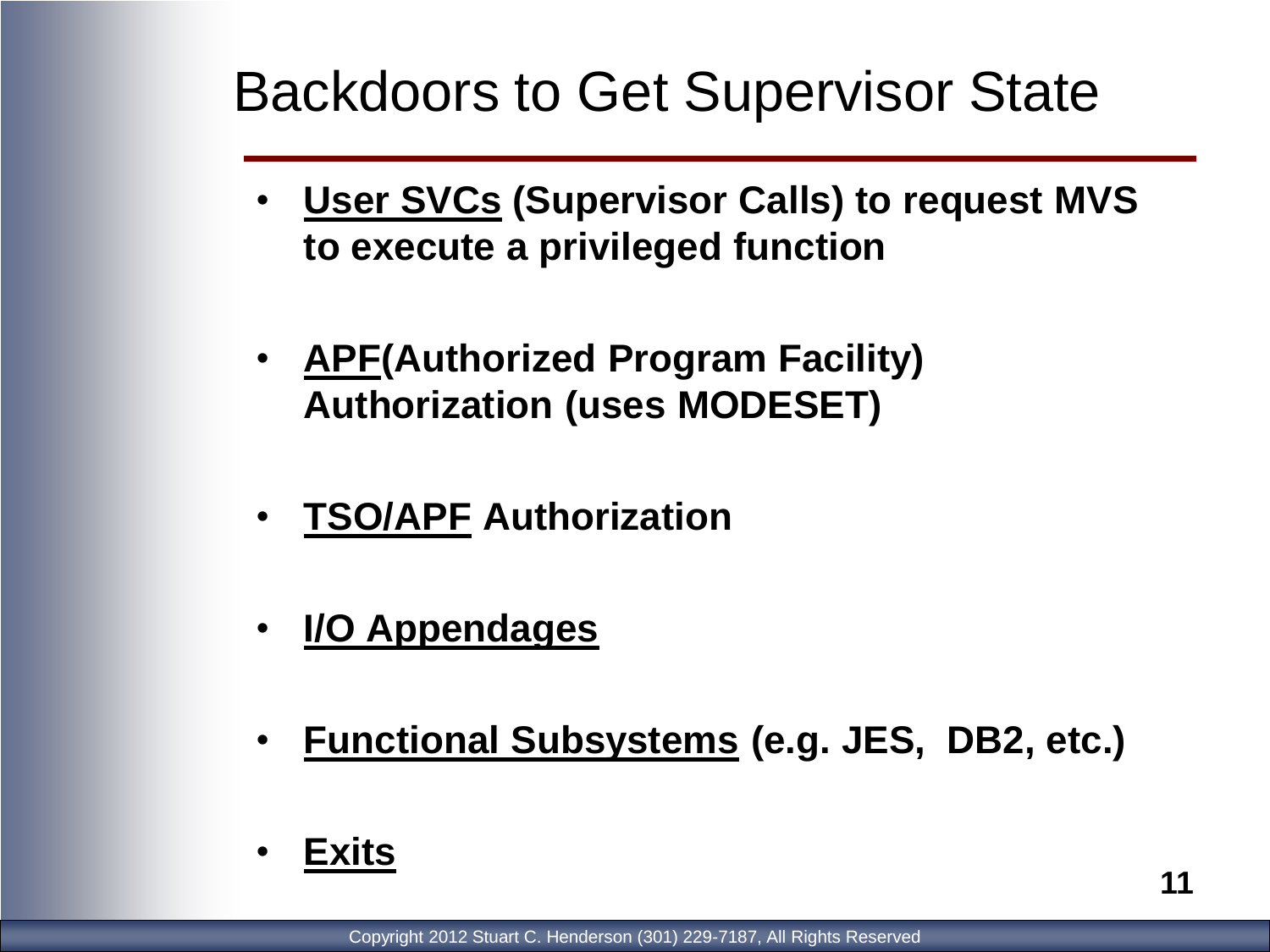# Backdoors to Get Supervisor State

- **<u>User SVCs</u> (Supervisor Calls) to request MVS to execute a privileged function**
- **<u>APF</u>(Authorized Program Facility) Authorization (uses MODESET)**
- **<u>TSO/APF</u> Authorization**
- **<u>I/O Appendages</u>**
- **<u>Functional Subsystems</u> (e.g. JES, DB2, etc.)**
- **<u>Exits</u>**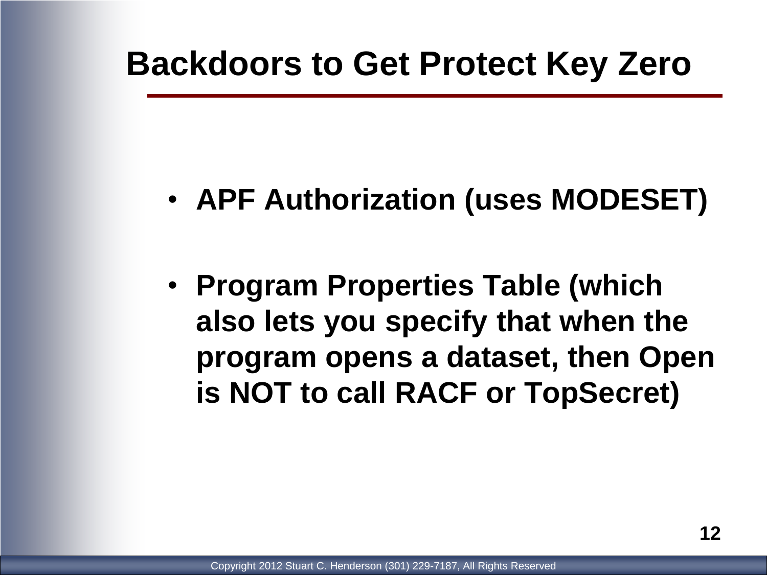# Backdoors to Get Protect Key Zero

- **APF Authorization (uses MODESET)**
- **Program Properties Table (which also lets you specify that when the program opens a dataset, then Open is NOT to call RACF or TopSecret)**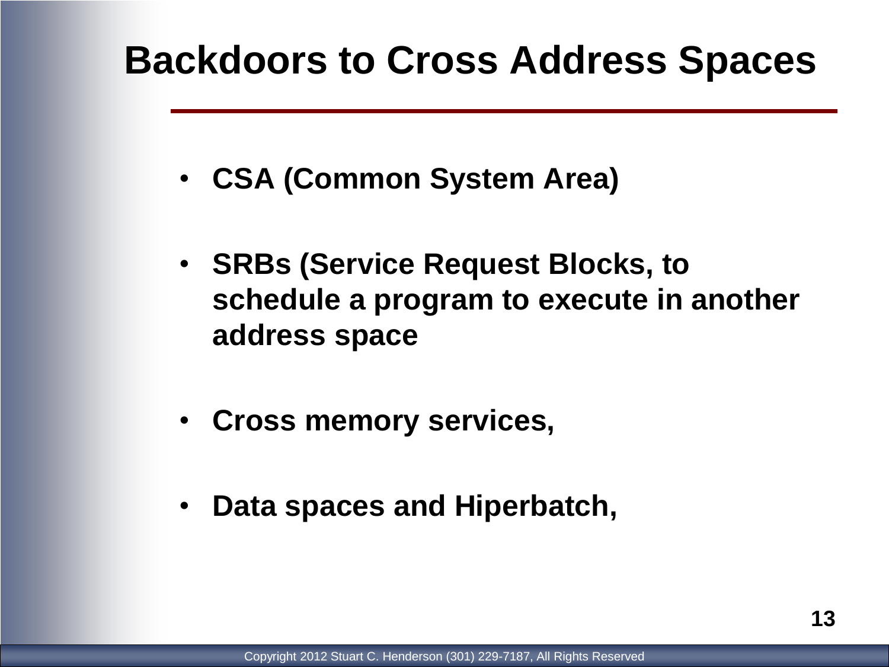# Backdoors to Cross Address Spaces

- **CSA (Common System Area)**
- **SRBs (Service Request Blocks, to schedule a program to execute in another address space**
- **Cross memory services,**
- **Data spaces and Hiperbatch,**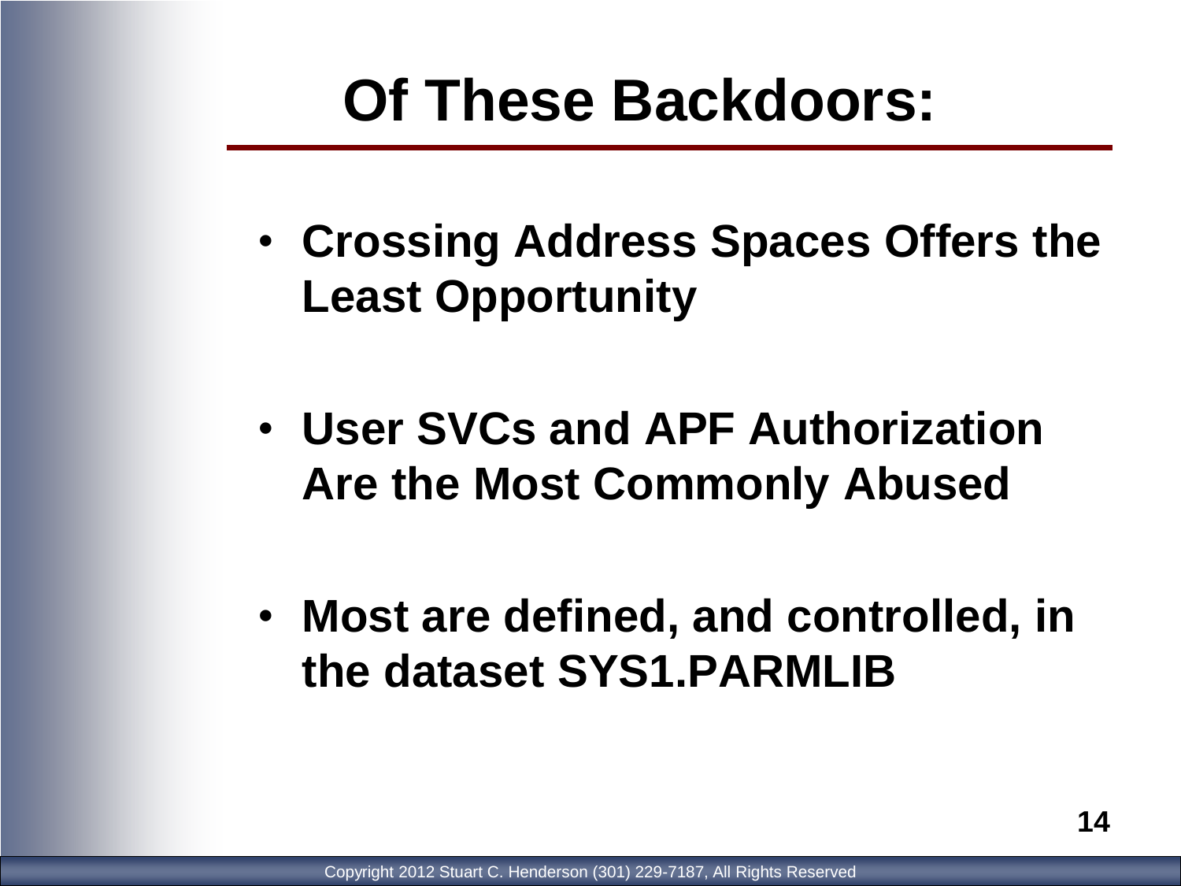# Of These Backdoors:

- **Crossing Address Spaces Offers the Least Opportunity**

- **User SVCs and APF Authorization Are the Most Commonly Abused**

- **Most are defined, and controlled, in the dataset SYS1.PARMLIB**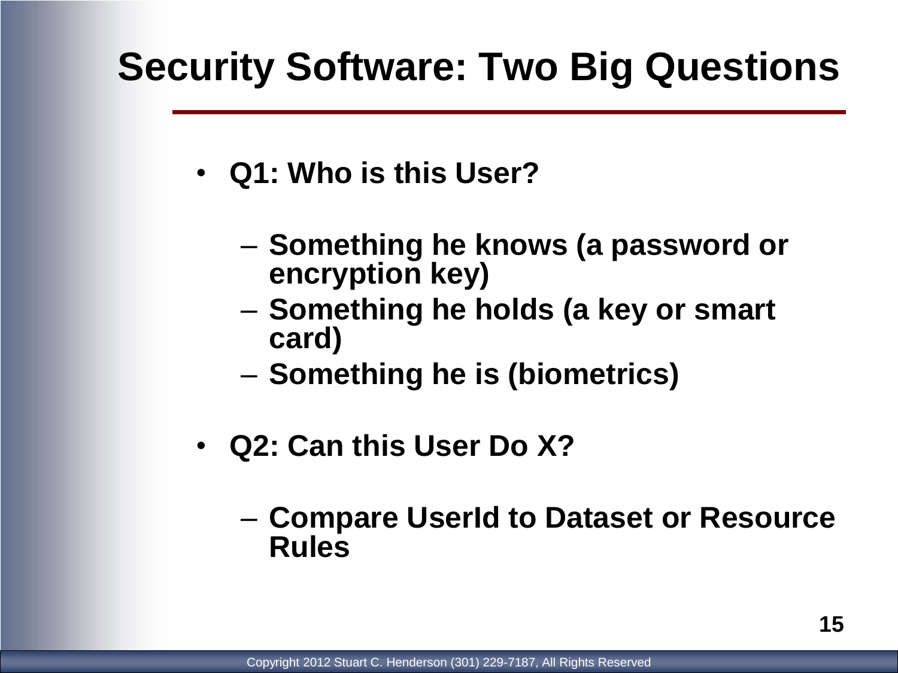# Security Software: Two Big Questions

- **Q1: Who is this User?**
  - **Something he knows (a password or encryption key)**
  - **Something he holds (a key or smart card)**
  - **Something he is (biometrics)**
- **Q2: Can this User Do X?**
  - **Compare UserId to Dataset or Resource Rules**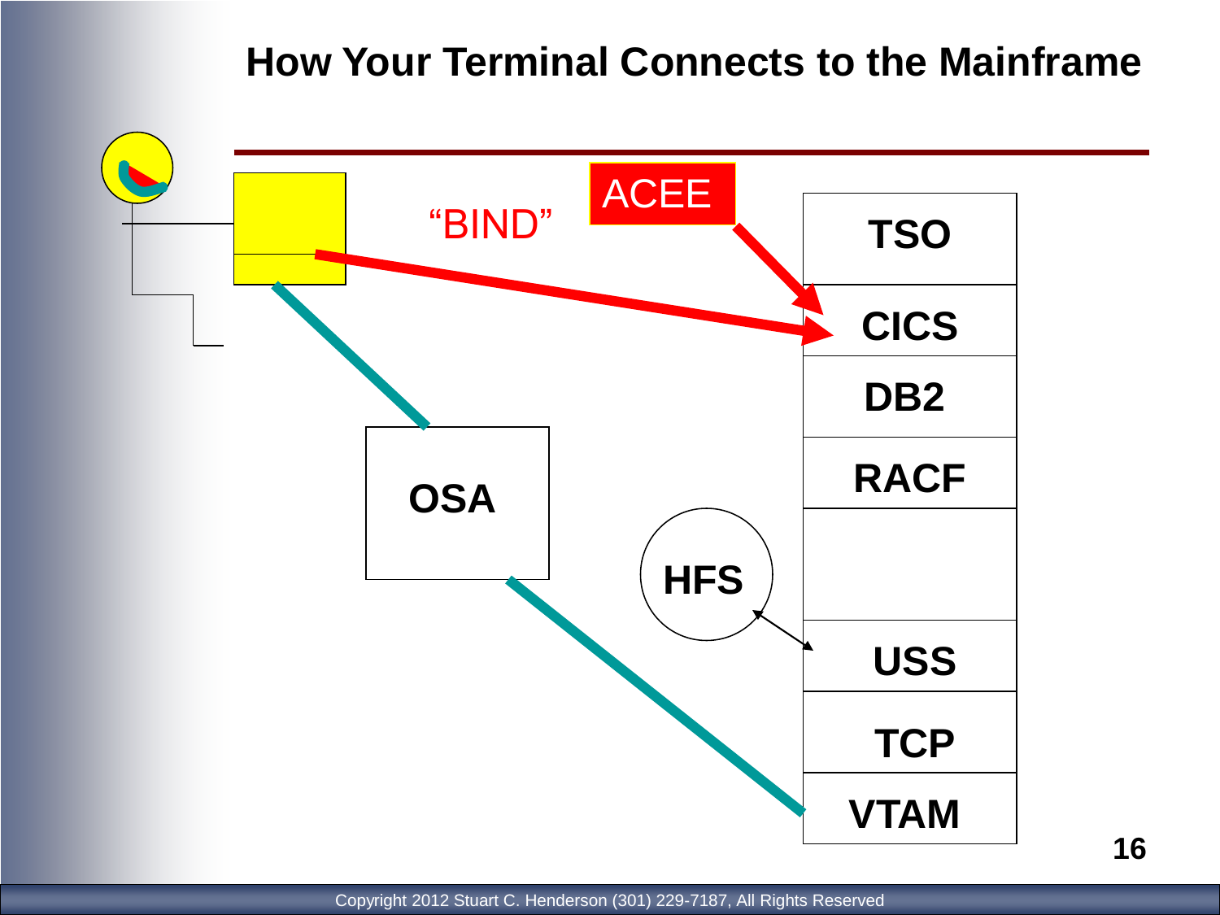# How Your Terminal Connects to the Mainframe

"BIND"

ACEE

TSO

CICS

DB2

RACF

OSA

HFS

USS

TCP

VTAM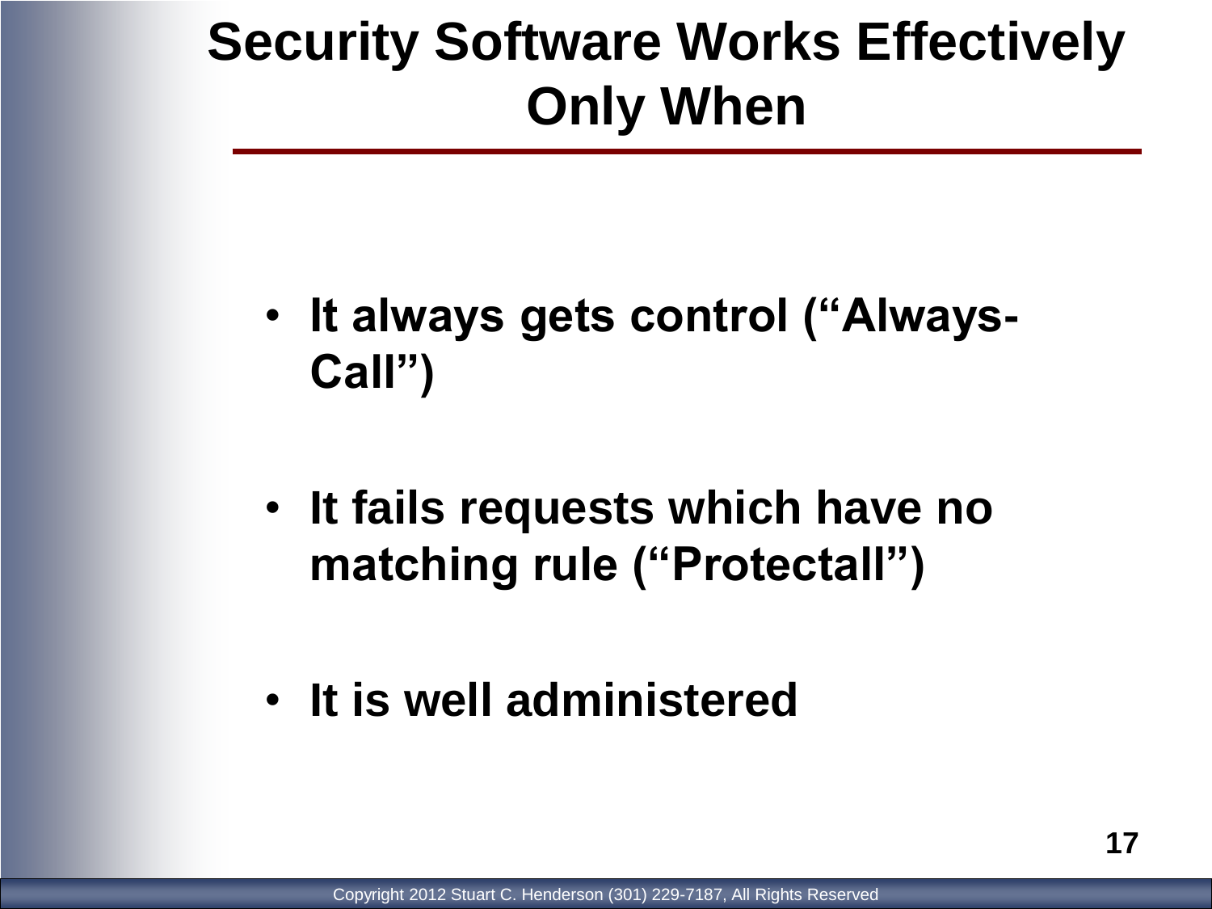# Security Software Works Effectively Only When

- **It always gets control ("Always-Call")**
- **It fails requests which have no matching rule ("Protectall")**
- **It is well administered**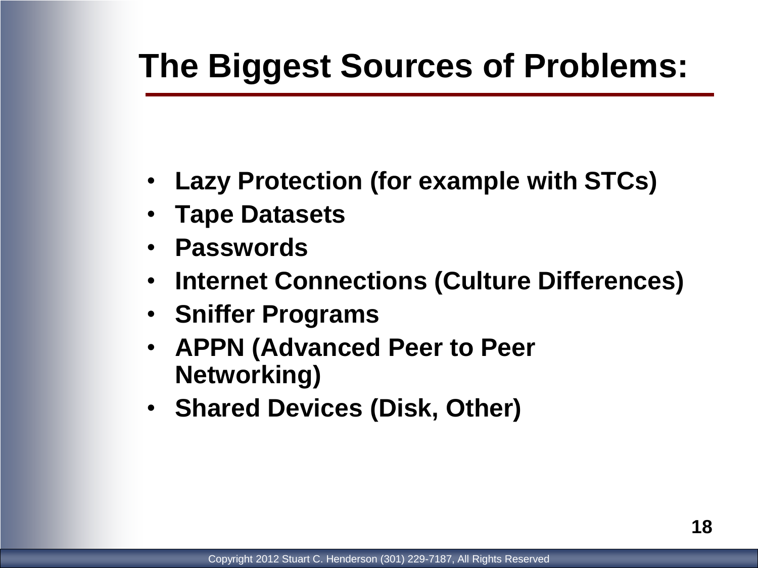# The Biggest Sources of Problems:

- **Lazy Protection (for example with STCs)**
- **Tape Datasets**
- **Passwords**
- **Internet Connections (Culture Differences)**
- **Sniffer Programs**
- **APPN (Advanced Peer to Peer Networking)**
- **Shared Devices (Disk, Other)**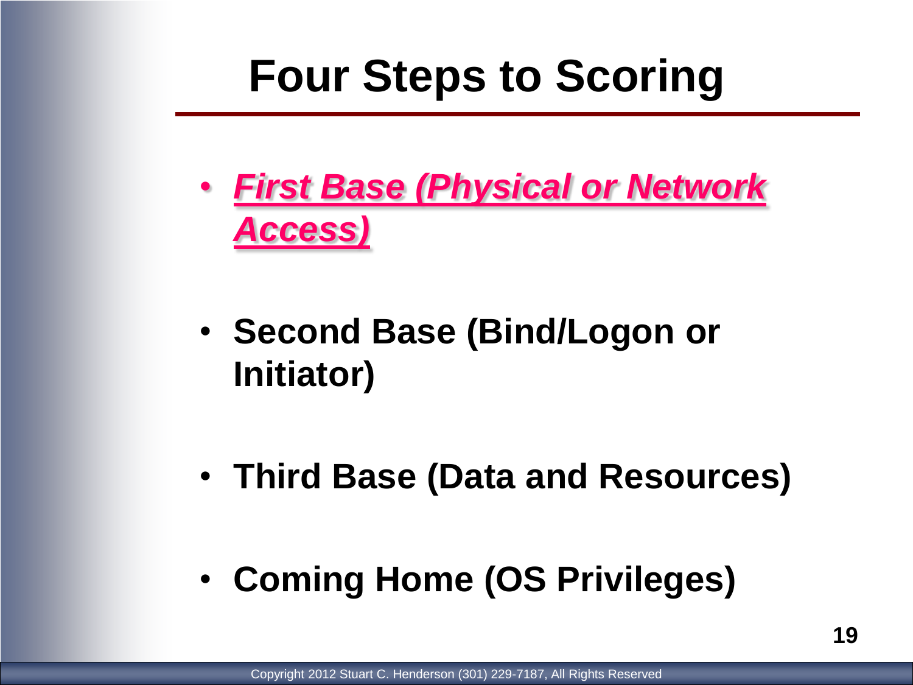# Four Steps to Scoring

- ***First Base (Physical or Network Access)***
- **Second Base (Bind/Logon or Initiator)**
- **Third Base (Data and Resources)**
- **Coming Home (OS Privileges)**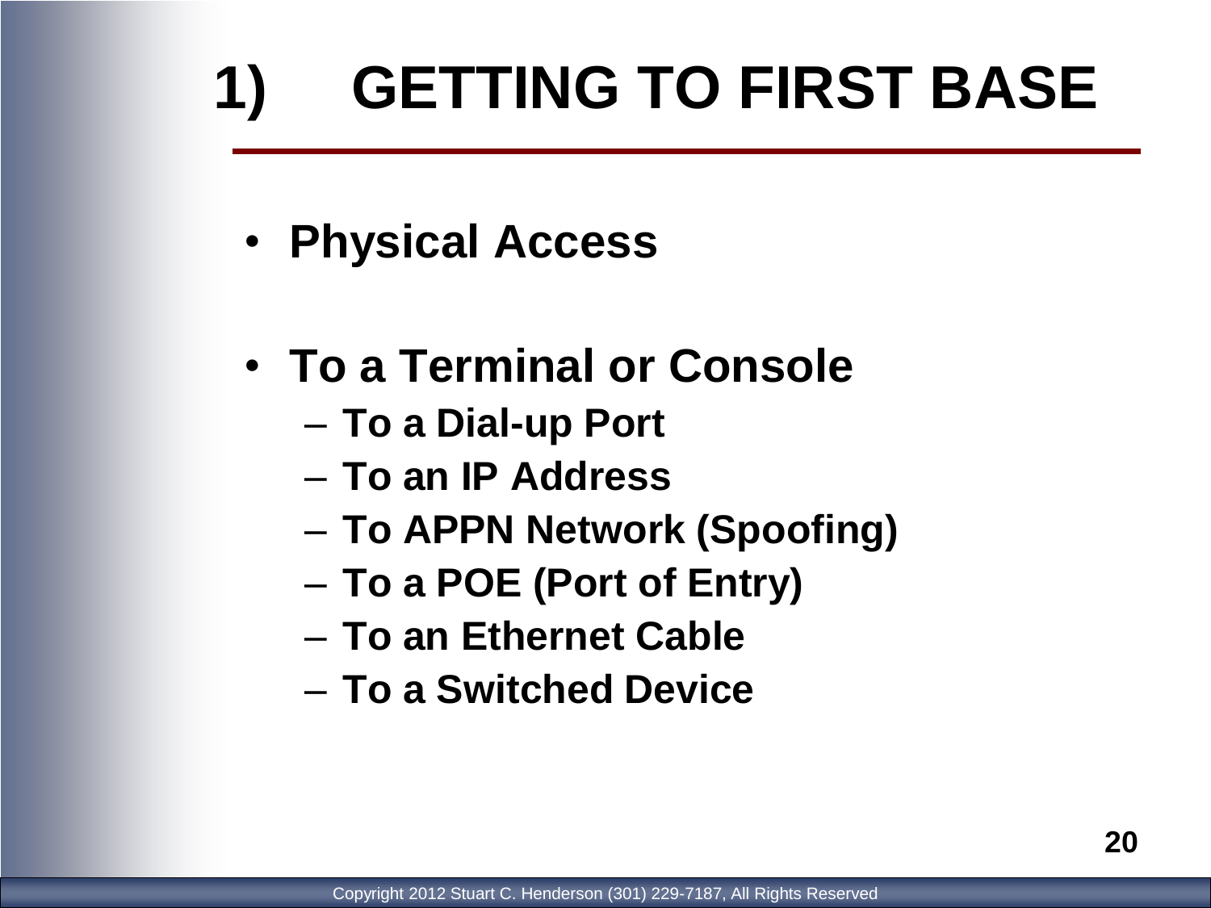# 1) GETTING TO FIRST BASE

- **Physical Access**

- **To a Terminal or Console**
  - **To a Dial-up Port**
  - **To an IP Address**
  - **To APPN Network (Spoofing)**
  - **To a POE (Port of Entry)**
  - **To an Ethernet Cable**
  - **To a Switched Device**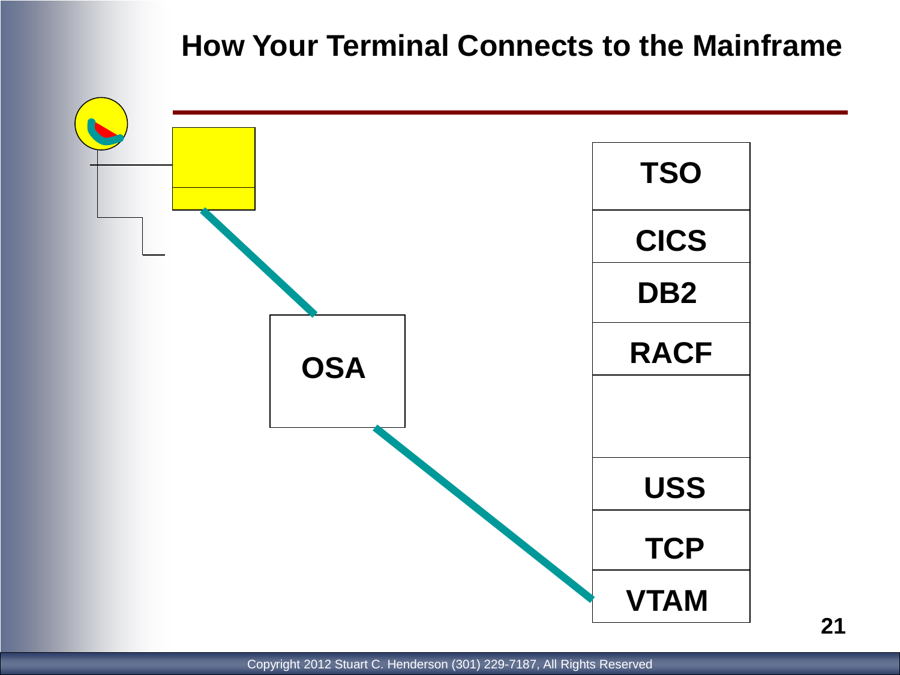# How Your Terminal Connects to the Mainframe

OSA

| TSO |
| --- |
| CICS |
| DB2 |
| RACF |
| |
| USS |
| TCP |
| VTAM |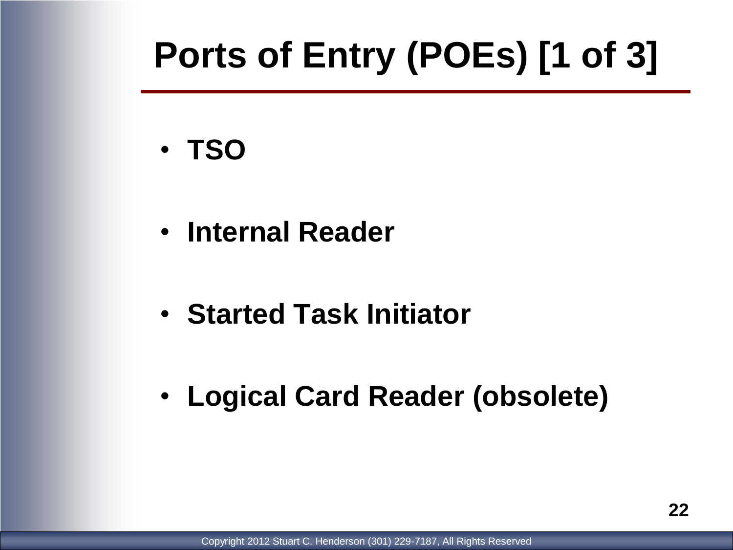# Ports of Entry (POEs) [1 of 3]

- **TSO**
- **Internal Reader**
- **Started Task Initiator**
- **Logical Card Reader (obsolete)**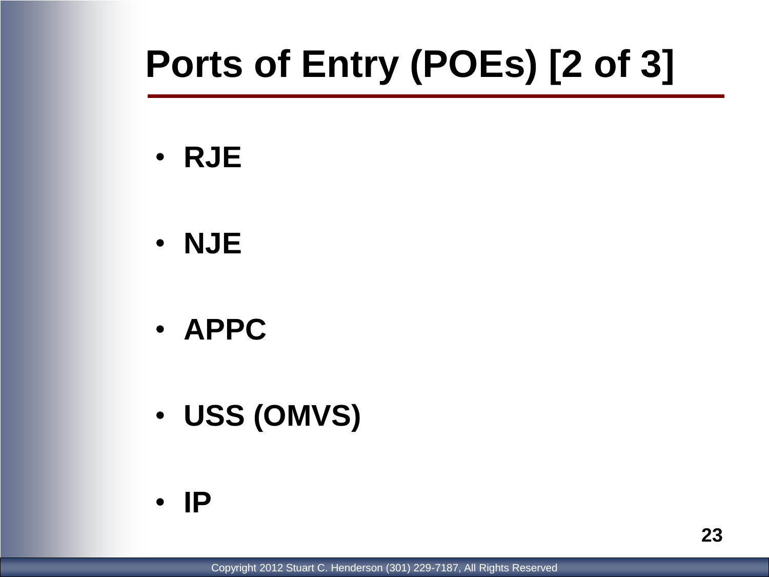# Ports of Entry (POEs) [2 of 3]

- **RJE**
- **NJE**
- **APPC**
- **USS (OMVS)**
- **IP**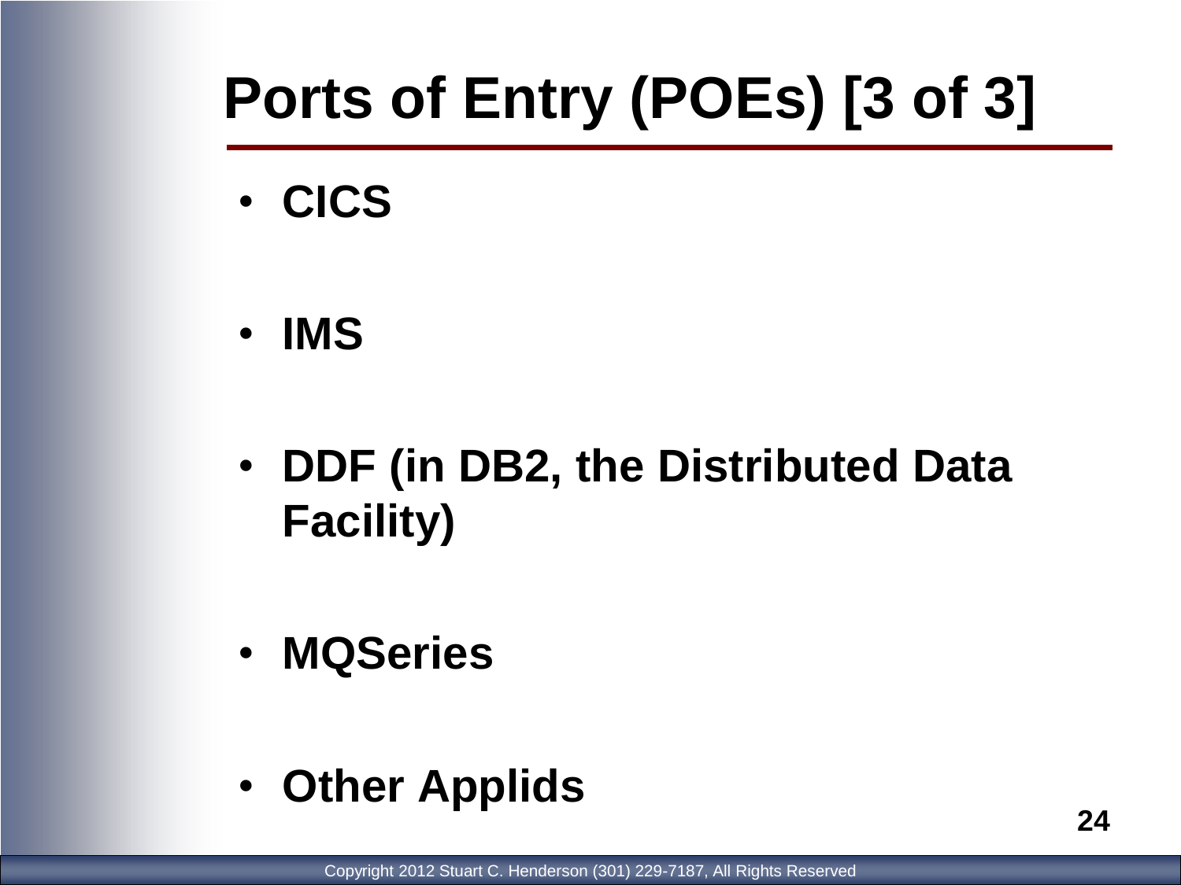# Ports of Entry (POEs) [3 of 3]

- **CICS**
- **IMS**
- **DDF (in DB2, the Distributed Data Facility)**
- **MQSeries**
- **Other Applids**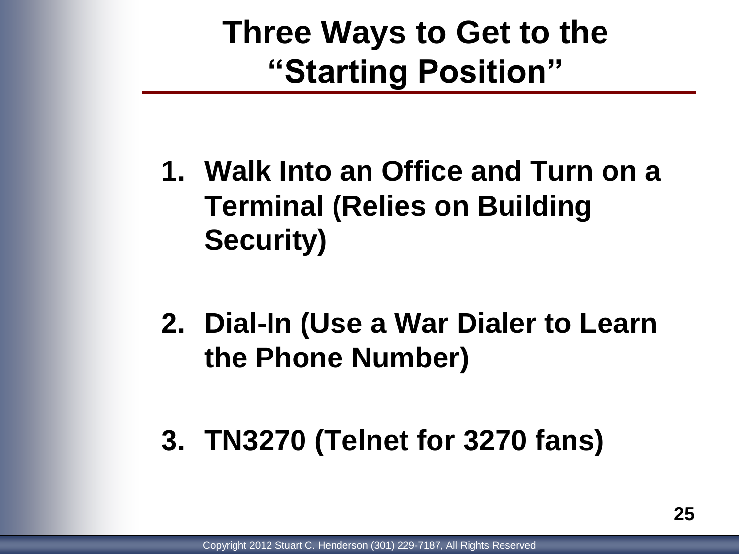# Three Ways to Get to the "Starting Position"

1. **Walk Into an Office and Turn on a Terminal (Relies on Building Security)**

2. **Dial-In (Use a War Dialer to Learn the Phone Number)**

3. **TN3270 (Telnet for 3270 fans)**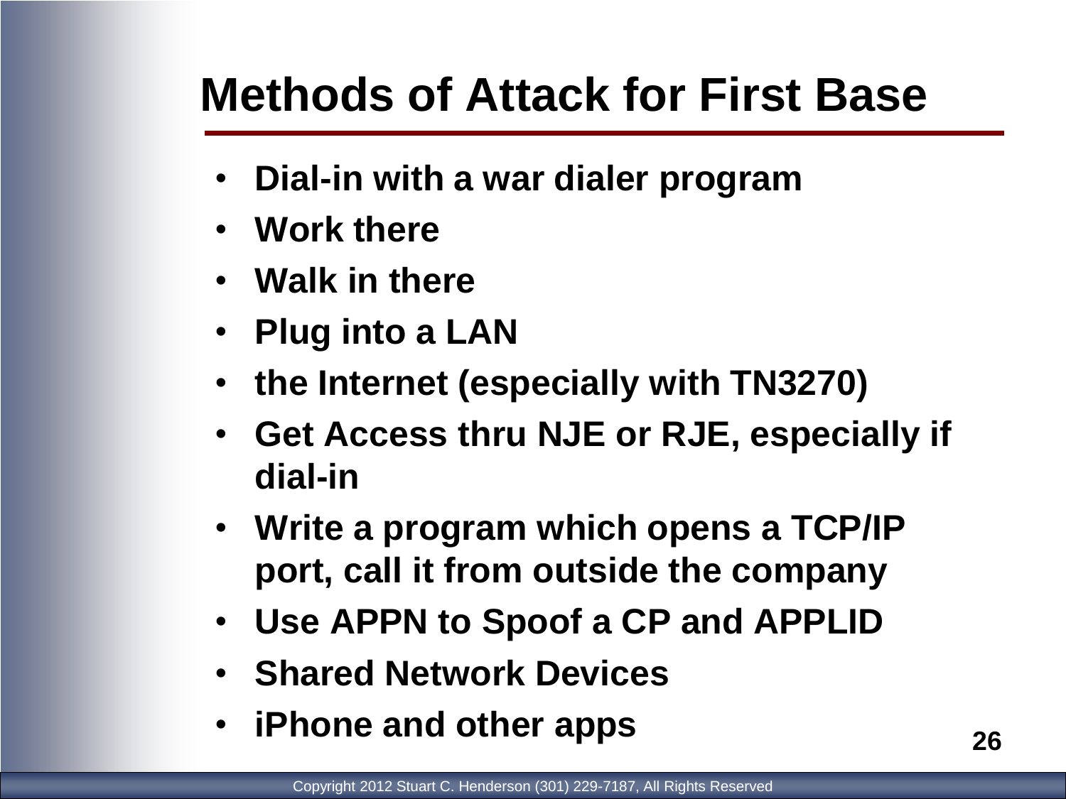# Methods of Attack for First Base

- Dial-in with a war dialer program
- Work there
- Walk in there
- Plug into a LAN
- the Internet (especially with TN3270)
- Get Access thru NJE or RJE, especially if dial-in
- Write a program which opens a TCP/IP port, call it from outside the company
- Use APPN to Spoof a CP and APPLID
- Shared Network Devices
- iPhone and other apps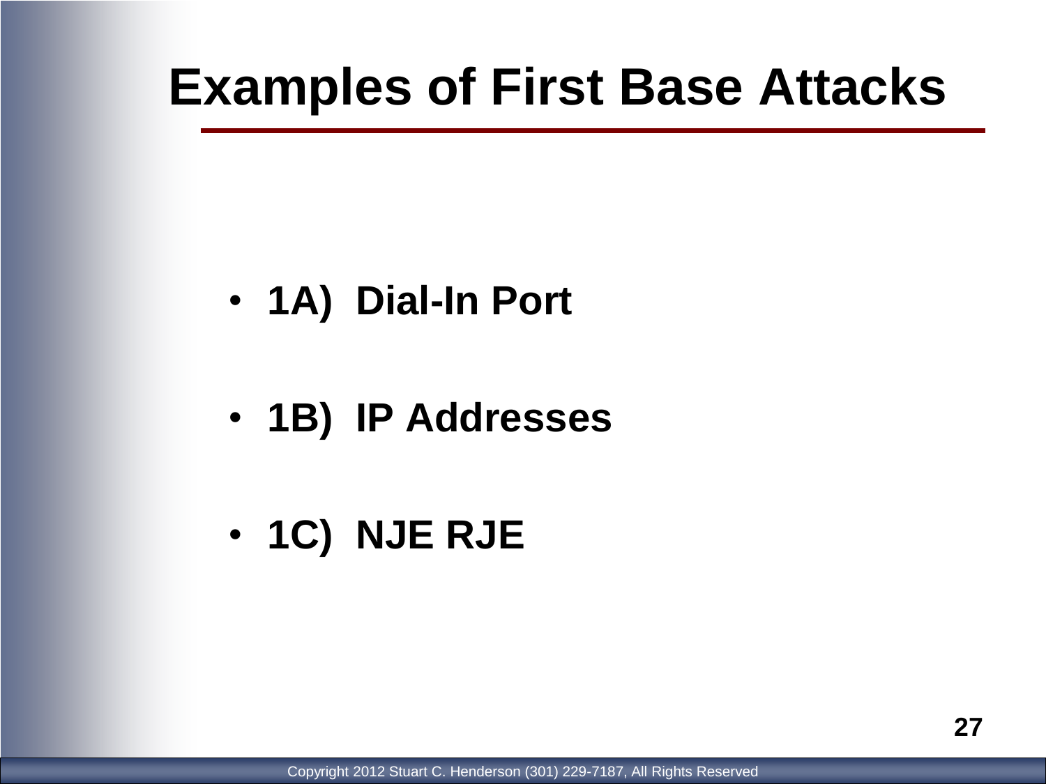# Examples of First Base Attacks

- **1A) Dial-In Port**
- **1B) IP Addresses**
- **1C) NJE RJE**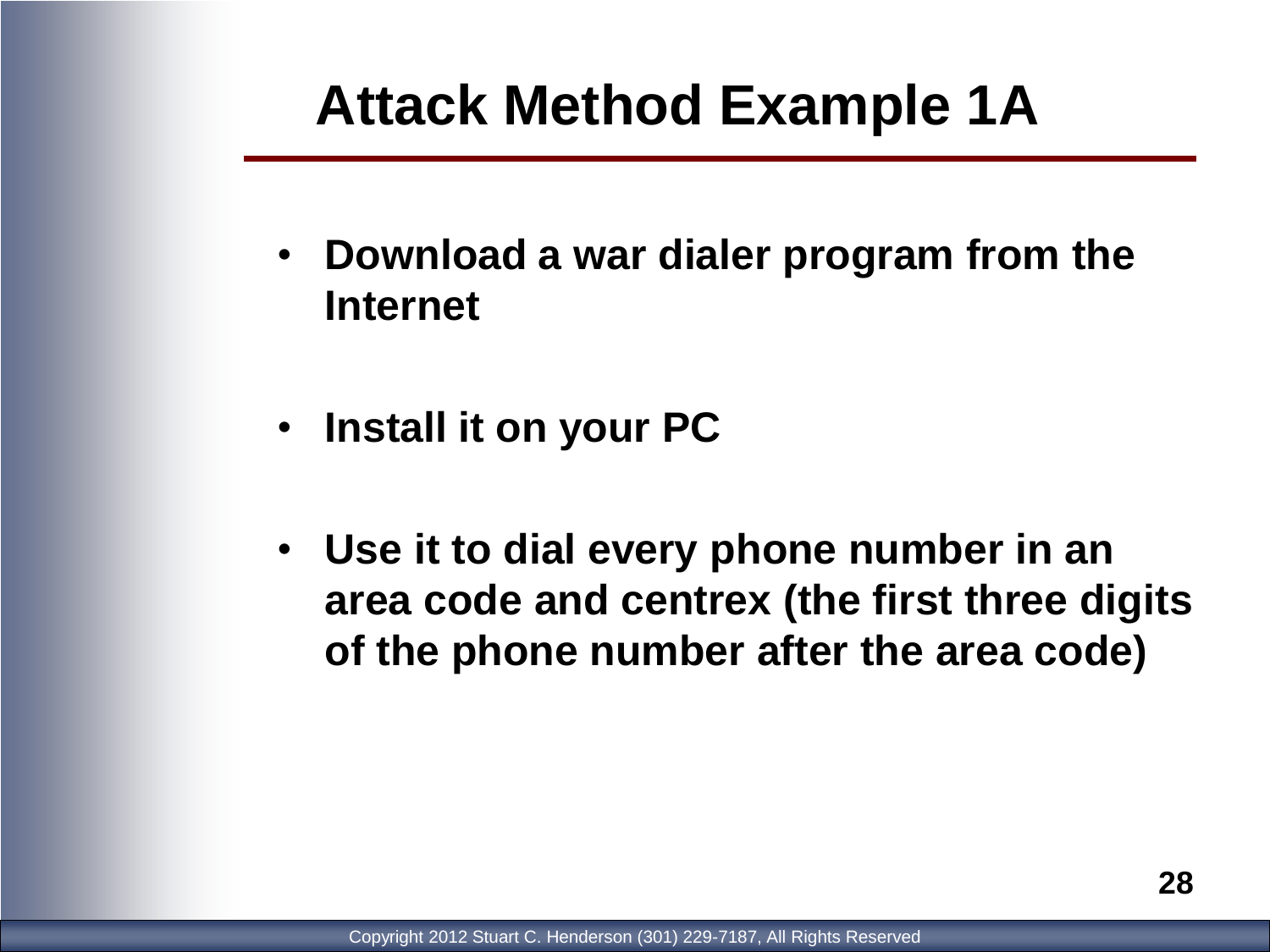# Attack Method Example 1A

- **Download a war dialer program from the Internet**
- **Install it on your PC**
- **Use it to dial every phone number in an area code and centrex (the first three digits of the phone number after the area code)**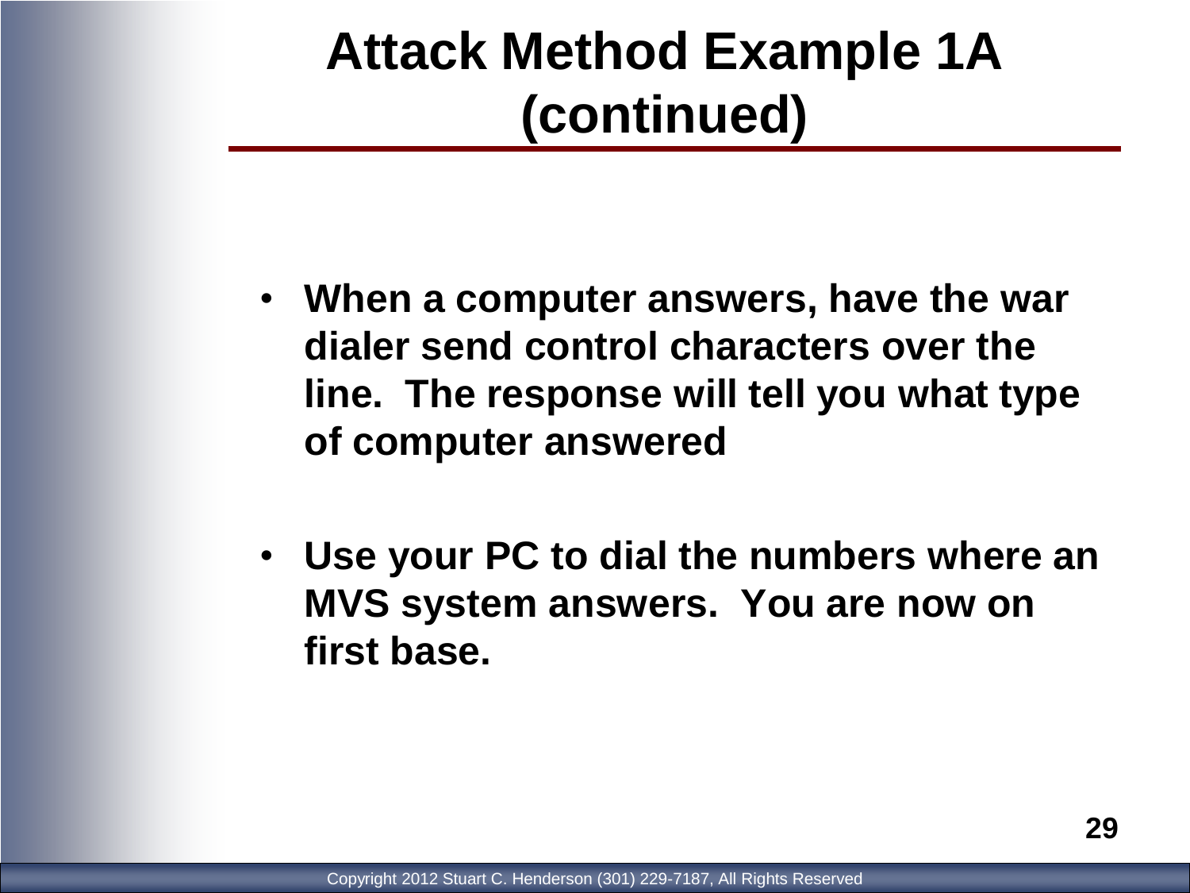# Attack Method Example 1A (continued)

- **When a computer answers, have the war dialer send control characters over the line. The response will tell you what type of computer answered**
- **Use your PC to dial the numbers where an MVS system answers. You are now on first base.**

Copyright 2012 Stuart C. Henderson (301) 229-7187, All Rights Reserved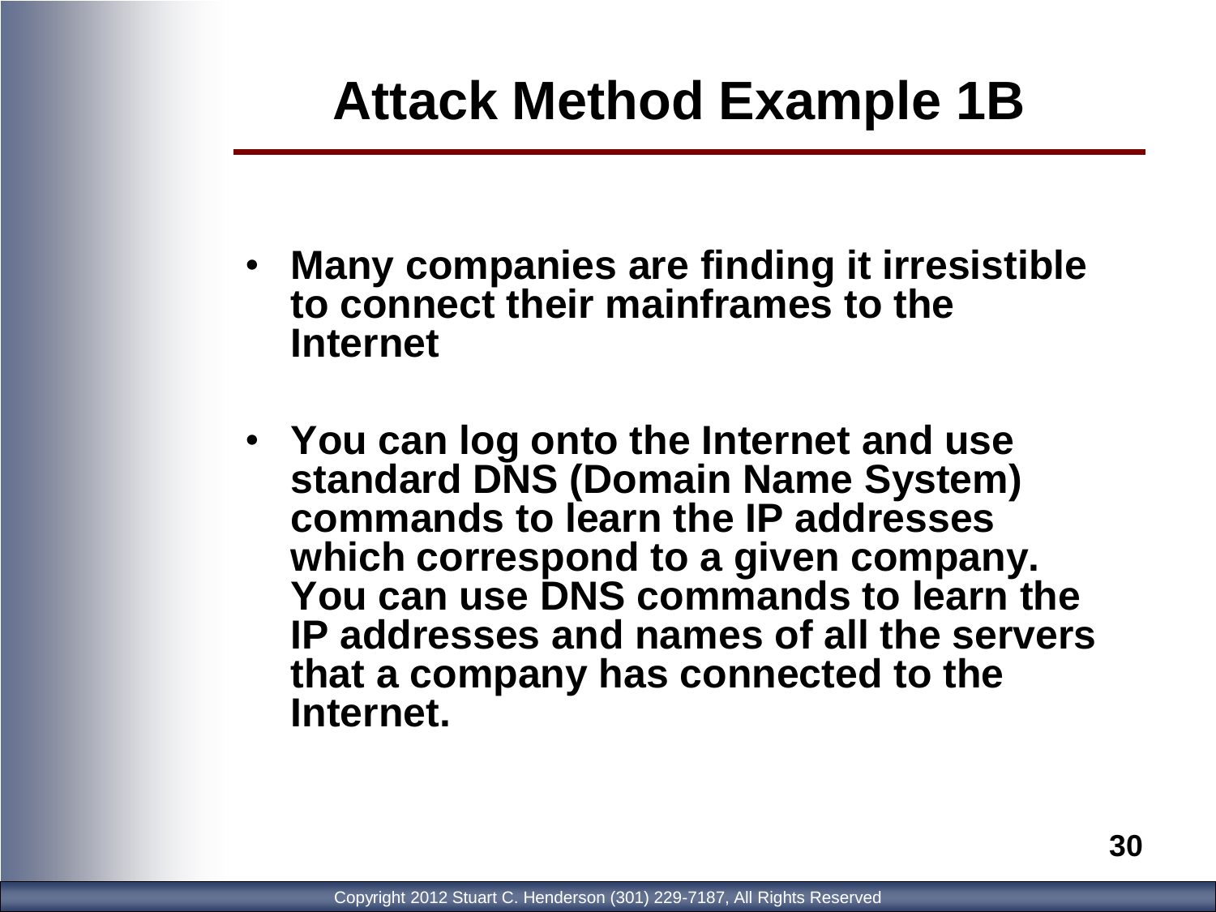# Attack Method Example 1B

- **Many companies are finding it irresistible to connect their mainframes to the Internet**
- **You can log onto the Internet and use standard DNS (Domain Name System) commands to learn the IP addresses which correspond to a given company. You can use DNS commands to learn the IP addresses and names of all the servers that a company has connected to the Internet.**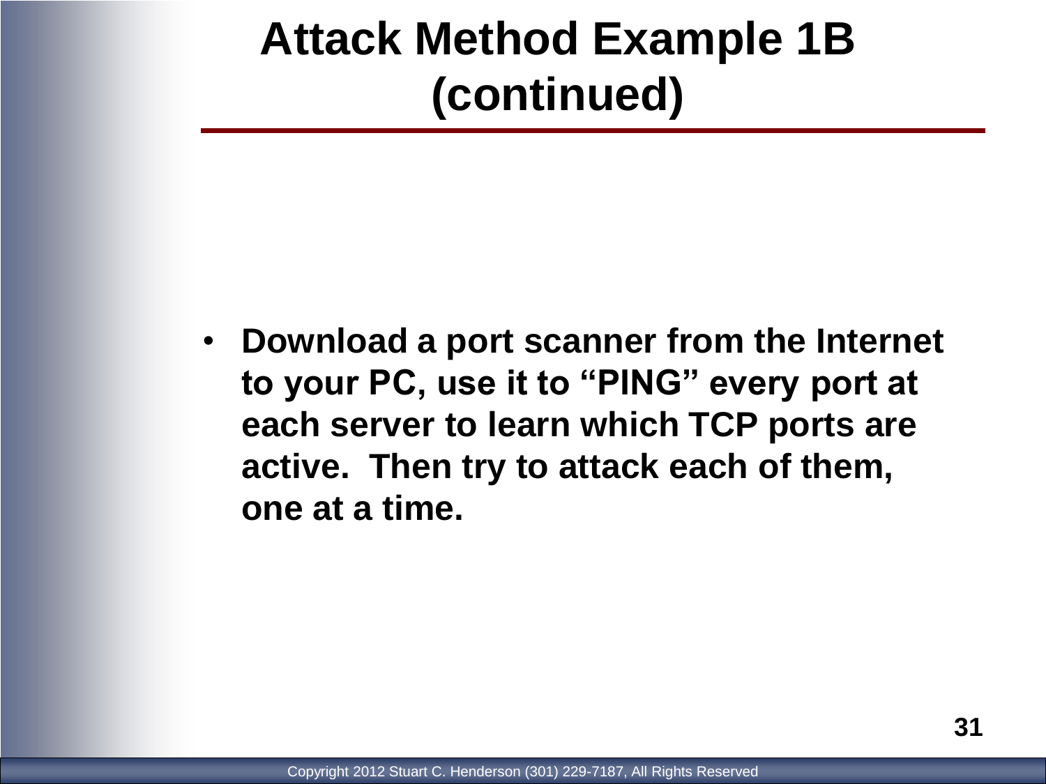# Attack Method Example 1B (continued)

- **Download a port scanner from the Internet to your PC, use it to "PING" every port at each server to learn which TCP ports are active. Then try to attack each of them, one at a time.**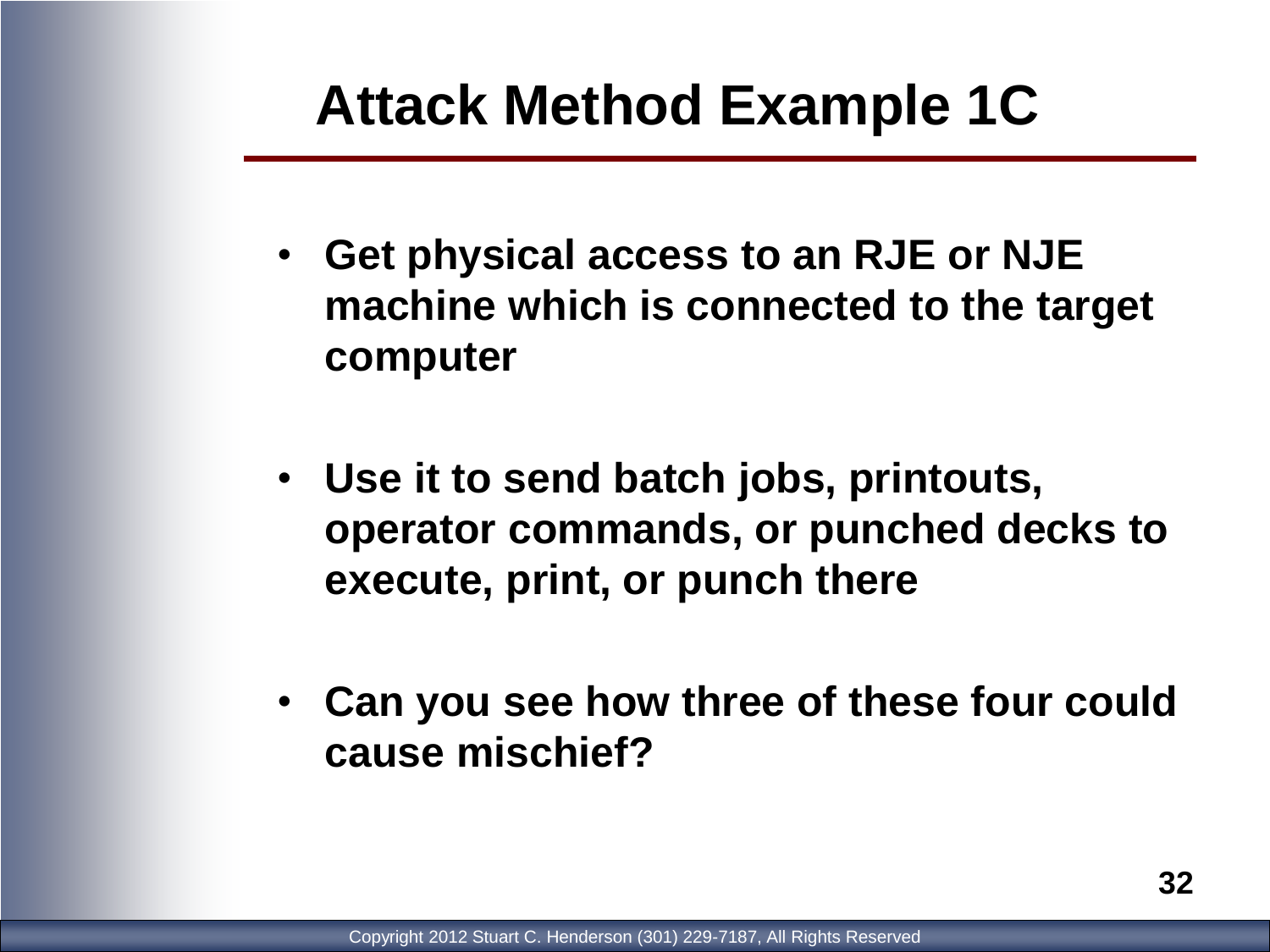# Attack Method Example 1C

- Get physical access to an RJE or NJE machine which is connected to the target computer
- Use it to send batch jobs, printouts, operator commands, or punched decks to execute, print, or punch there
- Can you see how three of these four could cause mischief?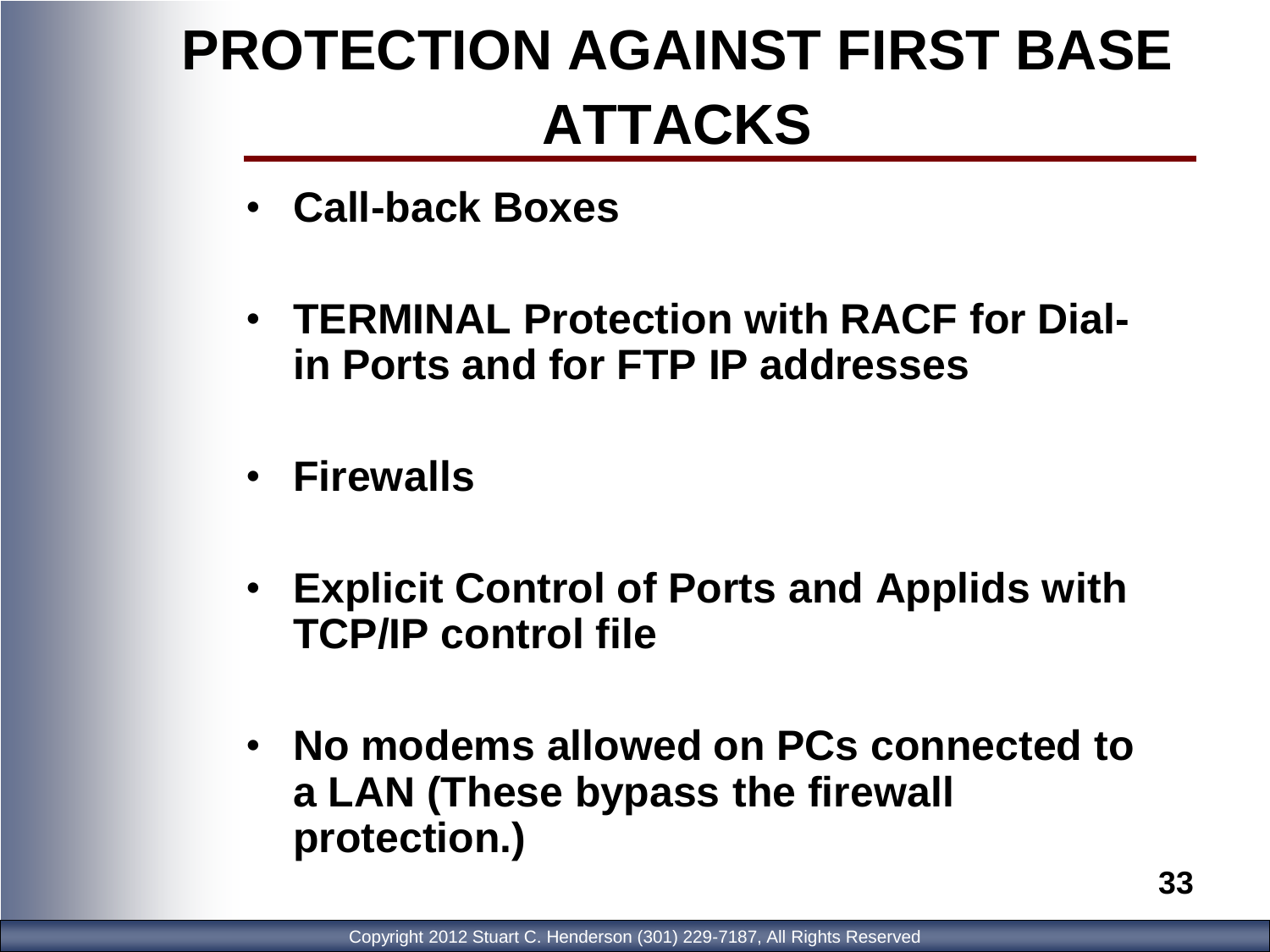# PROTECTION AGAINST FIRST BASE ATTACKS

- **Call-back Boxes**
- **TERMINAL Protection with RACF for Dial-in Ports and for FTP IP addresses**
- **Firewalls**
- **Explicit Control of Ports and Applids with TCP/IP control file**
- **No modems allowed on PCs connected to a LAN (These bypass the firewall protection.)**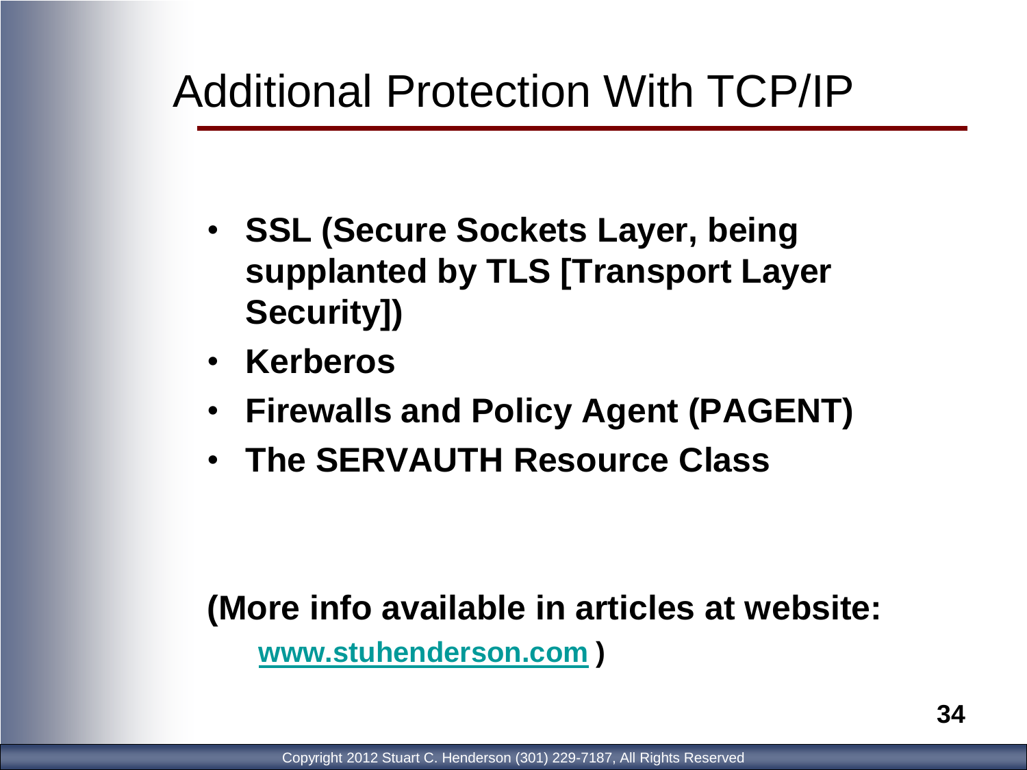# Additional Protection With TCP/IP

- **SSL (Secure Sockets Layer, being supplanted by TLS [Transport Layer Security])**
- **Kerberos**
- **Firewalls and Policy Agent (PAGENT)**
- **The SERVAUTH Resource Class**

**(More info available in articles at website:**
**[www.stuhenderson.com](http://www.stuhenderson.com) )**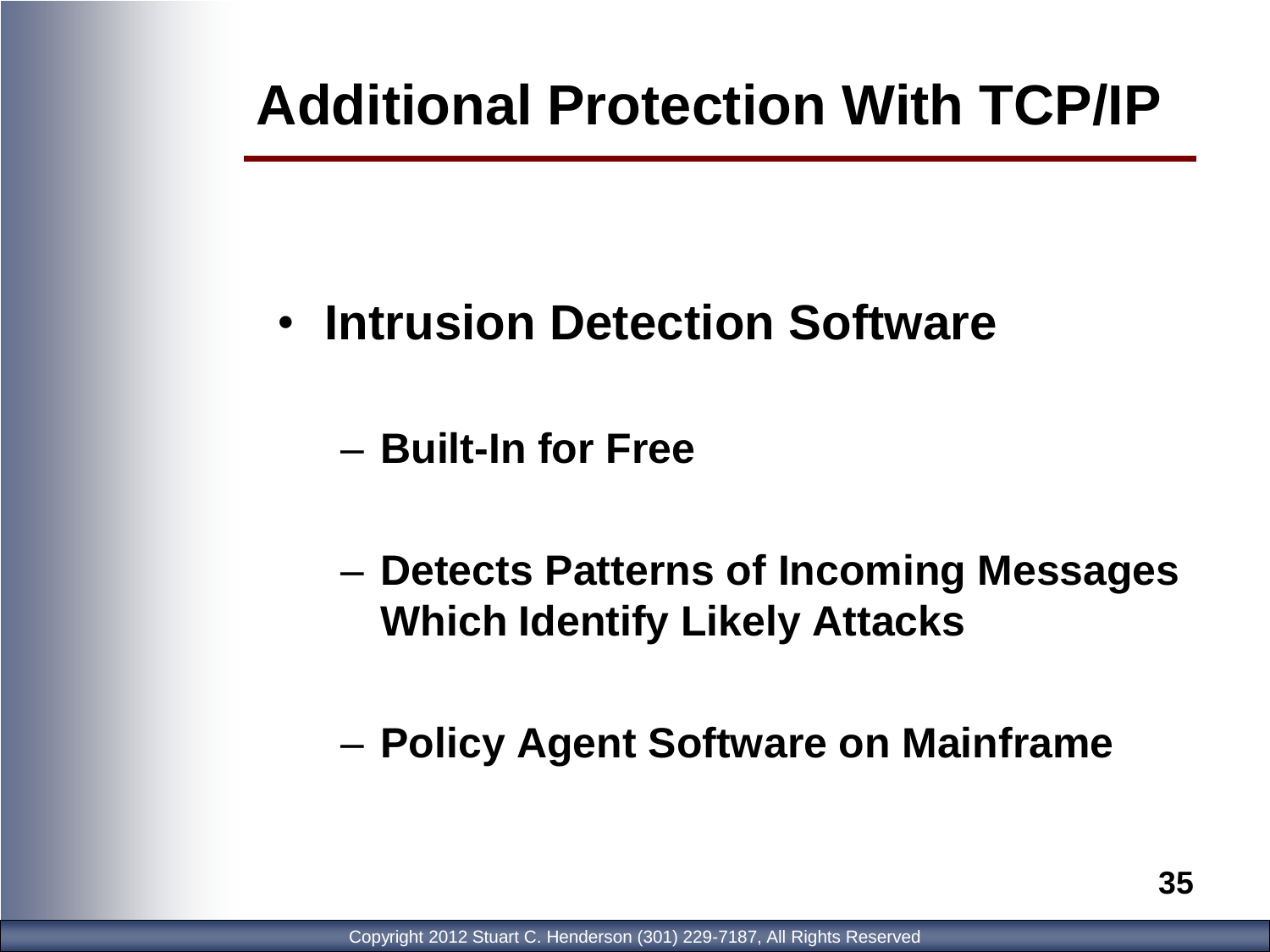# Additional Protection With TCP/IP

- **Intrusion Detection Software**
  - **Built-In for Free**
  - **Detects Patterns of Incoming Messages Which Identify Likely Attacks**
  - **Policy Agent Software on Mainframe**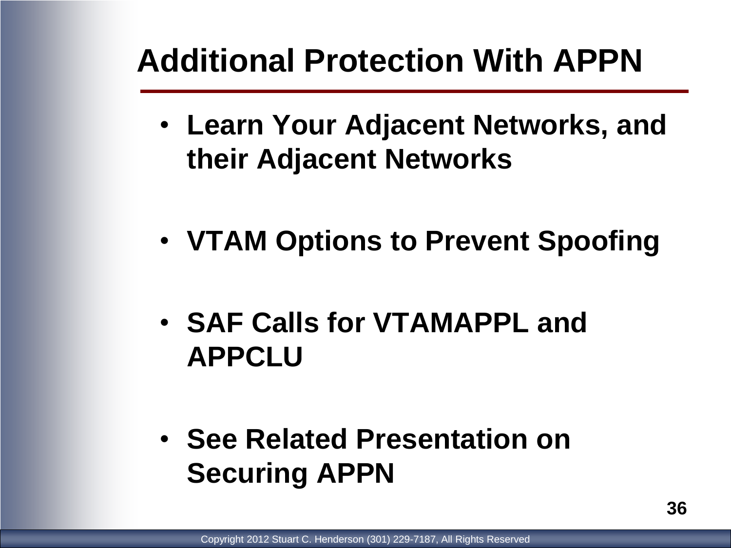# Additional Protection With APPN

- **Learn Your Adjacent Networks, and their Adjacent Networks**
- **VTAM Options to Prevent Spoofing**
- **SAF Calls for VTAMAPPL and APPCLU**
- **See Related Presentation on Securing APPN**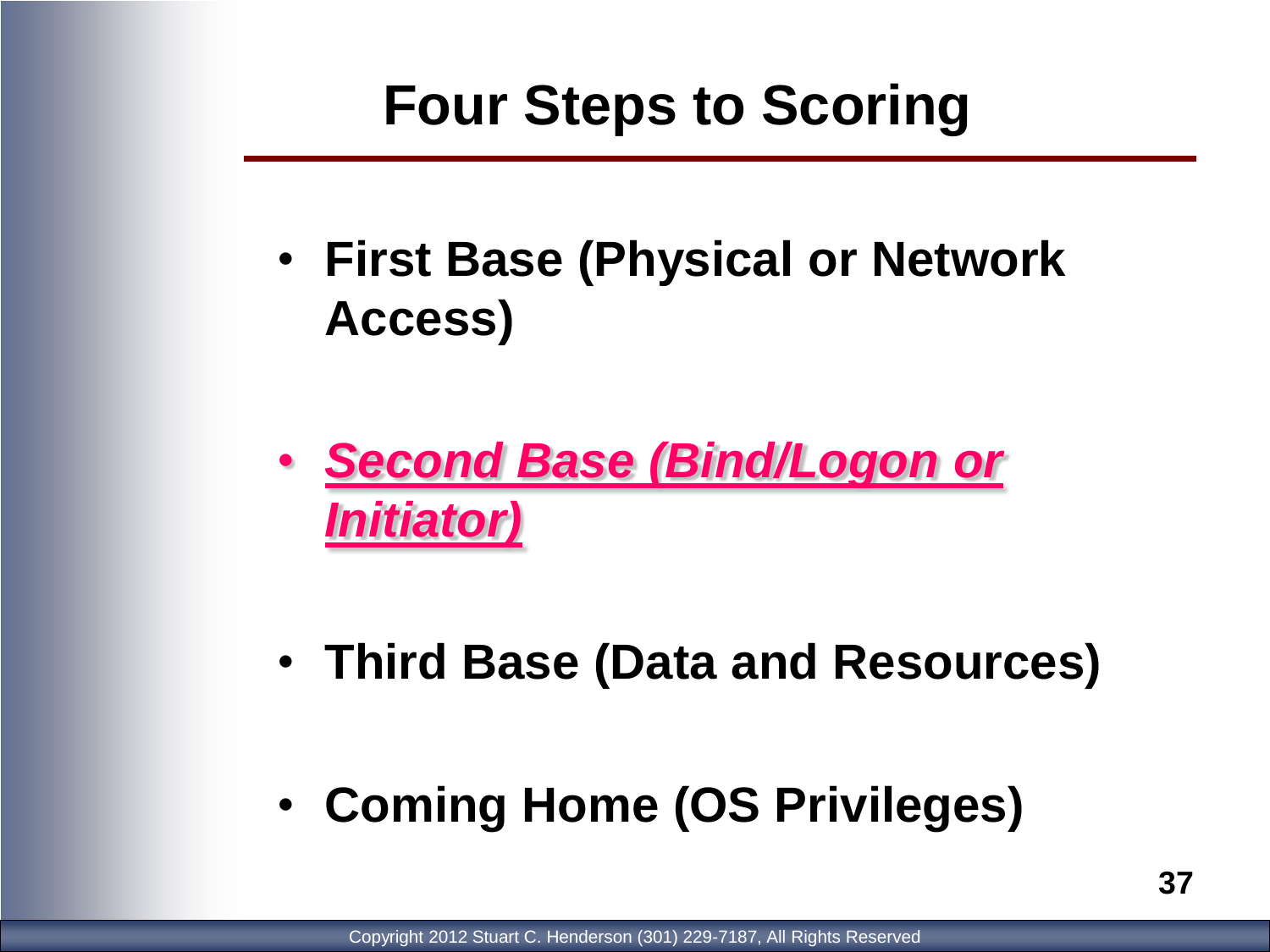# Four Steps to Scoring

- **First Base (Physical or Network Access)**
- ***Second Base (Bind/Logon or Initiator)***
- **Third Base (Data and Resources)**
- **Coming Home (OS Privileges)**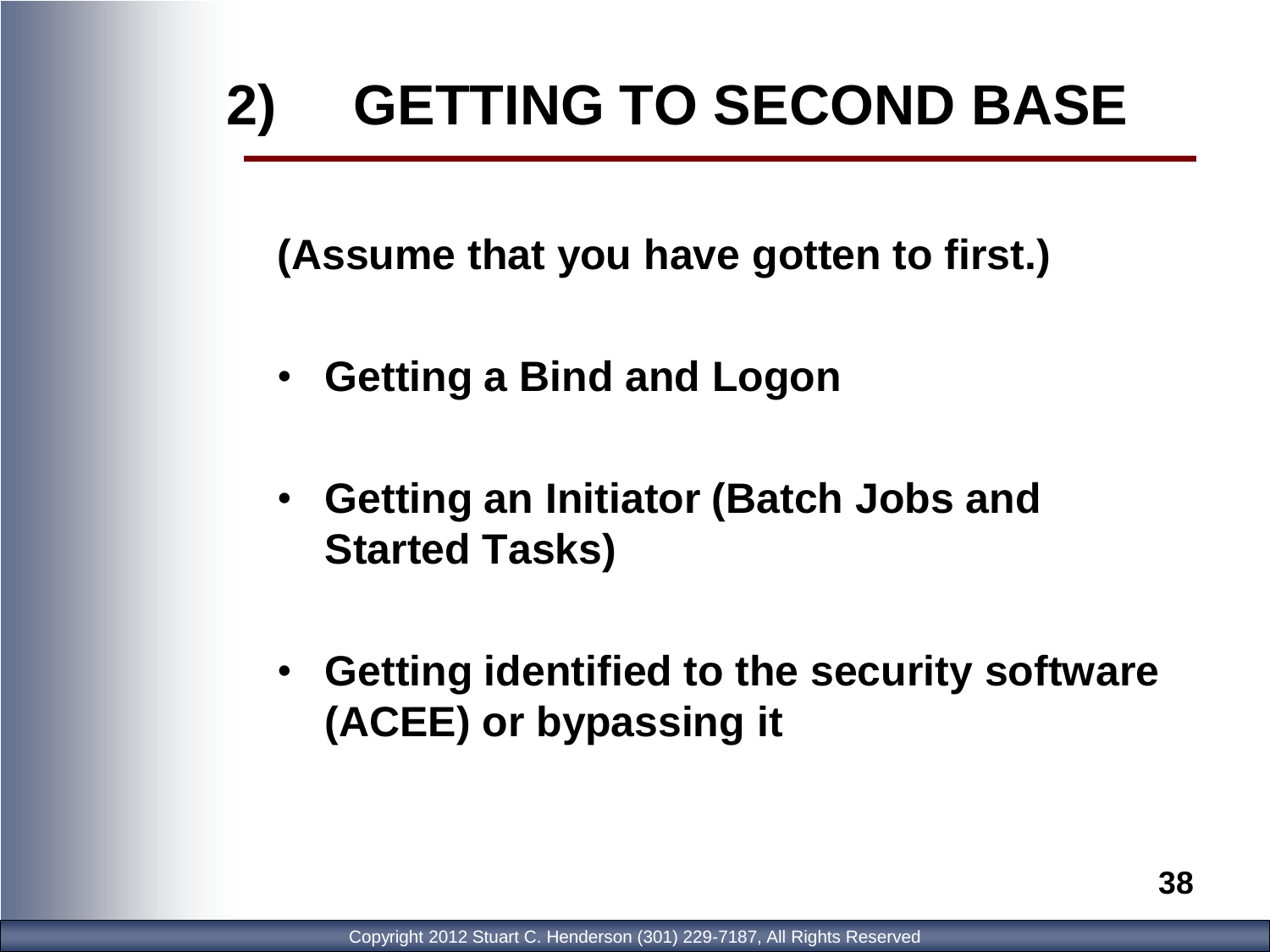# 2) GETTING TO SECOND BASE

**(Assume that you have gotten to first.)**

- **Getting a Bind and Logon**
- **Getting an Initiator (Batch Jobs and Started Tasks)**
- **Getting identified to the security software (ACEE) or bypassing it**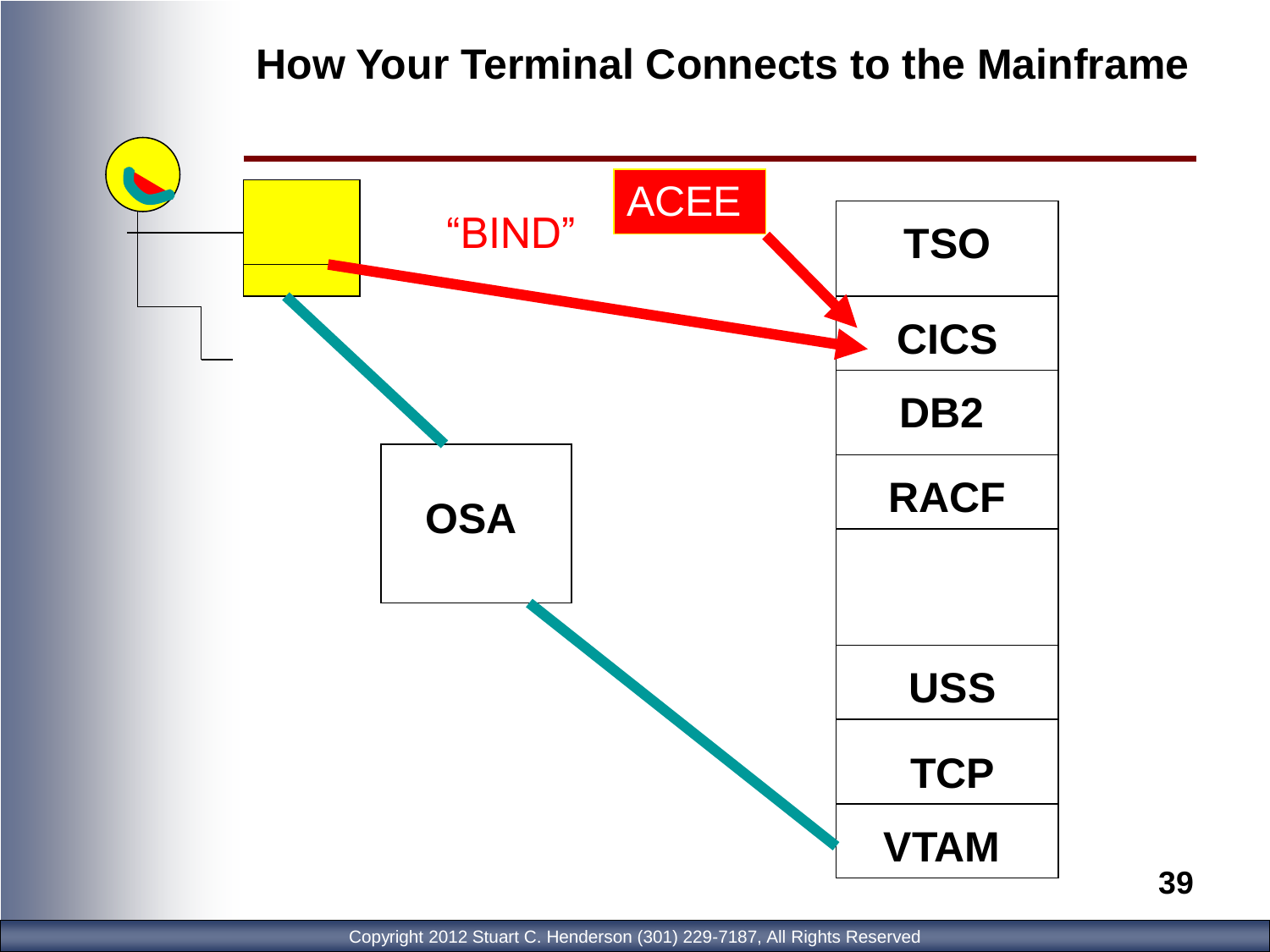# How Your Terminal Connects to the Mainframe

"BIND"

ACEE

OSA

TSO

CICS

DB2

RACF

USS

TCP

VTAM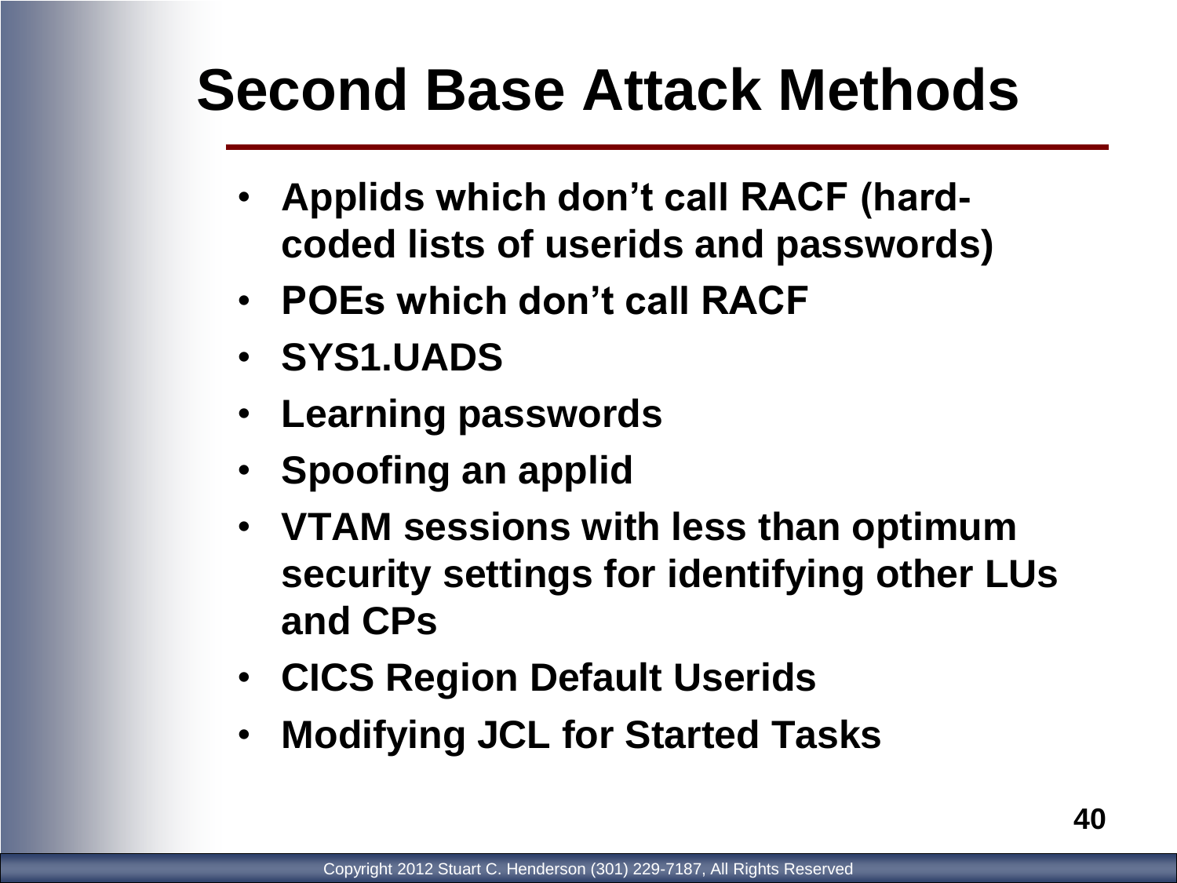# Second Base Attack Methods

- **Applids which don't call RACF (hard-coded lists of userids and passwords)**
- **POEs which don't call RACF**
- **SYS1.UADS**
- **Learning passwords**
- **Spoofing an applid**
- **VTAM sessions with less than optimum security settings for identifying other LUs and CPs**
- **CICS Region Default Userids**
- **Modifying JCL for Started Tasks**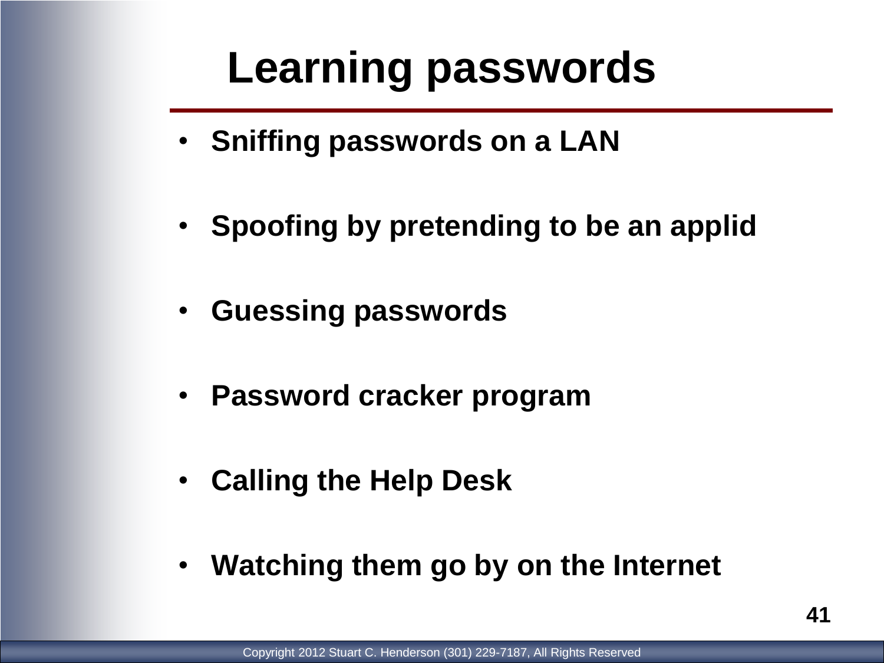# Learning passwords

- **Sniffing passwords on a LAN**
- **Spoofing by pretending to be an applid**
- **Guessing passwords**
- **Password cracker program**
- **Calling the Help Desk**
- **Watching them go by on the Internet**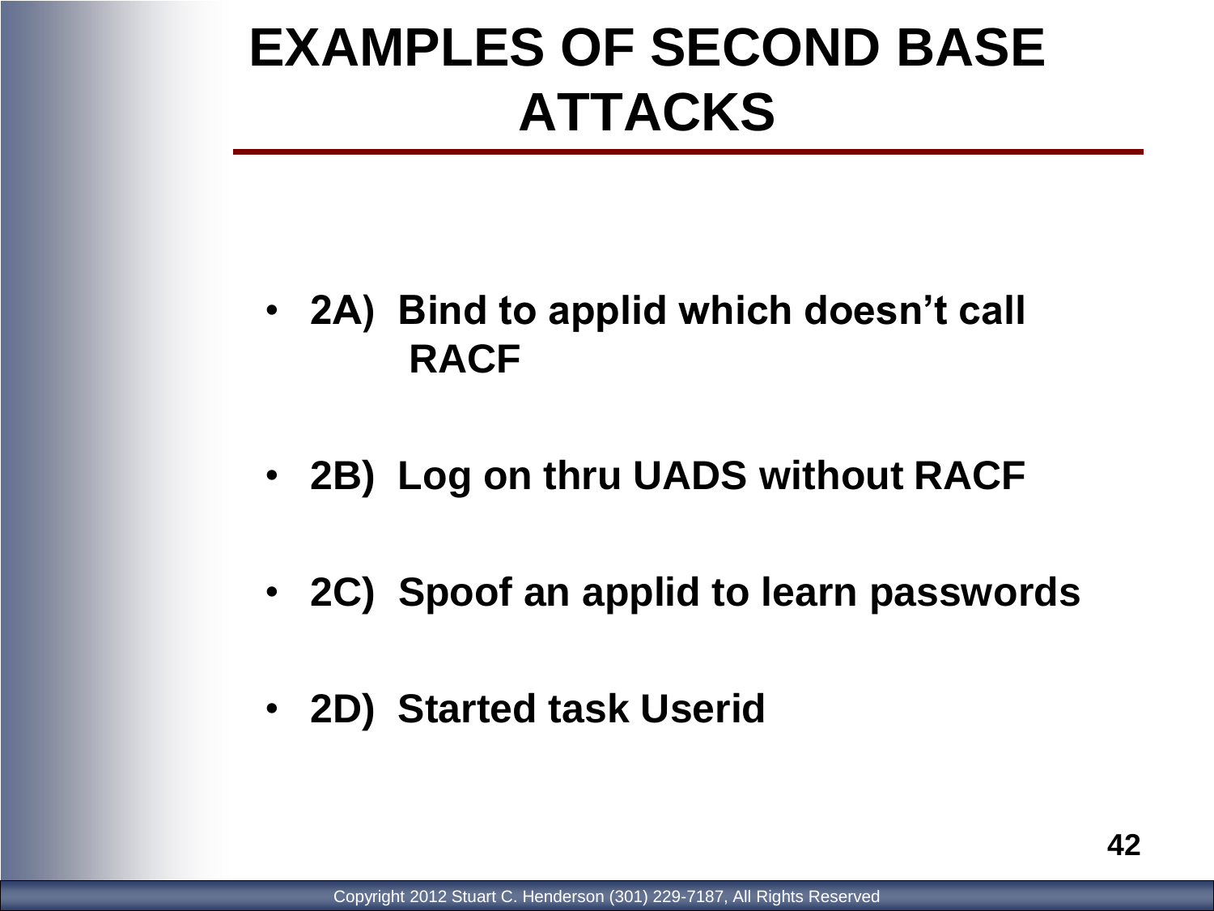# EXAMPLES OF SECOND BASE ATTACKS

- **2A) Bind to applid which doesn't call RACF**
- **2B) Log on thru UADS without RACF**
- **2C) Spoof an applid to learn passwords**
- **2D) Started task Userid**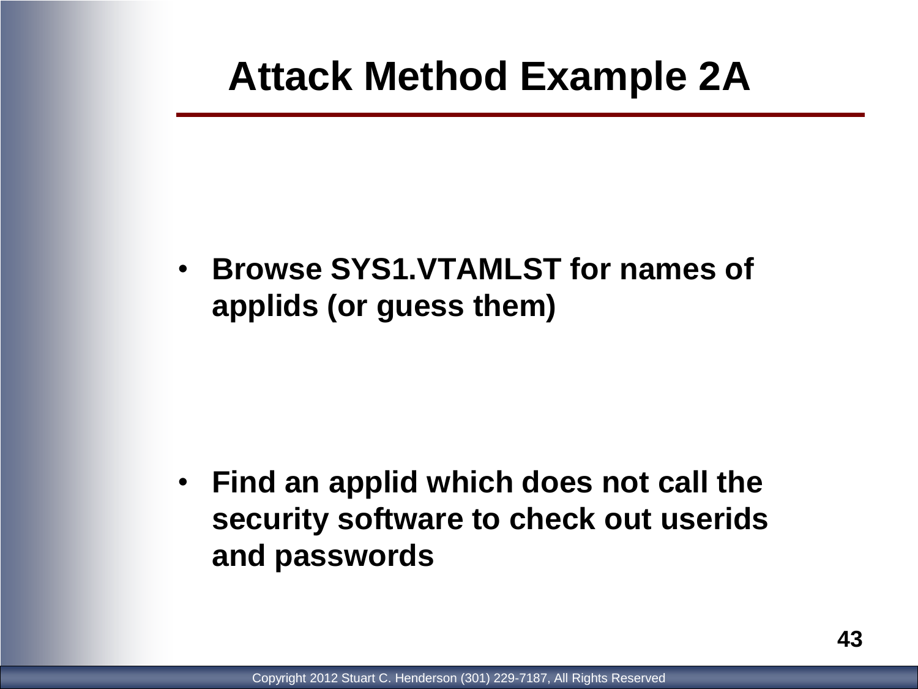# Attack Method Example 2A

- **Browse SYS1.VTAMLST for names of applids (or guess them)**

- **Find an applid which does not call the security software to check out userids and passwords**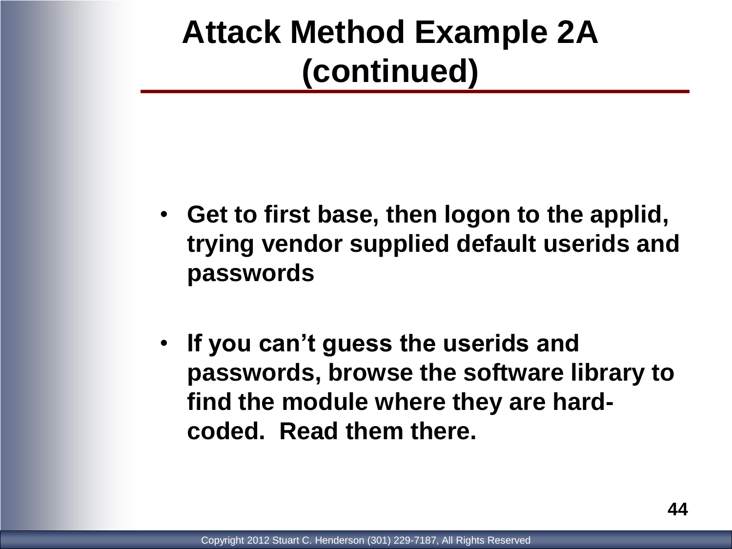# Attack Method Example 2A (continued)

- **Get to first base, then logon to the applid, trying vendor supplied default userids and passwords**
- **If you can't guess the userids and passwords, browse the software library to find the module where they are hard-coded. Read them there.**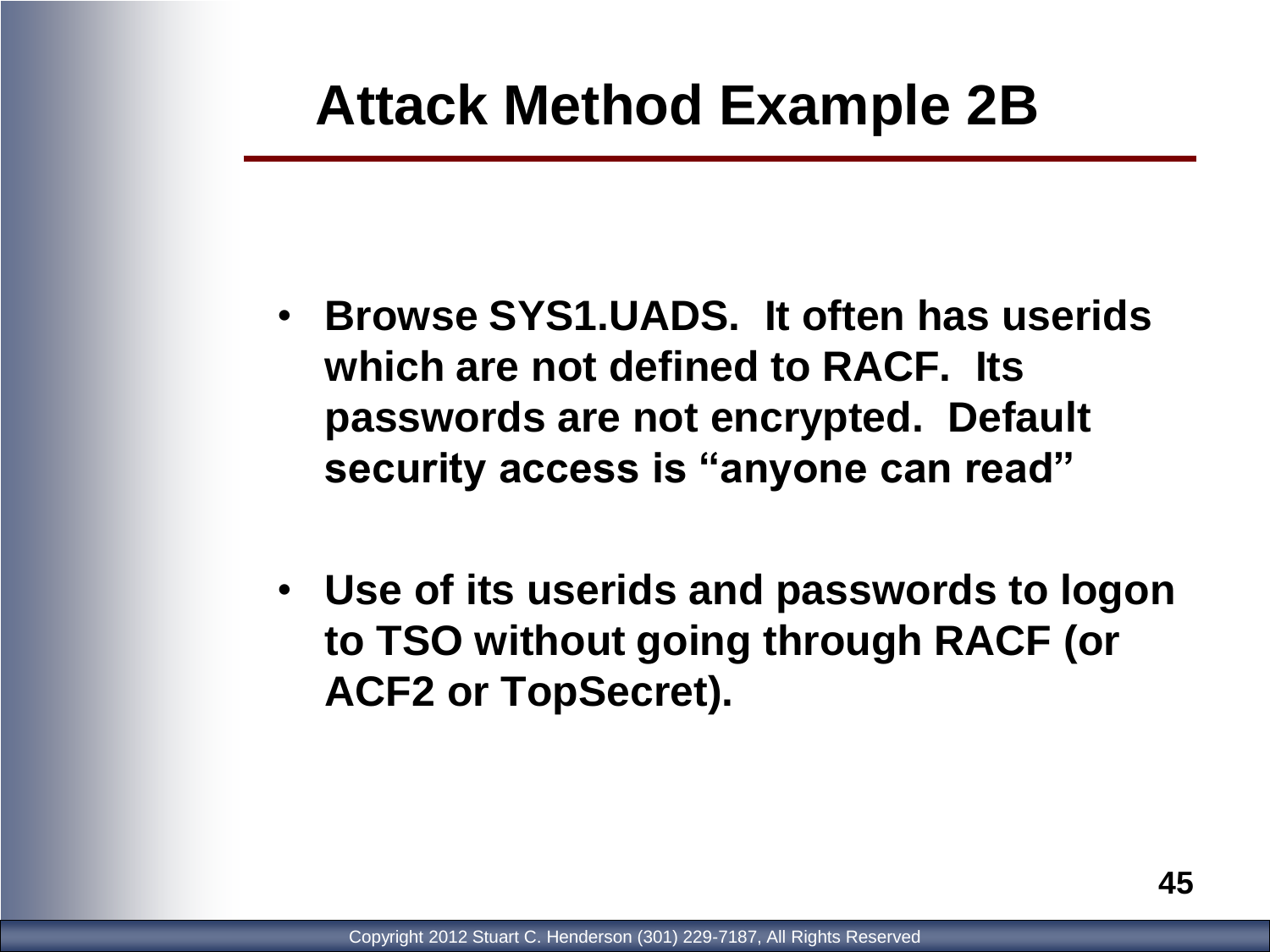# Attack Method Example 2B

- **Browse SYS1.UADS. It often has userids which are not defined to RACF. Its passwords are not encrypted. Default security access is "anyone can read"**
- **Use of its userids and passwords to logon to TSO without going through RACF (or ACF2 or TopSecret).**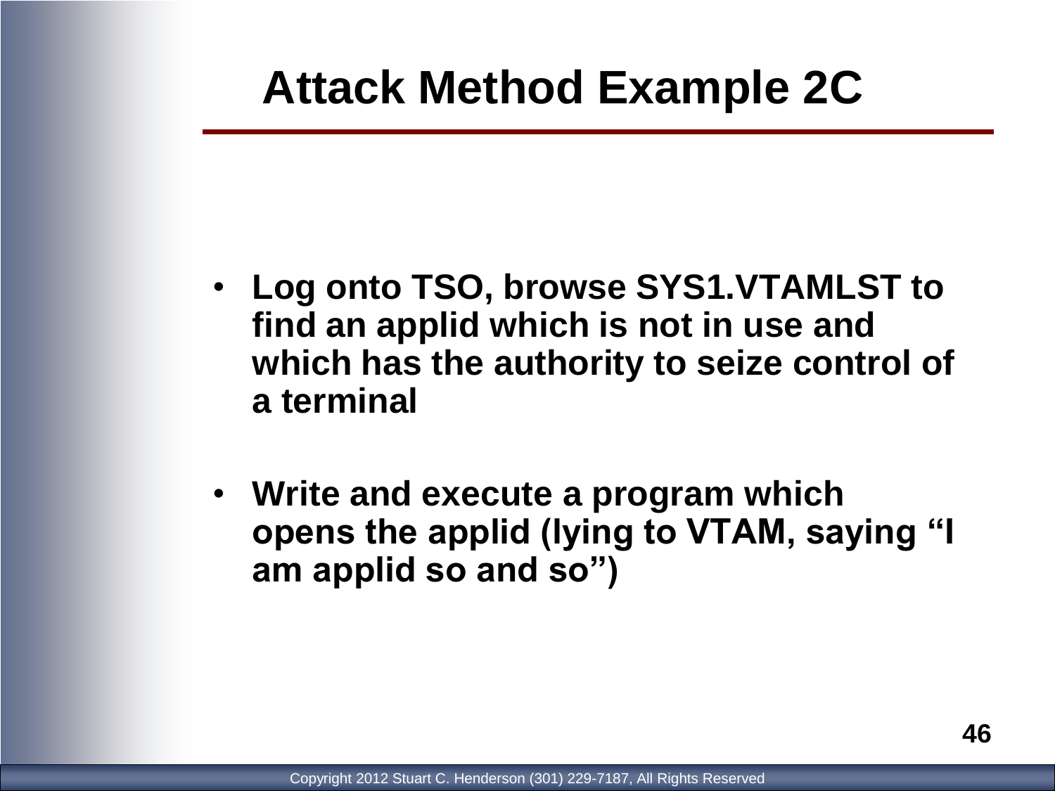# Attack Method Example 2C

- **Log onto TSO, browse SYS1.VTAMLST to find an applid which is not in use and which has the authority to seize control of a terminal**
- **Write and execute a program which opens the applid (lying to VTAM, saying "I am applid so and so")**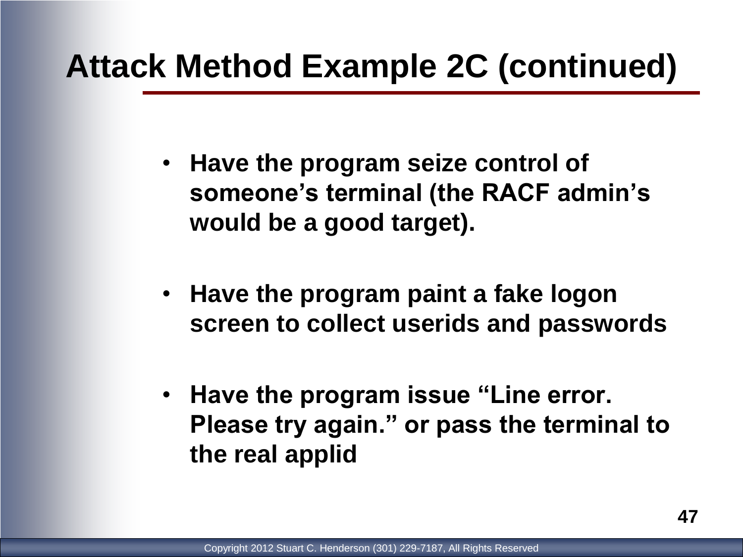# Attack Method Example 2C (continued)

- **Have the program seize control of someone's terminal (the RACF admin's would be a good target).**
- **Have the program paint a fake logon screen to collect userids and passwords**
- **Have the program issue "Line error. Please try again." or pass the terminal to the real applid**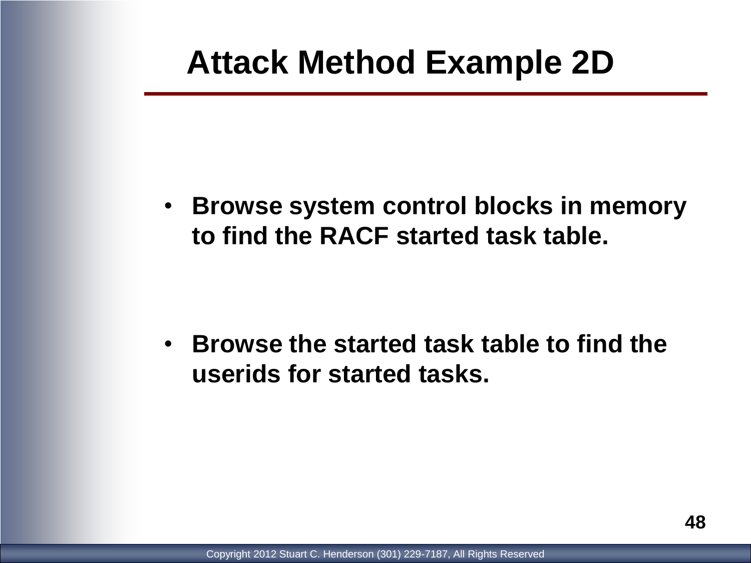# Attack Method Example 2D

- **Browse system control blocks in memory to find the RACF started task table.**

- **Browse the started task table to find the userids for started tasks.**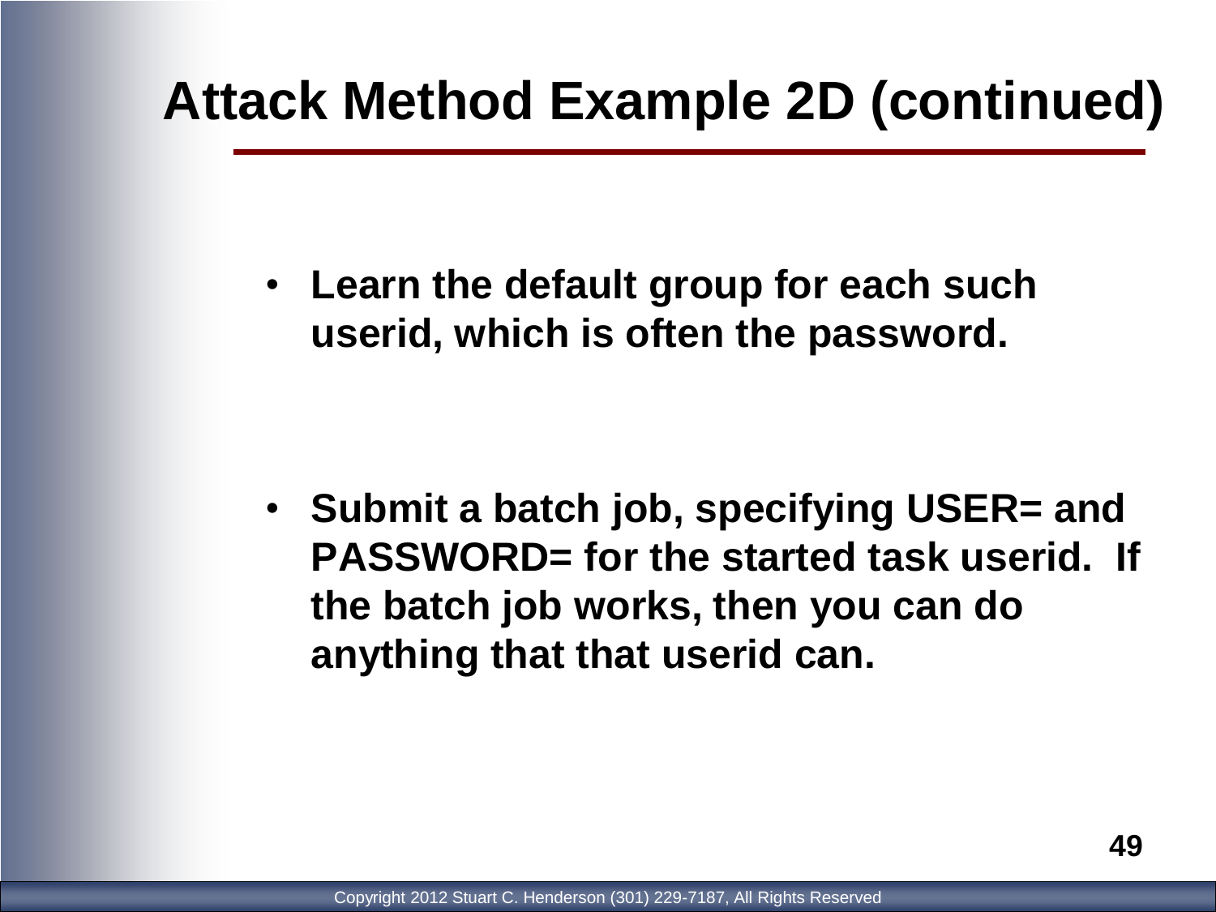# Attack Method Example 2D (continued)

- **Learn the default group for each such userid, which is often the password.**

- **Submit a batch job, specifying USER= and PASSWORD= for the started task userid. If the batch job works, then you can do anything that that userid can.**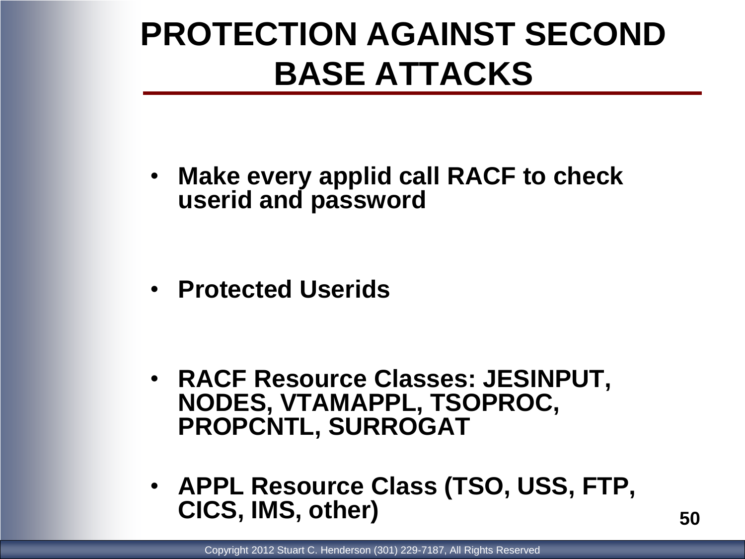# PROTECTION AGAINST SECOND BASE ATTACKS

- **Make every applid call RACF to check userid and password**
- **Protected Userids**
- **RACF Resource Classes: JESINPUT, NODES, VTAMAPPL, TSOPROC, PROPCNTL, SURROGAT**
- **APPL Resource Class (TSO, USS, FTP, CICS, IMS, other)**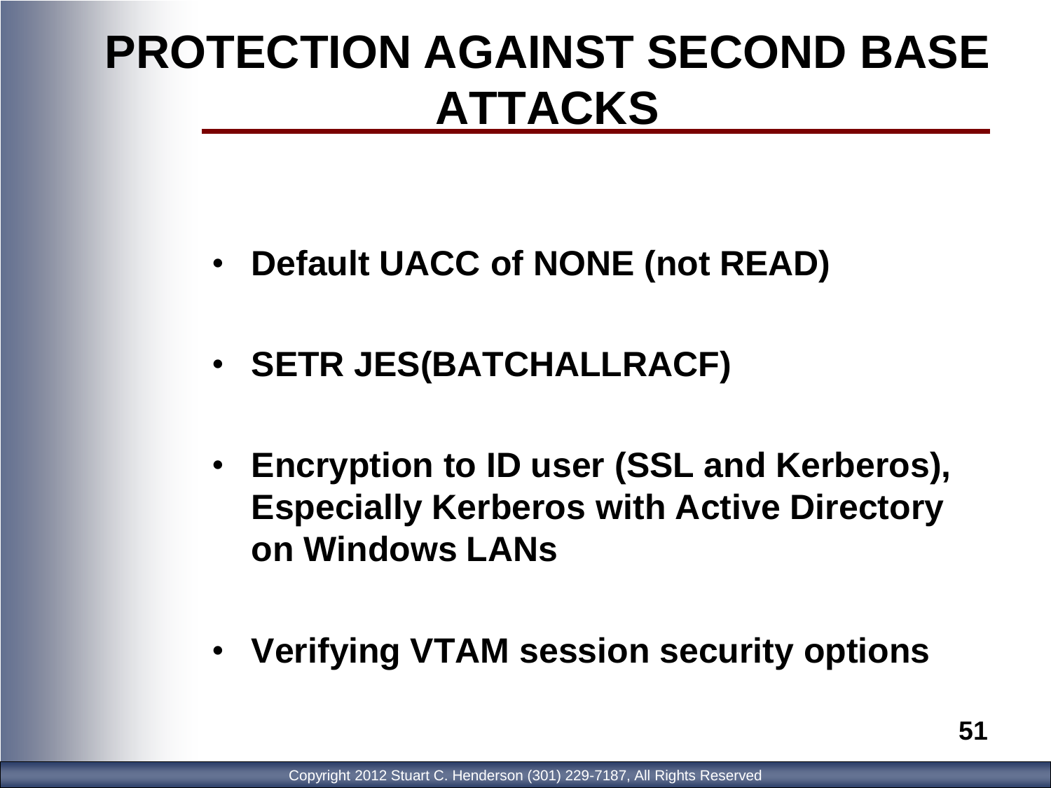# PROTECTION AGAINST SECOND BASE ATTACKS

- **Default UACC of NONE (not READ)**
- **SETR JES(BATCHALLRACF)**
- **Encryption to ID user (SSL and Kerberos), Especially Kerberos with Active Directory on Windows LANs**
- **Verifying VTAM session security options**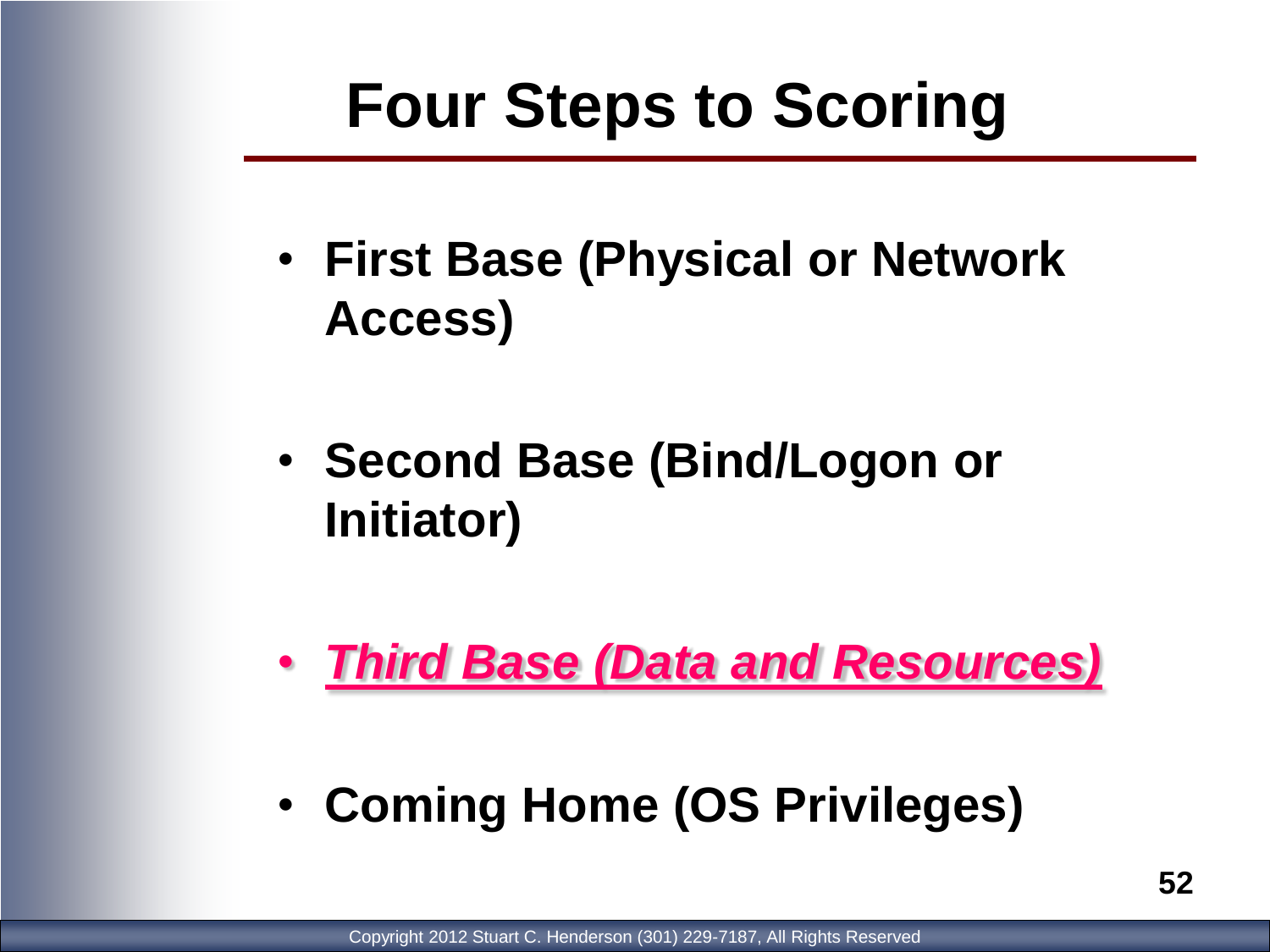# Four Steps to Scoring

- **First Base (Physical or Network Access)**
- **Second Base (Bind/Logon or Initiator)**
- ***Third Base (Data and Resources)***
- **Coming Home (OS Privileges)**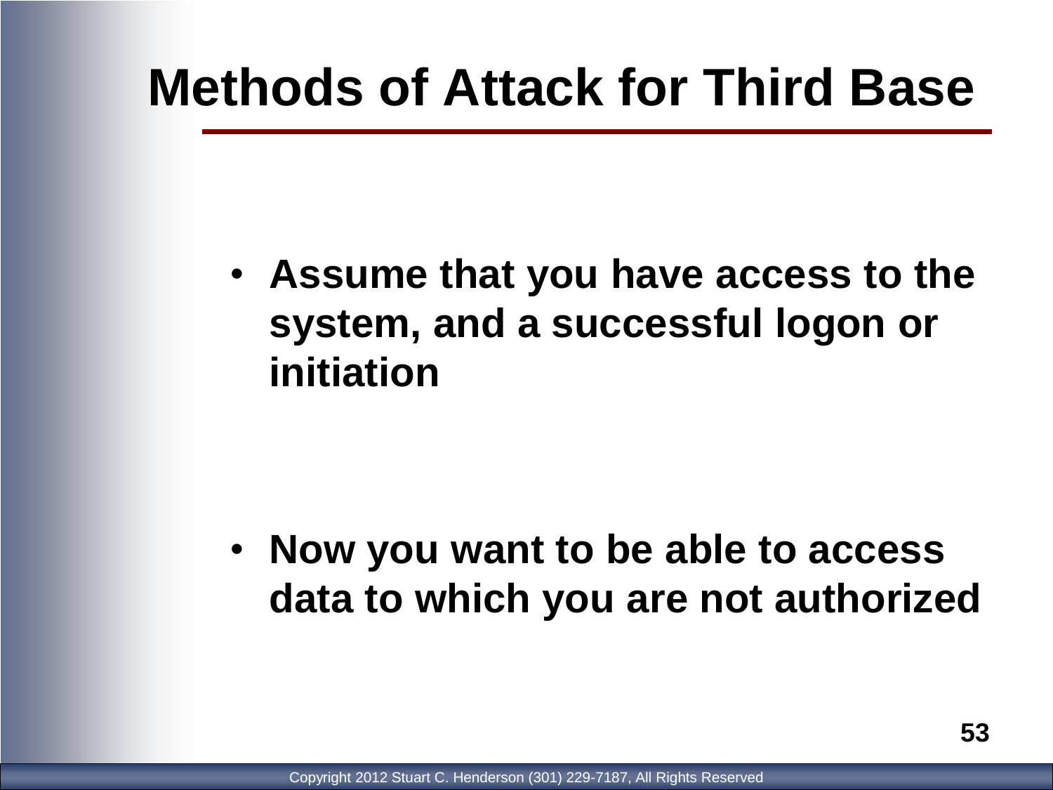# Methods of Attack for Third Base

- **Assume that you have access to the system, and a successful logon or initiation**

- **Now you want to be able to access data to which you are not authorized**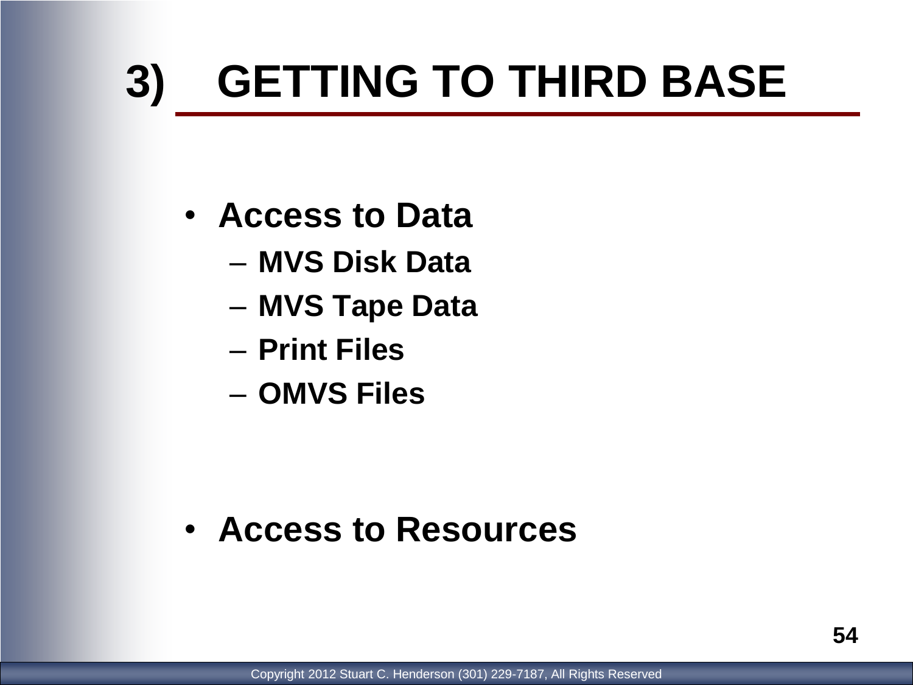# 3) GETTING TO THIRD BASE

- **Access to Data**
  - **MVS Disk Data**
  - **MVS Tape Data**
  - **Print Files**
  - **OMVS Files**

- **Access to Resources**

Copyright 2012 Stuart C. Henderson (301) 229-7187, All Rights Reserved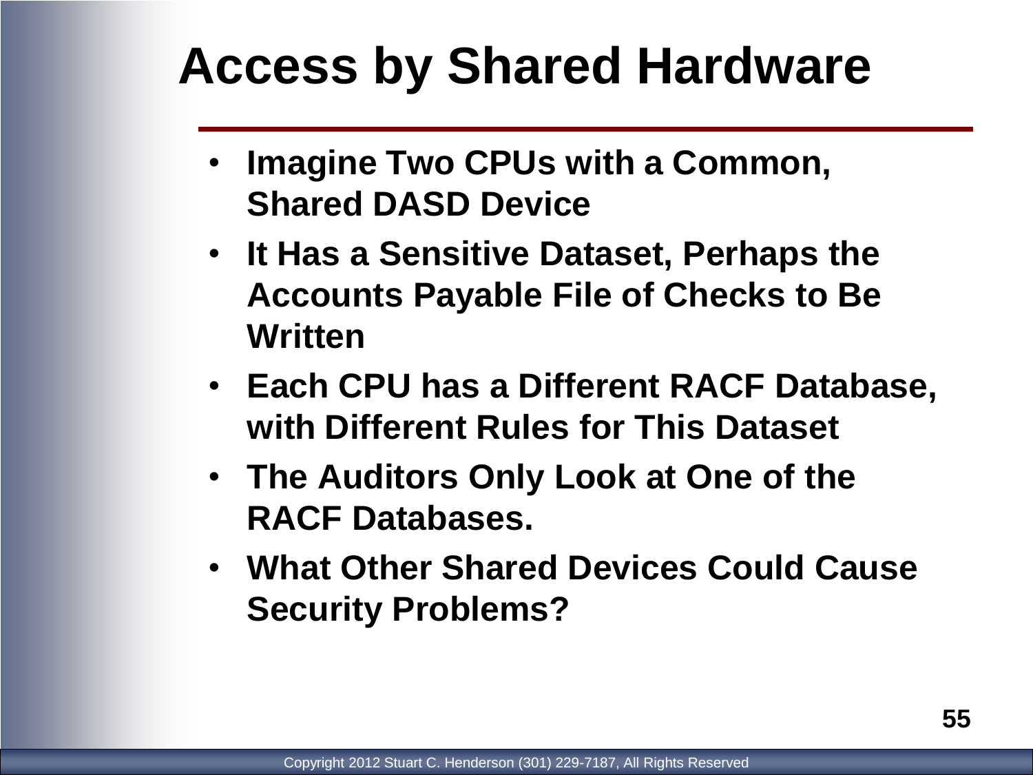# Access by Shared Hardware

- **Imagine Two CPUs with a Common, Shared DASD Device**
- **It Has a Sensitive Dataset, Perhaps the Accounts Payable File of Checks to Be Written**
- **Each CPU has a Different RACF Database, with Different Rules for This Dataset**
- **The Auditors Only Look at One of the RACF Databases.**
- **What Other Shared Devices Could Cause Security Problems?**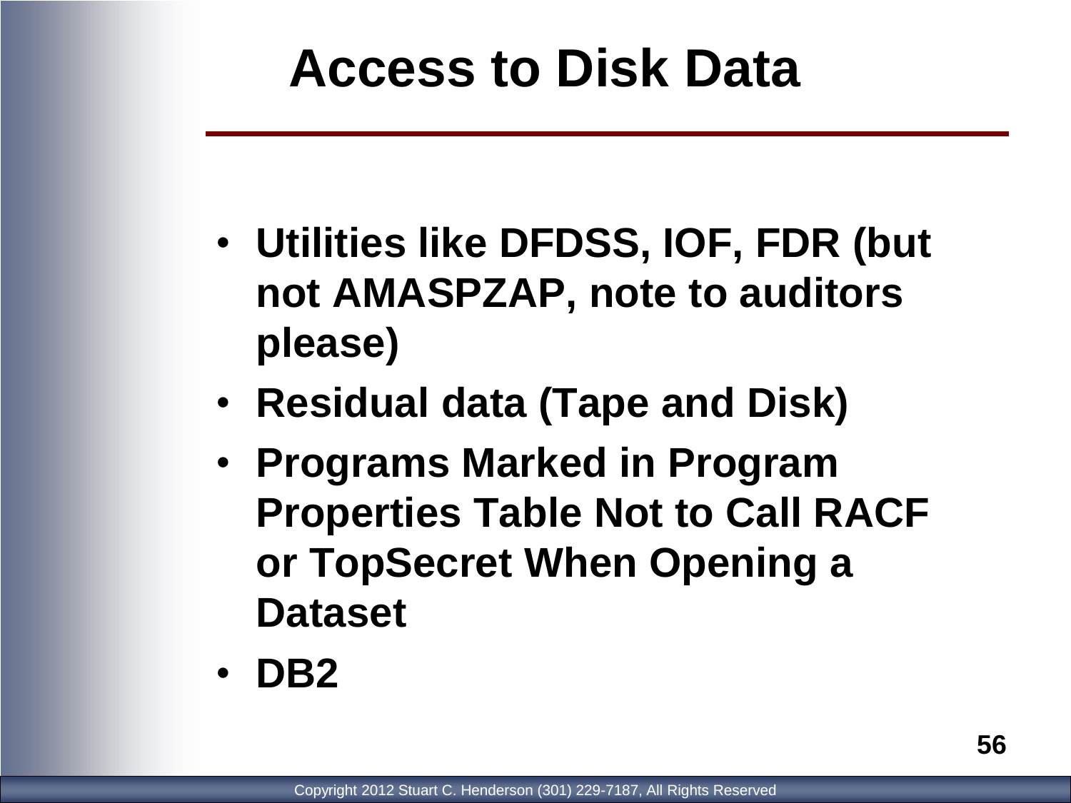# Access to Disk Data

- **Utilities like DFDSS, IOF, FDR (but not AMASPZAP, note to auditors please)**
- **Residual data (Tape and Disk)**
- **Programs Marked in Program Properties Table Not to Call RACF or TopSecret When Opening a Dataset**
- **DB2**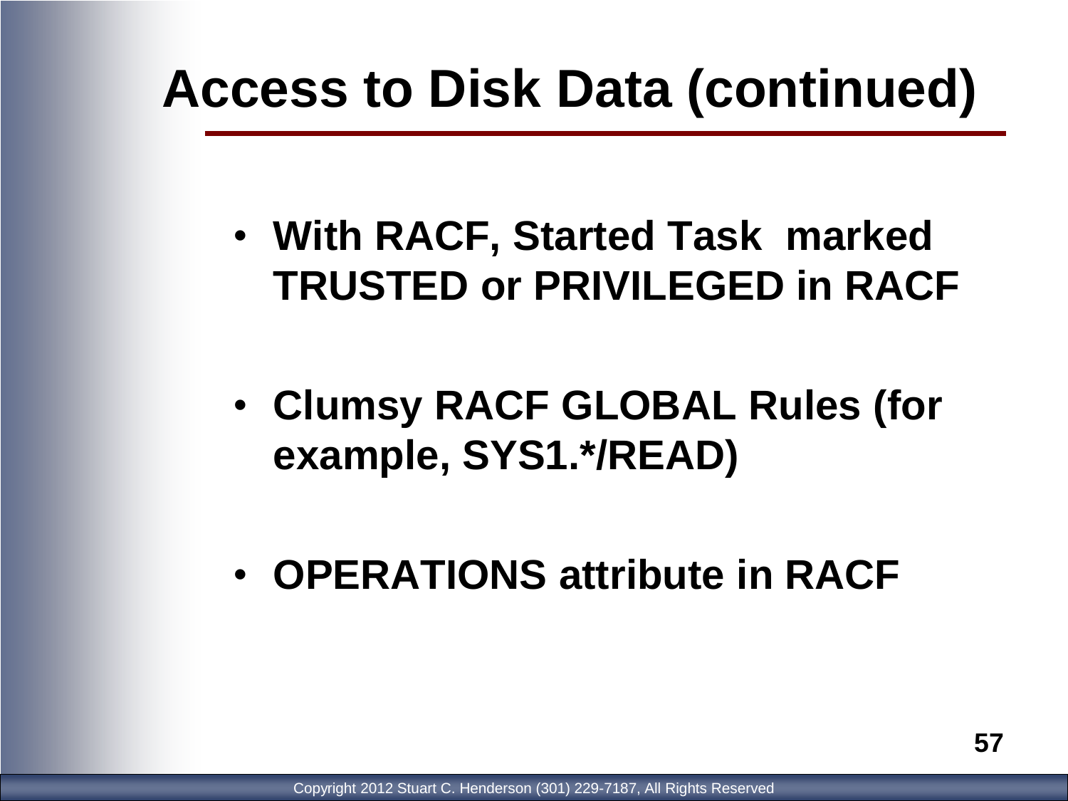# Access to Disk Data (continued)

- **With RACF, Started Task marked TRUSTED or PRIVILEGED in RACF**
- **Clumsy RACF GLOBAL Rules (for example, SYS1.*/READ)**
- **OPERATIONS attribute in RACF**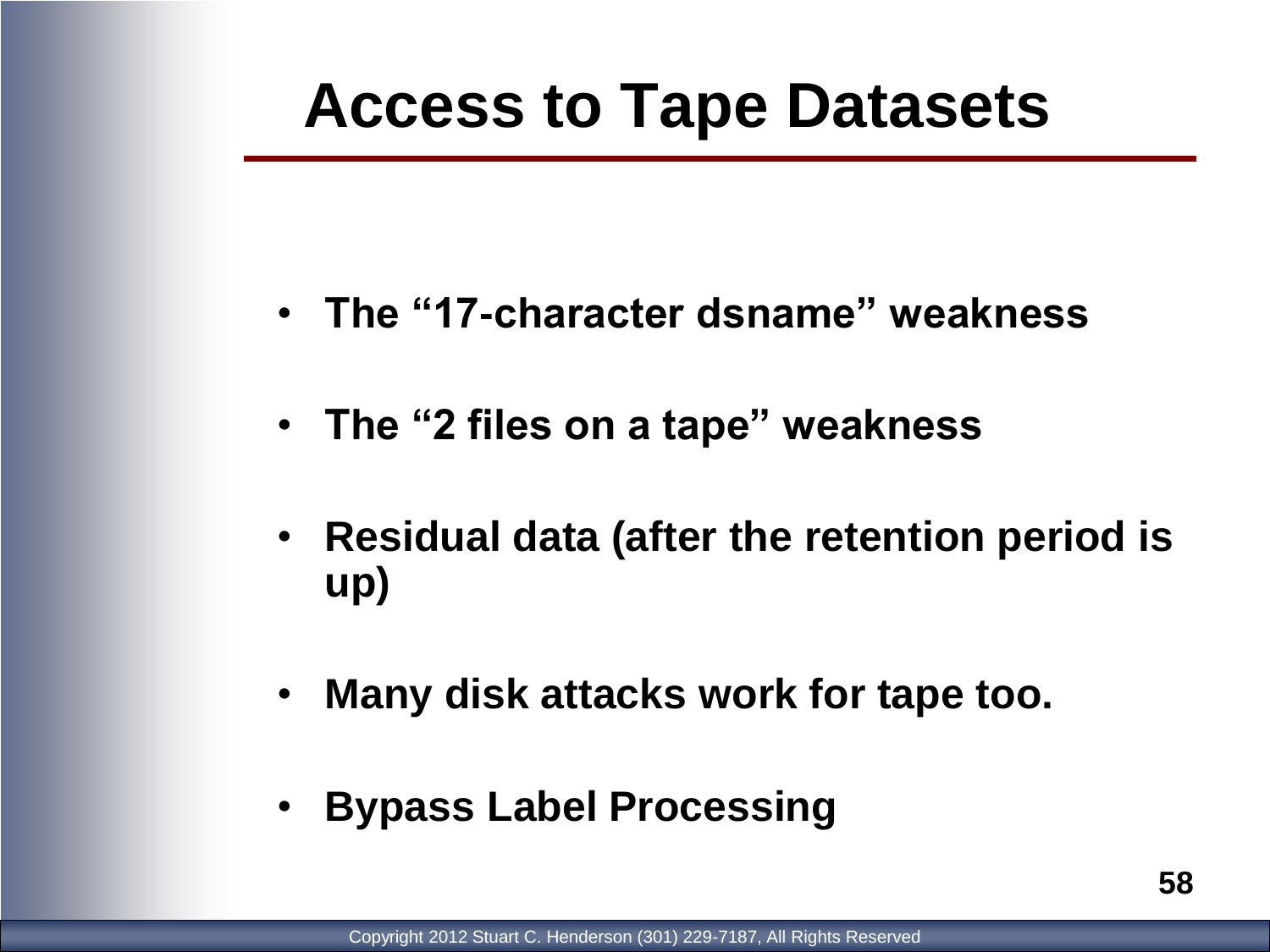# Access to Tape Datasets

- **The "17-character dsname" weakness**
- **The "2 files on a tape" weakness**
- **Residual data (after the retention period is up)**
- **Many disk attacks work for tape too.**
- **Bypass Label Processing**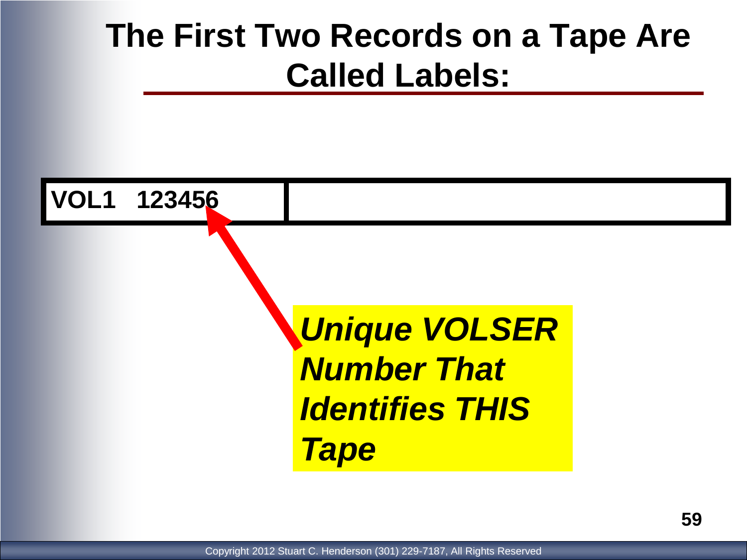# The First Two Records on a Tape Are Called Labels:

| VOL1 123456 | |
|---|---|

***Unique VOLSER Number That Identifies THIS Tape***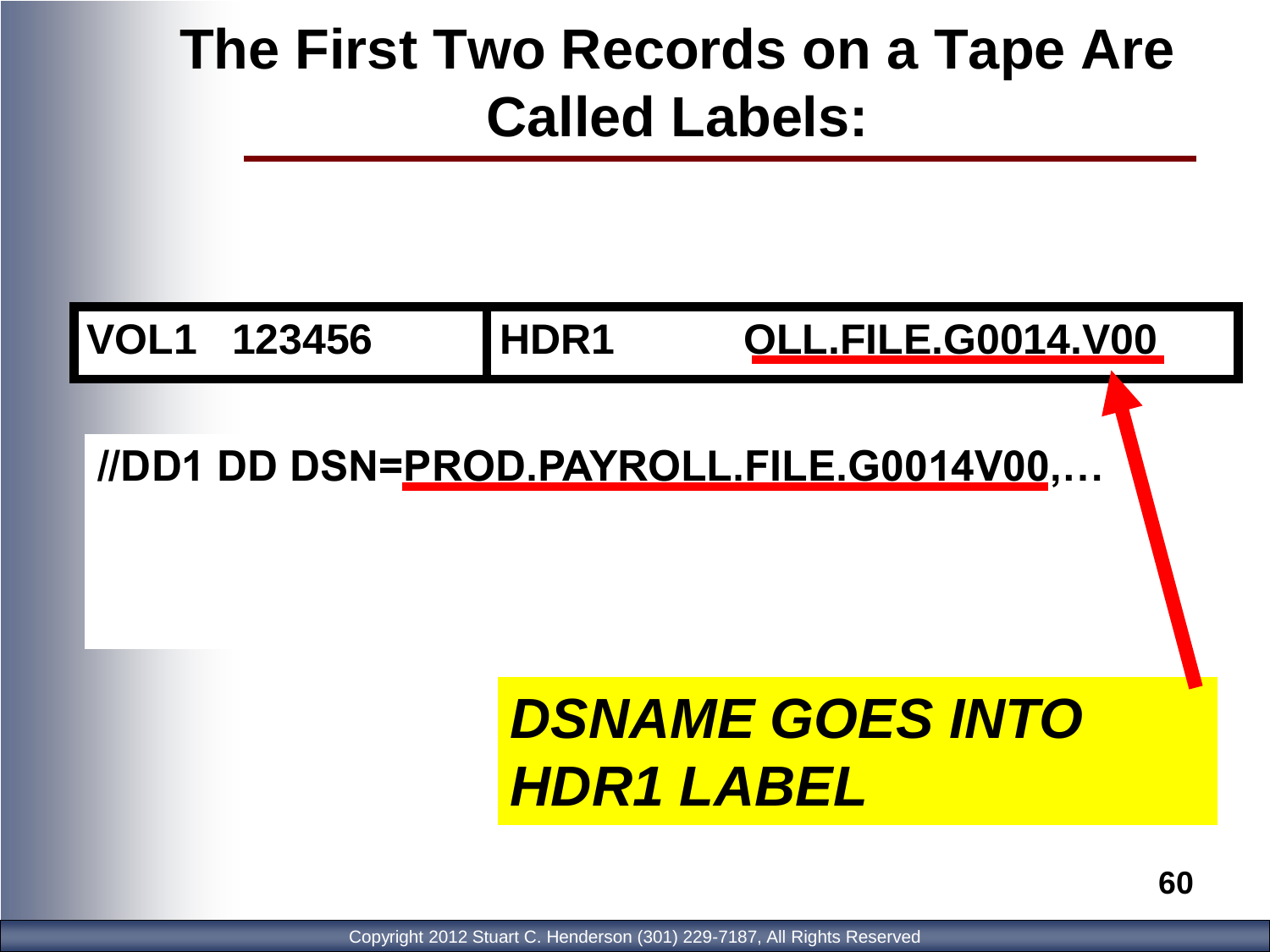# The First Two Records on a Tape Are Called Labels:

| VOL1   123456 | HDR1          OLL.FILE.G0014.V00 |
|---|---|

```
//DD1 DD DSN=PROD.PAYROLL.FILE.G0014V00,…
```

***DSNAME GOES INTO HDR1 LABEL***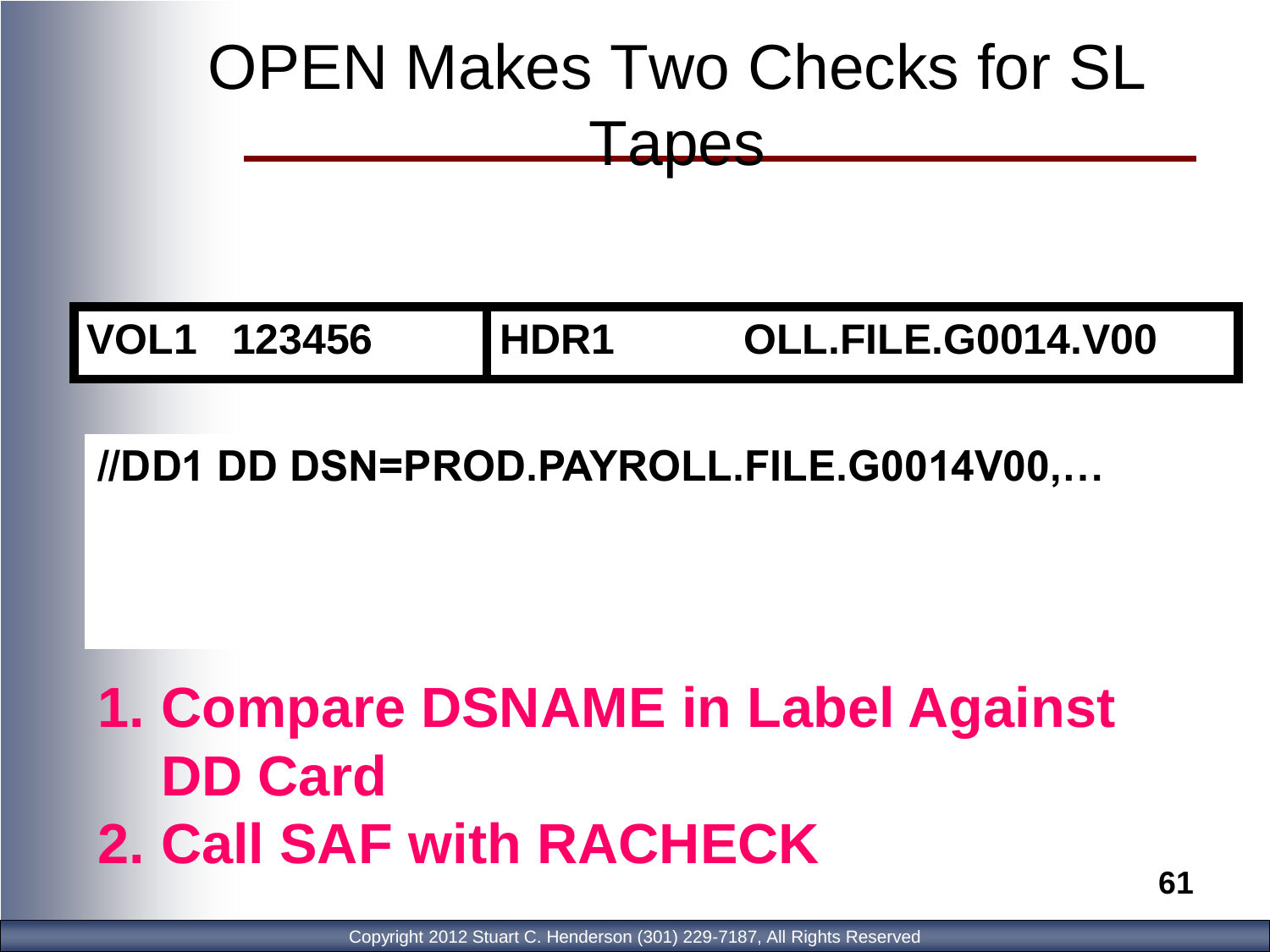# OPEN Makes Two Checks for SL Tapes

| VOL1 123456 | HDR1 OLL.FILE.G0014.V00 |
| --- | --- |

```
//DD1 DD DSN=PROD.PAYROLL.FILE.G0014V00,…
```

1. **Compare DSNAME in Label Against DD Card**
2. **Call SAF with RACHECK**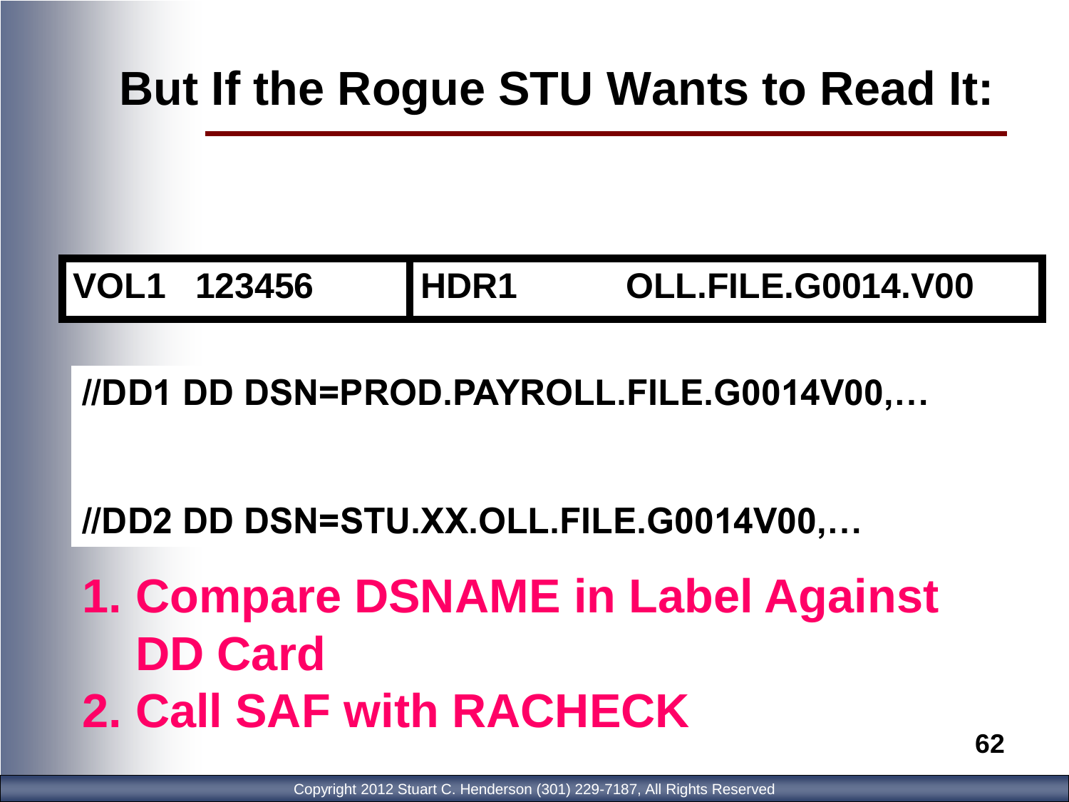# But If the Rogue STU Wants to Read It:

| VOL1 123456 | HDR1 OLL.FILE.G0014.V00 |
|---|---|

```
//DD1 DD DSN=PROD.PAYROLL.FILE.G0014V00,…

//DD2 DD DSN=STU.XX.OLL.FILE.G0014V00,…
```

1. Compare DSNAME in Label Against DD Card
2. Call SAF with RACHECK

Copyright 2012 Stuart C. Henderson (301) 229-7187, All Rights Reserved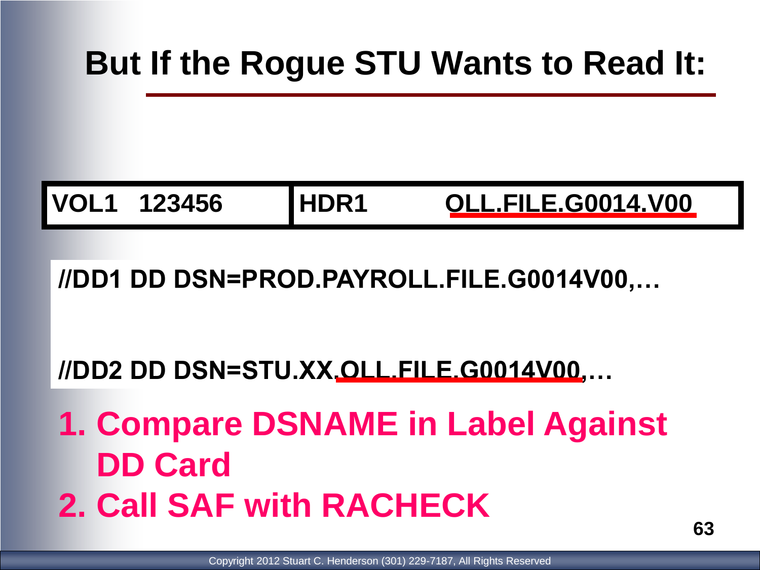# But If the Rogue STU Wants to Read It:

| VOL1 123456 | HDR1 OLL.FILE.G0014.V00 |
|---|---|

```
//DD1 DD DSN=PROD.PAYROLL.FILE.G0014V00,…

//DD2 DD DSN=STU.XX.OLL.FILE.G0014V00,…
```

1. Compare DSNAME in Label Against DD Card
2. Call SAF with RACHECK

Copyright 2012 Stuart C. Henderson (301) 229-7187, All Rights Reserved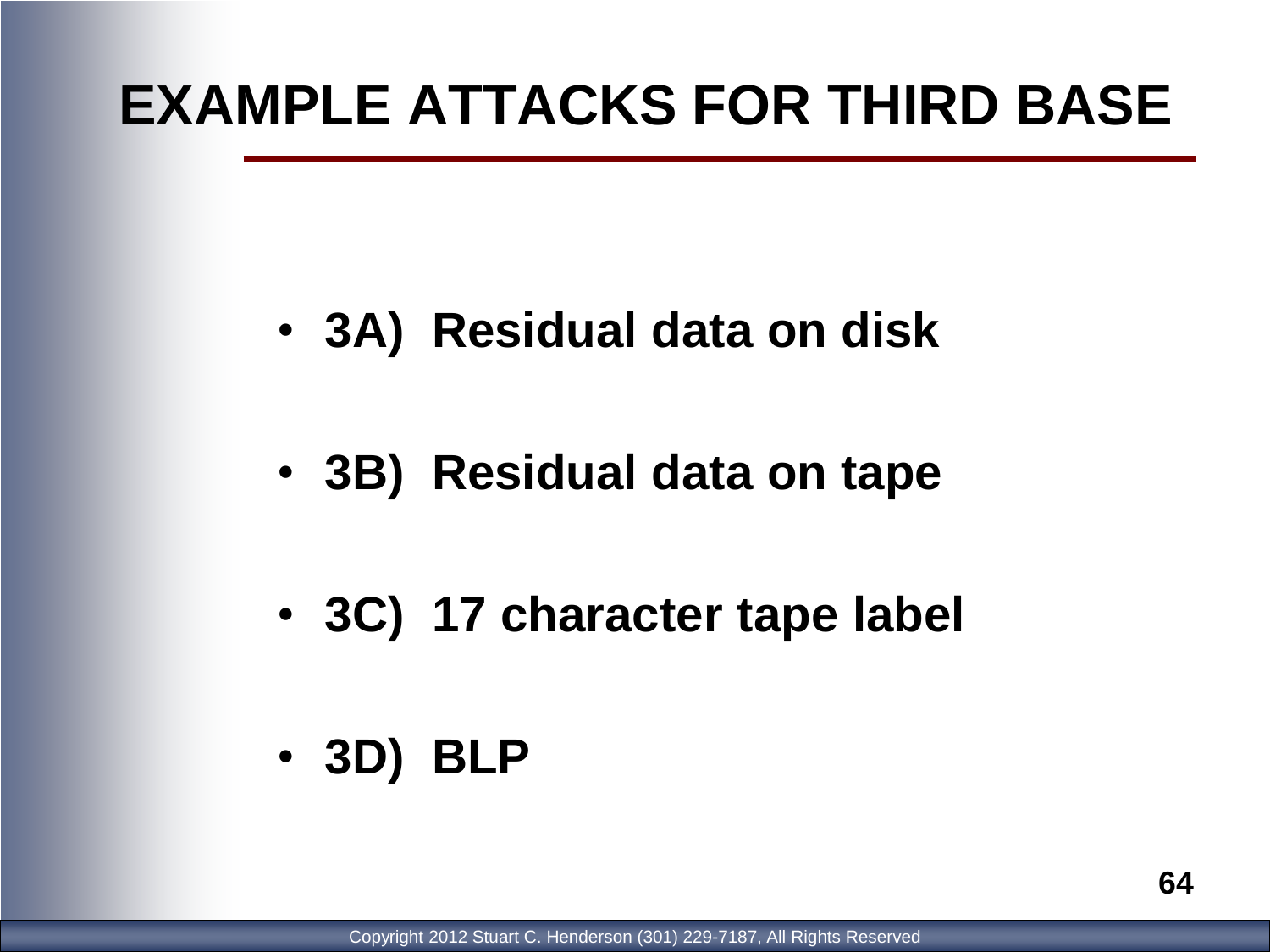# EXAMPLE ATTACKS FOR THIRD BASE

- **3A) Residual data on disk**
- **3B) Residual data on tape**
- **3C) 17 character tape label**
- **3D) BLP**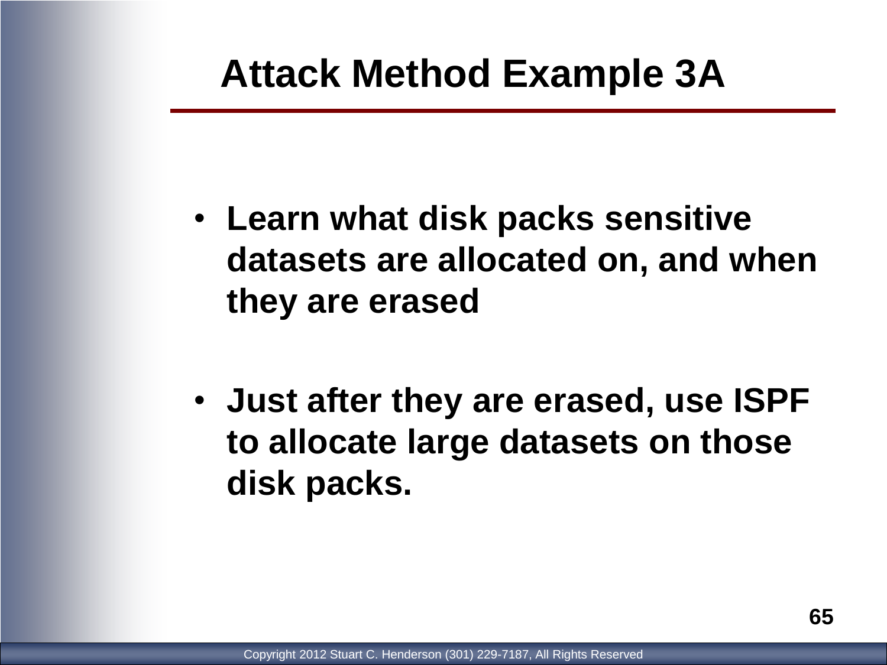# Attack Method Example 3A

- **Learn what disk packs sensitive datasets are allocated on, and when they are erased**
- **Just after they are erased, use ISPF to allocate large datasets on those disk packs.**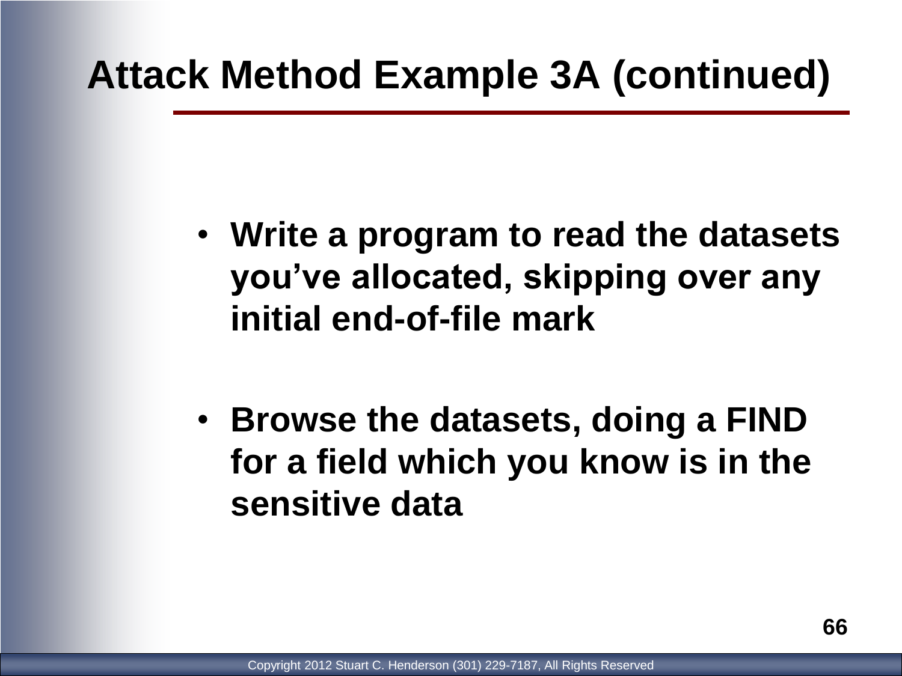# Attack Method Example 3A (continued)

- Write a program to read the datasets you've allocated, skipping over any initial end-of-file mark
- Browse the datasets, doing a FIND for a field which you know is in the sensitive data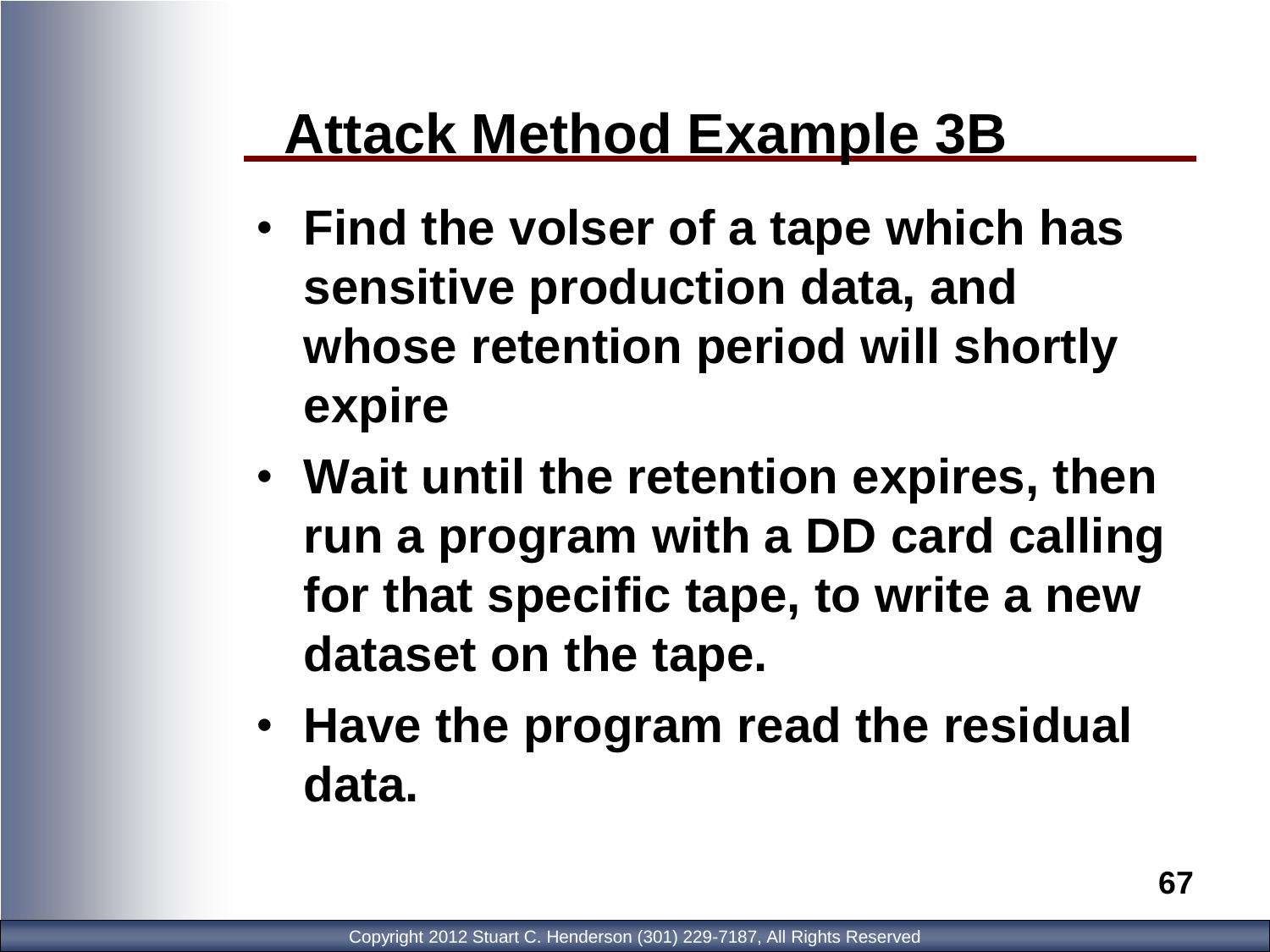# Attack Method Example 3B

- **Find the volser of a tape which has sensitive production data, and whose retention period will shortly expire**
- **Wait until the retention expires, then run a program with a DD card calling for that specific tape, to write a new dataset on the tape.**
- **Have the program read the residual data.**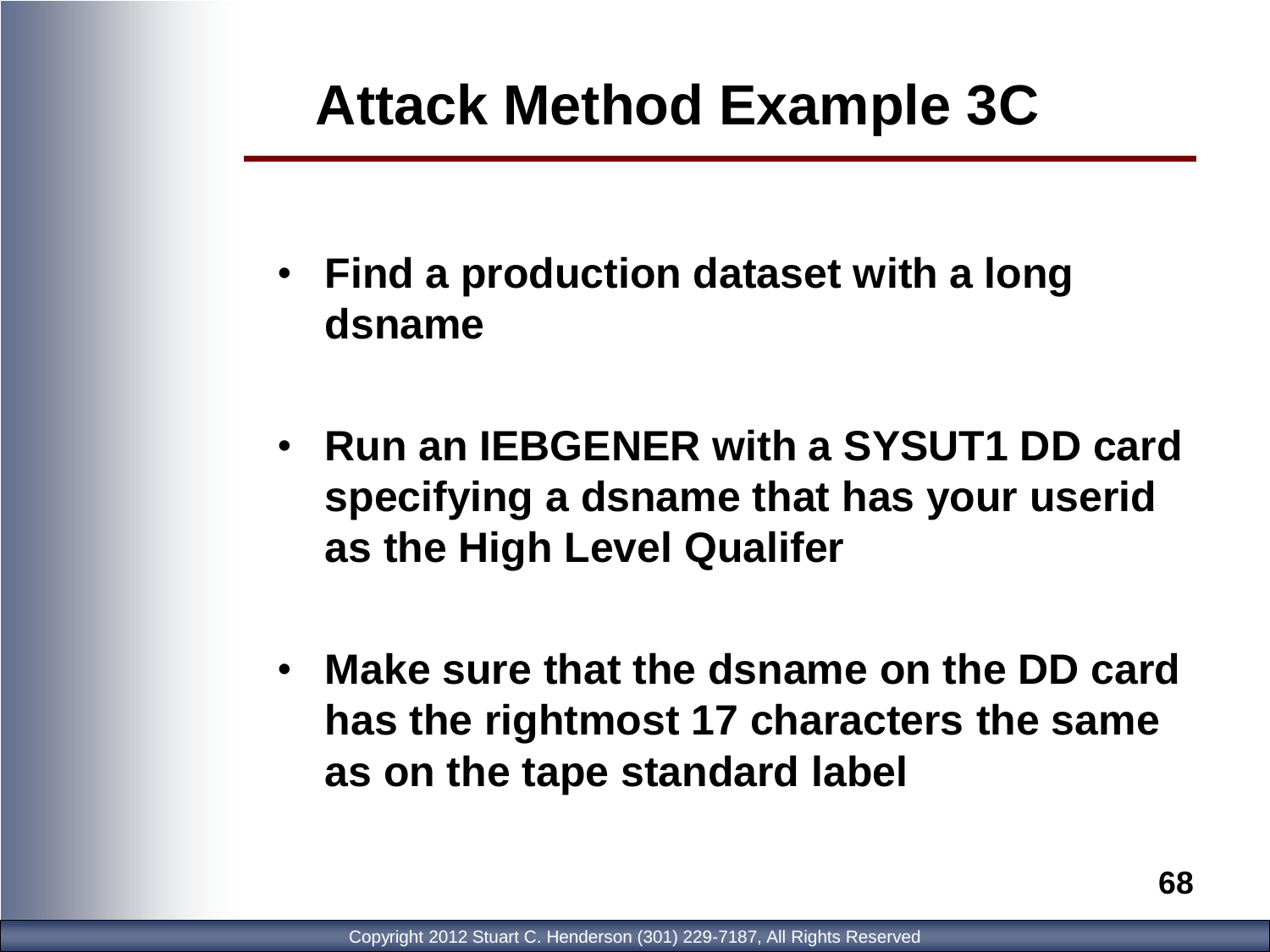# Attack Method Example 3C

- **Find a production dataset with a long dsname**
- **Run an IEBGENER with a SYSUT1 DD card specifying a dsname that has your userid as the High Level Qualifer**
- **Make sure that the dsname on the DD card has the rightmost 17 characters the same as on the tape standard label**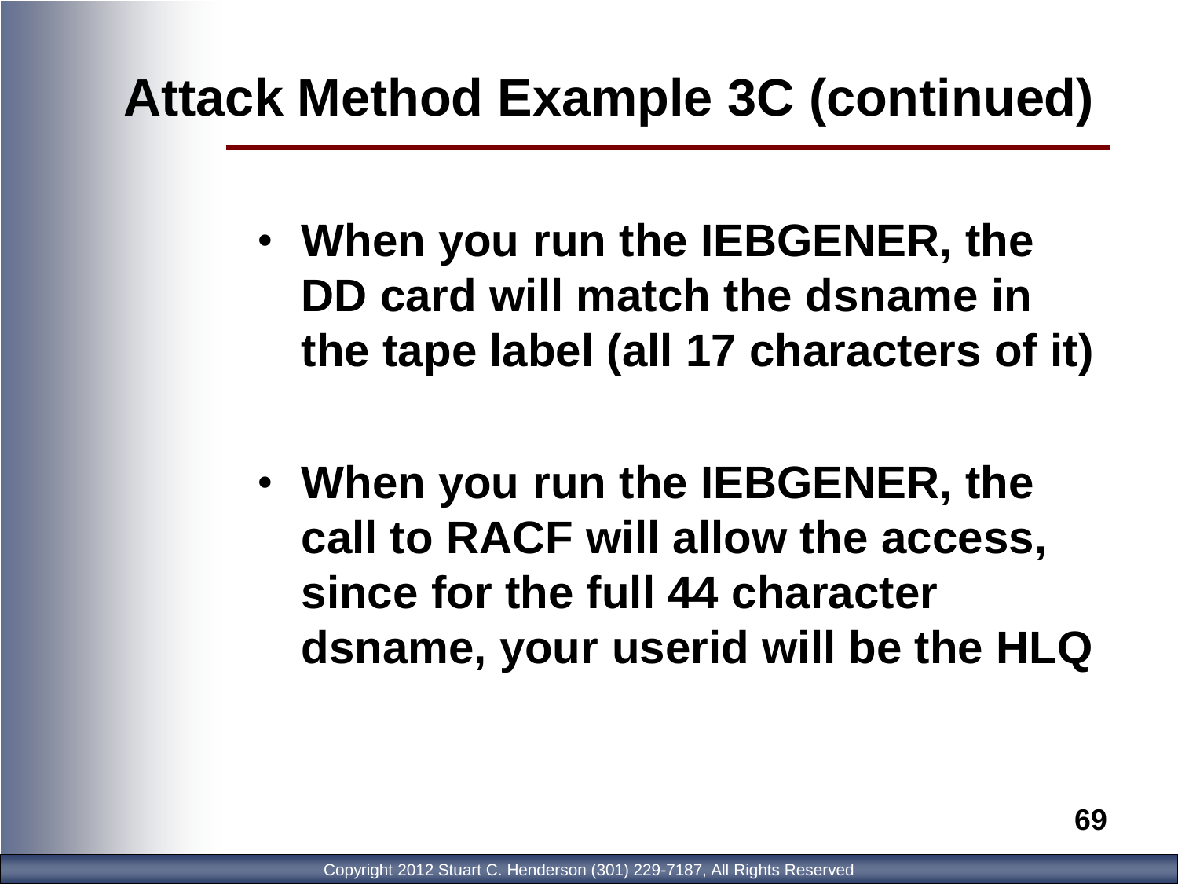# Attack Method Example 3C (continued)

- When you run the IEBGENER, the DD card will match the dsname in the tape label (all 17 characters of it)
- When you run the IEBGENER, the call to RACF will allow the access, since for the full 44 character dsname, your userid will be the HLQ

Copyright 2012 Stuart C. Henderson (301) 229-7187, All Rights Reserved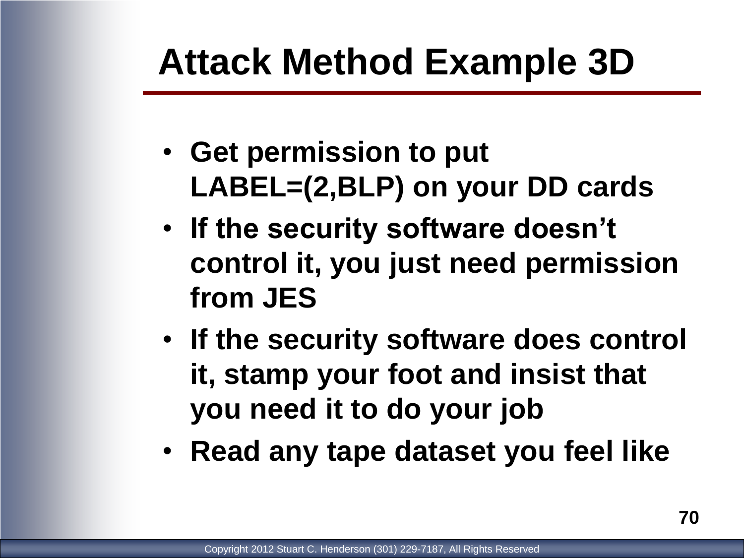# Attack Method Example 3D

- Get permission to put LABEL=(2,BLP) on your DD cards
- If the security software doesn't control it, you just need permission from JES
- If the security software does control it, stamp your foot and insist that you need it to do your job
- Read any tape dataset you feel like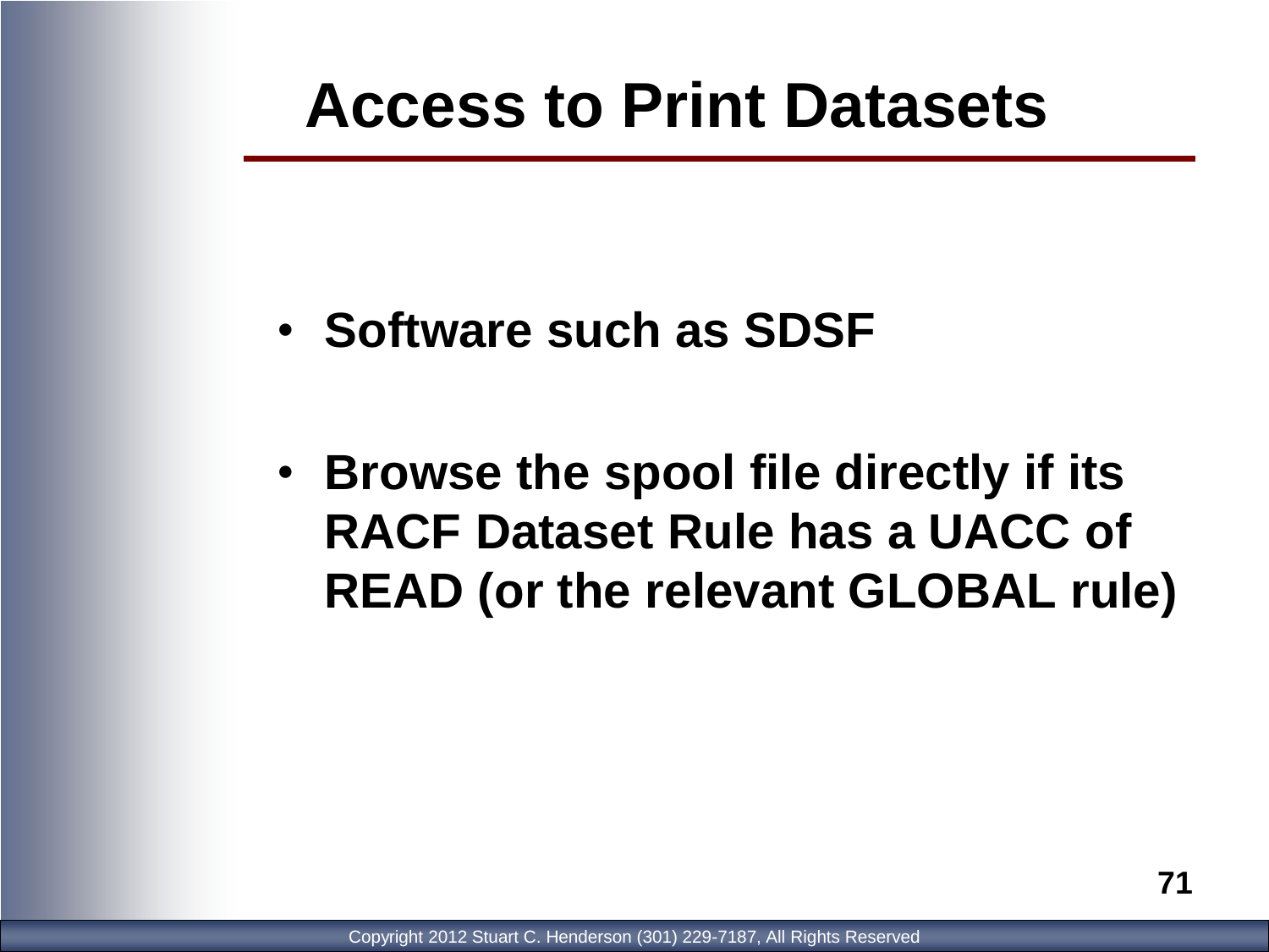# Access to Print Datasets

- **Software such as SDSF**
- **Browse the spool file directly if its RACF Dataset Rule has a UACC of READ (or the relevant GLOBAL rule)**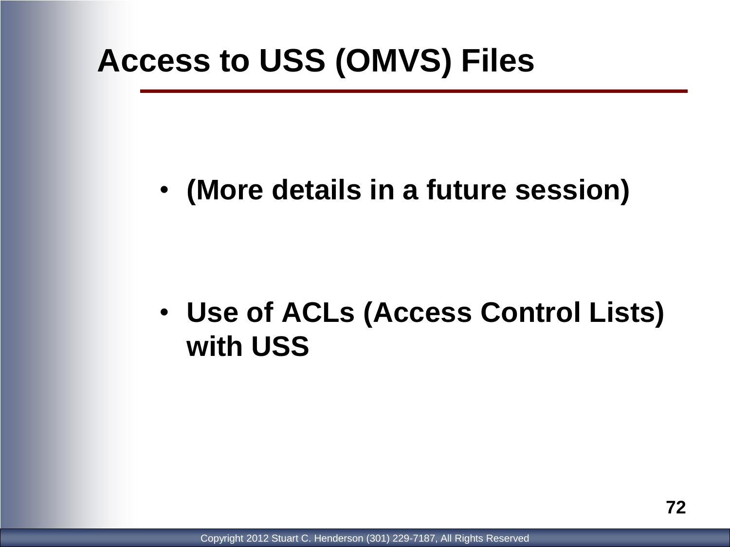# Access to USS (OMVS) Files

- **(More details in a future session)**

- **Use of ACLs (Access Control Lists) with USS**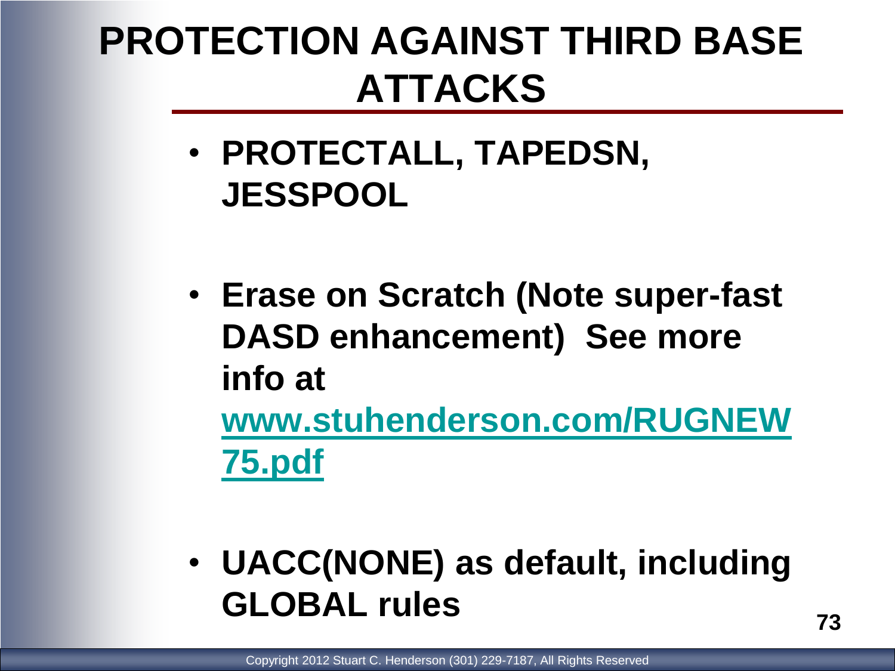# PROTECTION AGAINST THIRD BASE ATTACKS

- **PROTECTALL, TAPEDSN, JESSPOOL**
- **Erase on Scratch (Note super-fast DASD enhancement) See more info at [www.stuhenderson.com/RUGNEW75.pdf](www.stuhenderson.com/RUGNEW75.pdf)**
- **UACC(NONE) as default, including GLOBAL rules**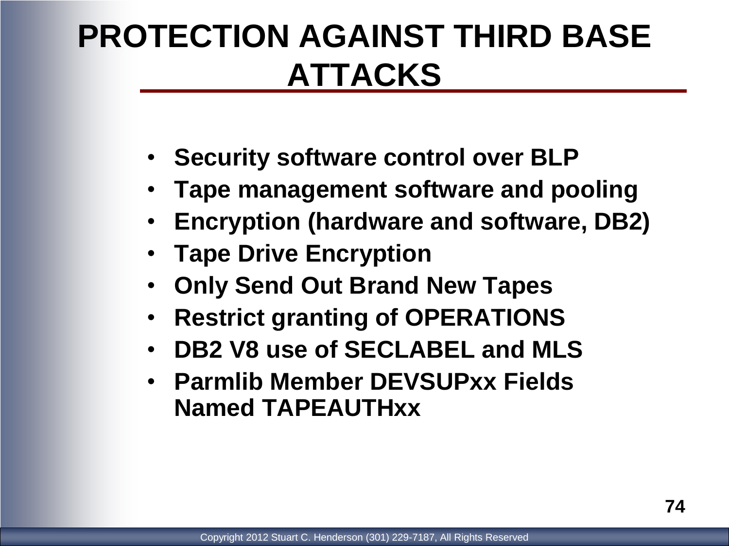# PROTECTION AGAINST THIRD BASE ATTACKS

- **Security software control over BLP**
- **Tape management software and pooling**
- **Encryption (hardware and software, DB2)**
- **Tape Drive Encryption**
- **Only Send Out Brand New Tapes**
- **Restrict granting of OPERATIONS**
- **DB2 V8 use of SECLABEL and MLS**
- **Parmlib Member DEVSUPxx Fields Named TAPEAUTHxx**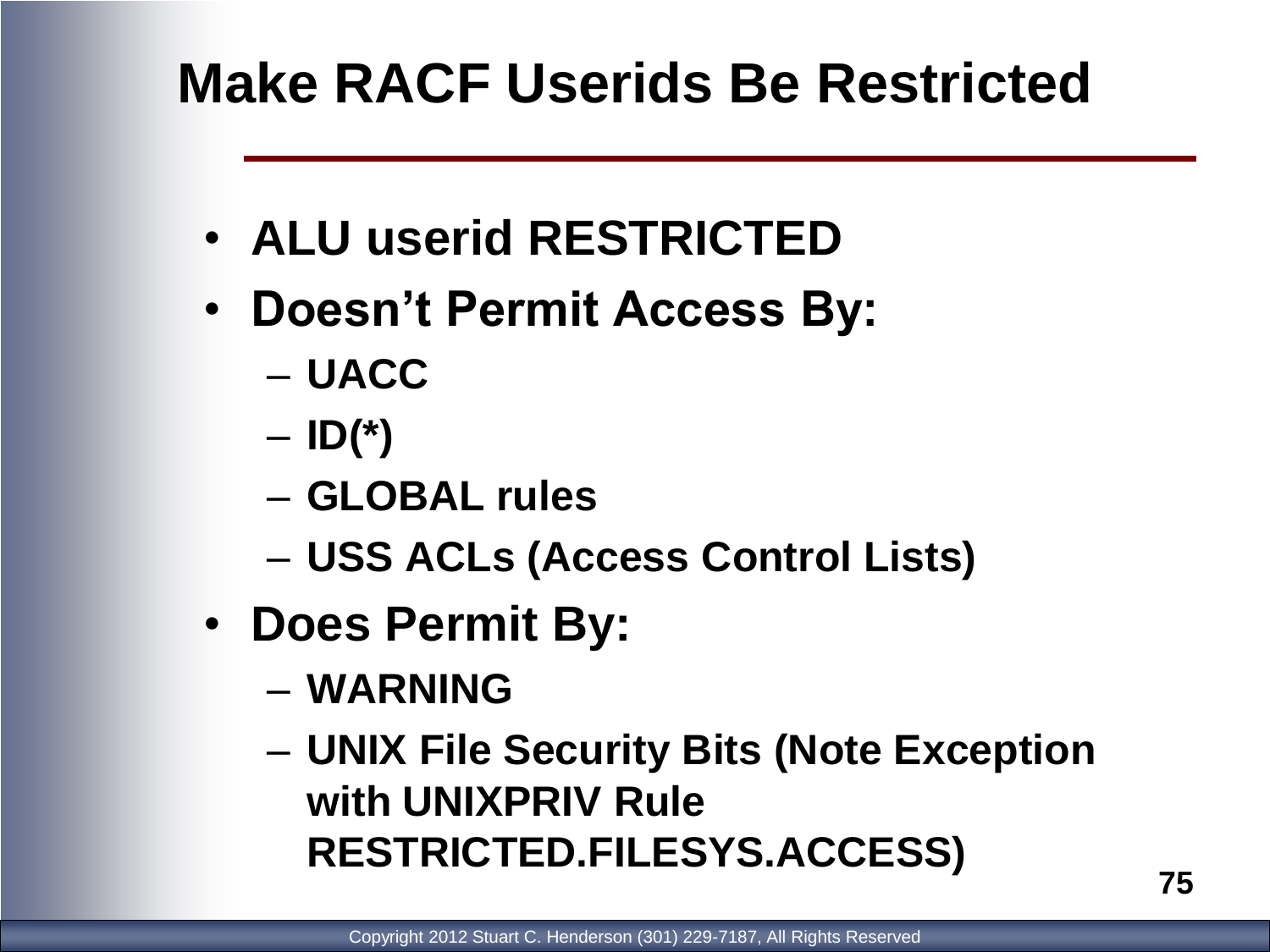# Make RACF Userids Be Restricted

- **ALU userid RESTRICTED**
- **Doesn't Permit Access By:**
  - **UACC**
  - **ID(*)**
  - **GLOBAL rules**
  - **USS ACLs (Access Control Lists)**
- **Does Permit By:**
  - **WARNING**
  - **UNIX File Security Bits (Note Exception with UNIXPRIV Rule RESTRICTED.FILESYS.ACCESS)**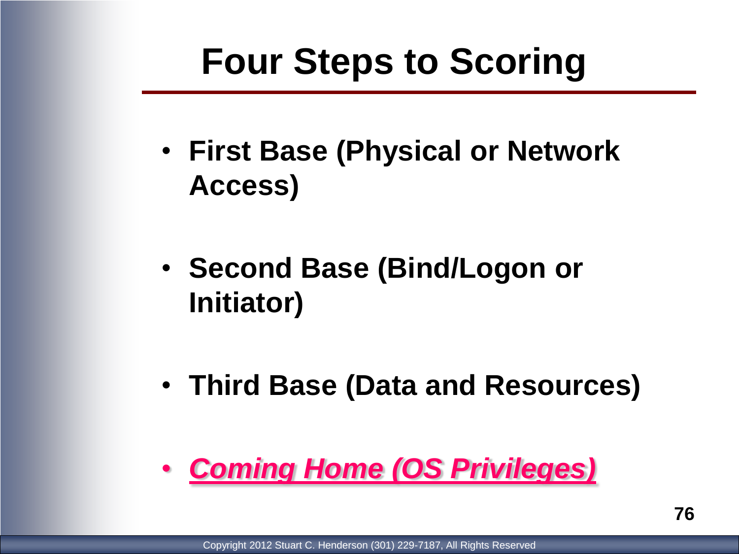# Four Steps to Scoring

- **First Base (Physical or Network Access)**
- **Second Base (Bind/Logon or Initiator)**
- **Third Base (Data and Resources)**
- ***Coming Home (OS Privileges)***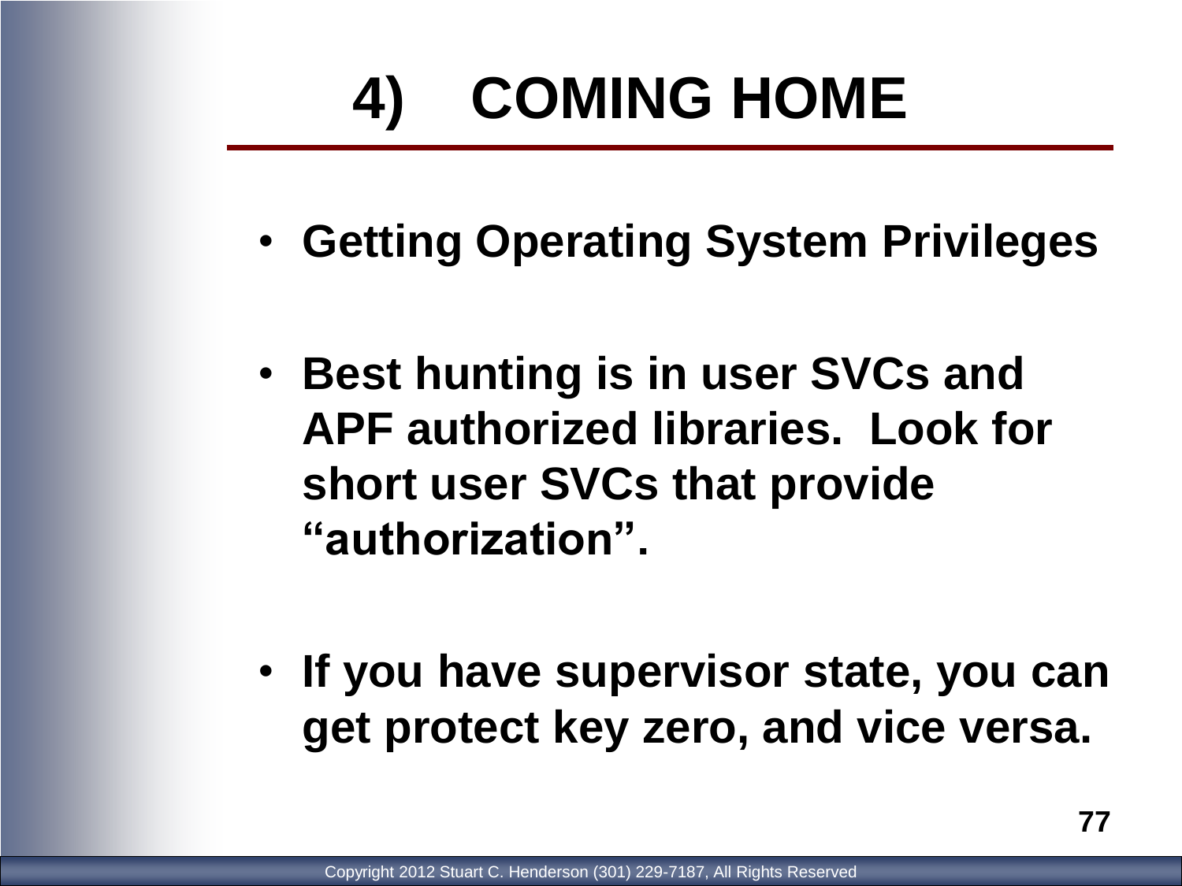# 4) COMING HOME

- **Getting Operating System Privileges**
- **Best hunting is in user SVCs and APF authorized libraries. Look for short user SVCs that provide "authorization".**
- **If you have supervisor state, you can get protect key zero, and vice versa.**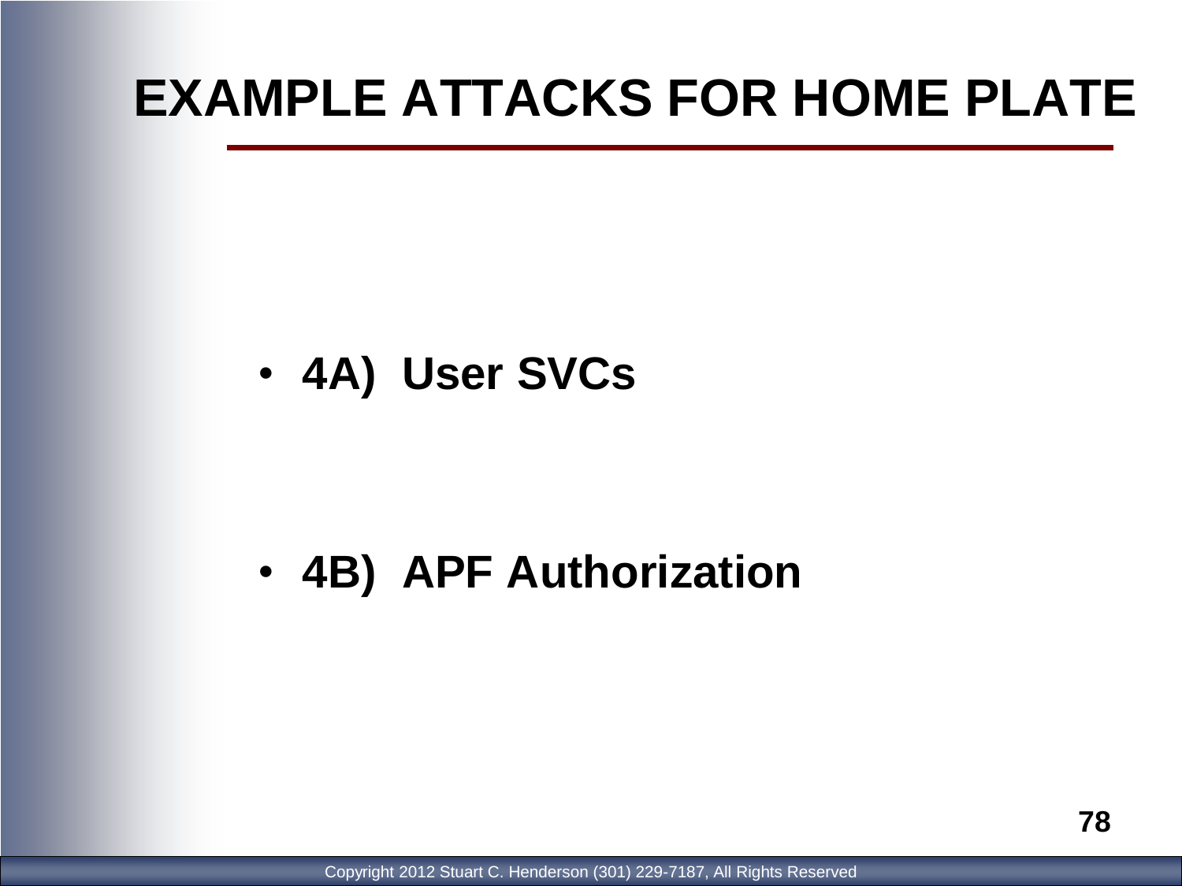# EXAMPLE ATTACKS FOR HOME PLATE

- **4A) User SVCs**

- **4B) APF Authorization**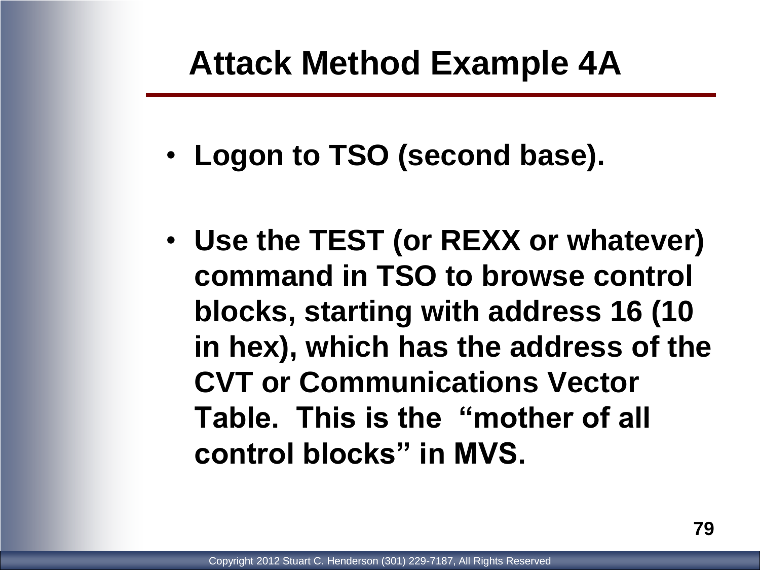# Attack Method Example 4A

- **Logon to TSO (second base).**
- **Use the TEST (or REXX or whatever) command in TSO to browse control blocks, starting with address 16 (10 in hex), which has the address of the CVT or Communications Vector Table. This is the "mother of all control blocks" in MVS.**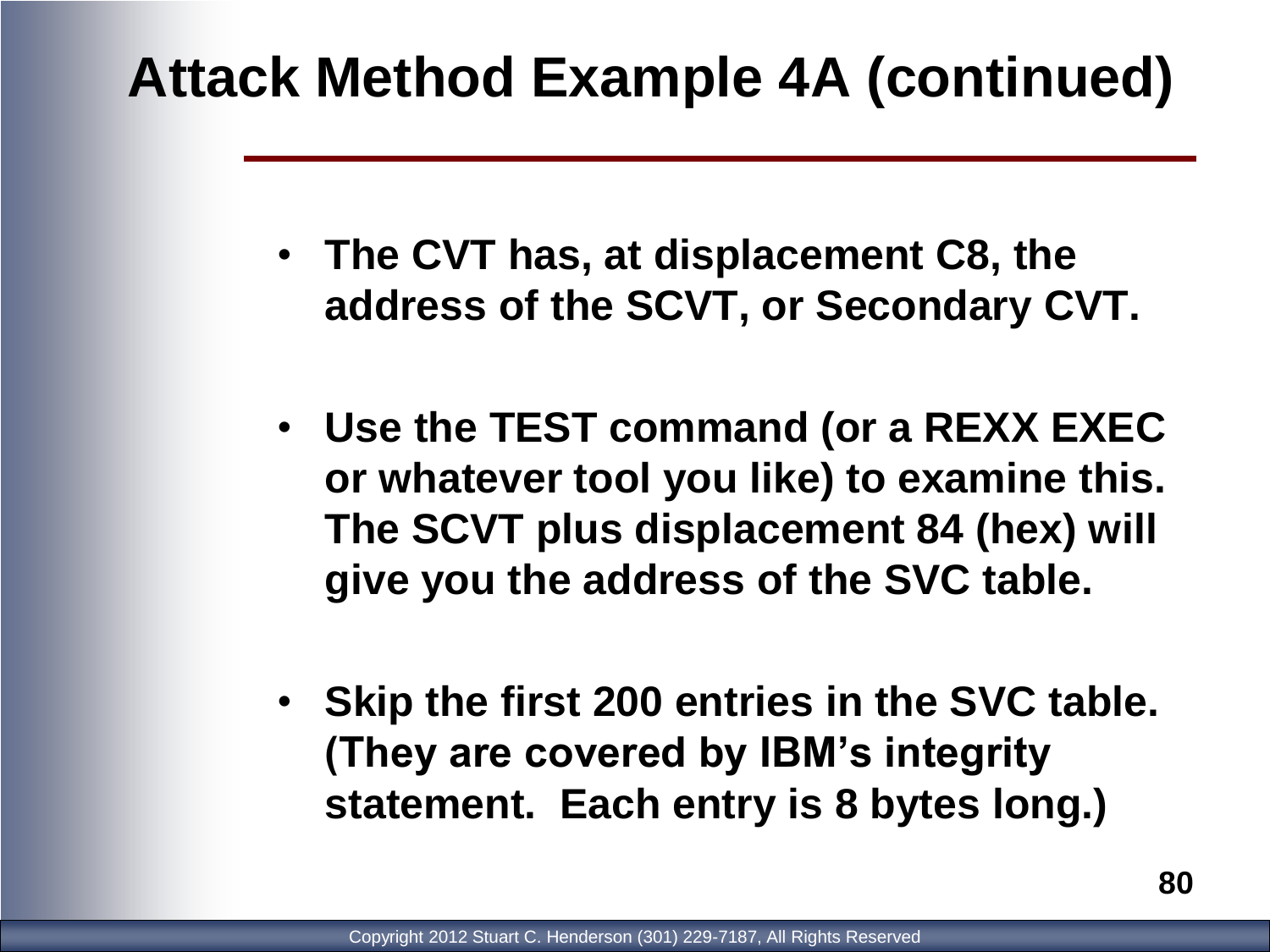# Attack Method Example 4A (continued)

- **The CVT has, at displacement C8, the address of the SCVT, or Secondary CVT.**
- **Use the TEST command (or a REXX EXEC or whatever tool you like) to examine this. The SCVT plus displacement 84 (hex) will give you the address of the SVC table.**
- **Skip the first 200 entries in the SVC table. (They are covered by IBM's integrity statement. Each entry is 8 bytes long.)**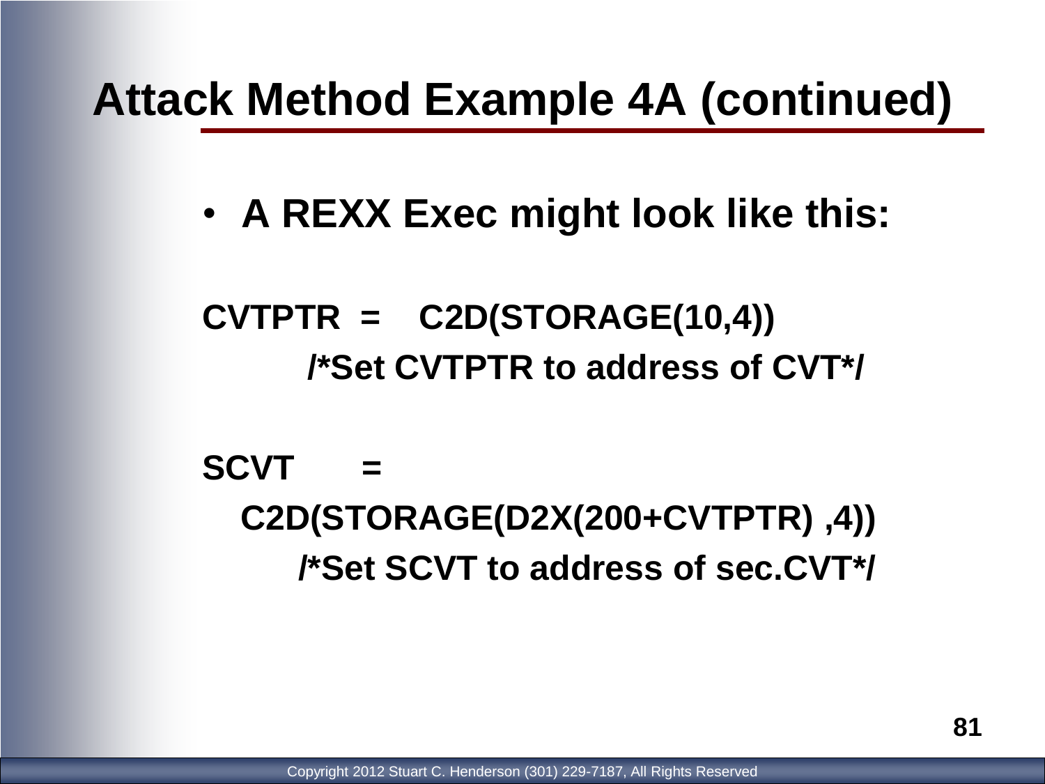# Attack Method Example 4A (continued)

- **A REXX Exec might look like this:**

```
CVTPTR  =    C2D(STORAGE(10,4))
        /*Set CVTPTR to address of CVT*/

SCVT     =
   C2D(STORAGE(D2X(200+CVTPTR) ,4))
       /*Set SCVT to address of sec.CVT*/
```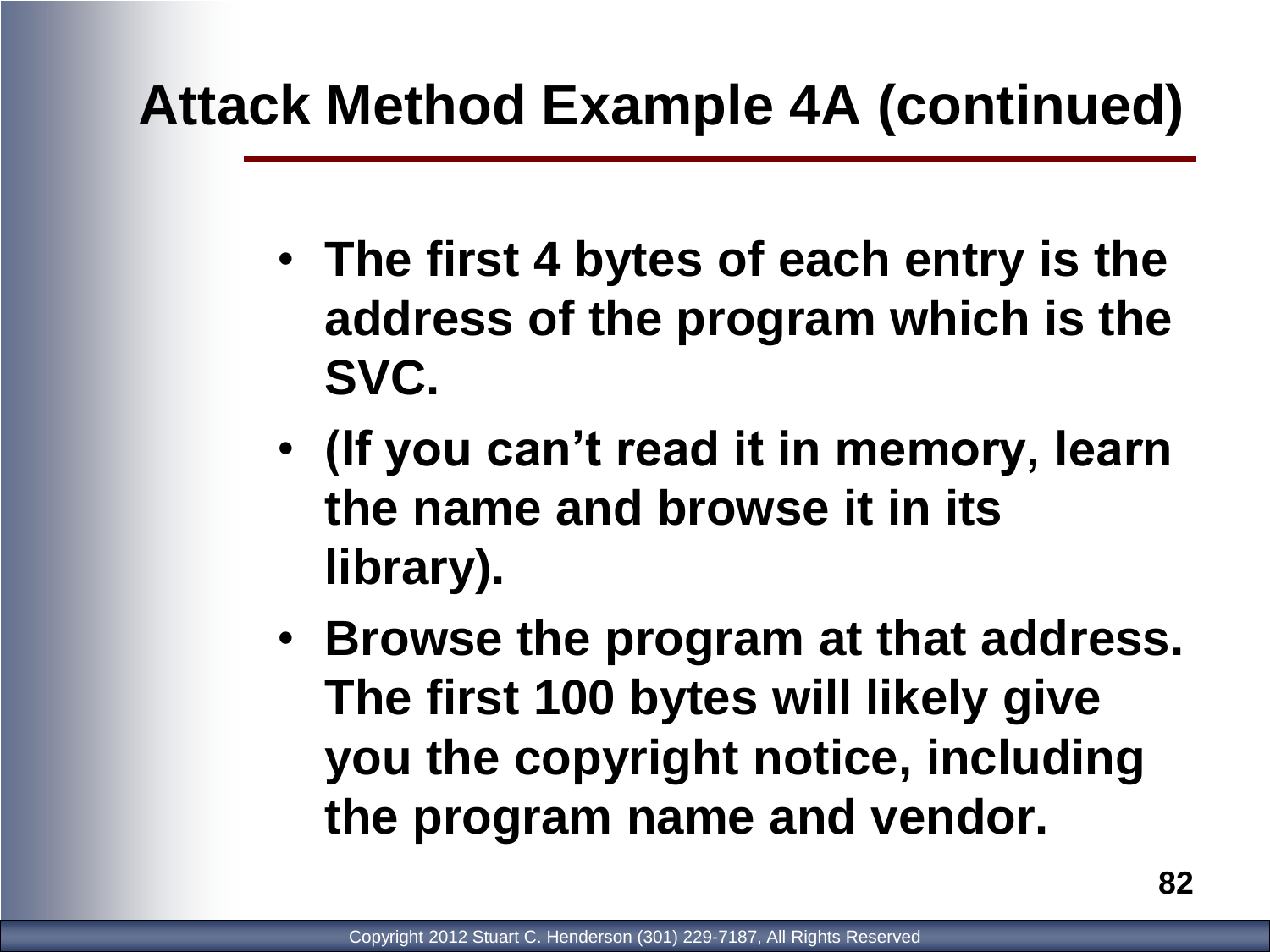# Attack Method Example 4A (continued)

- **The first 4 bytes of each entry is the address of the program which is the SVC.**
- **(If you can't read it in memory, learn the name and browse it in its library).**
- **Browse the program at that address. The first 100 bytes will likely give you the copyright notice, including the program name and vendor.**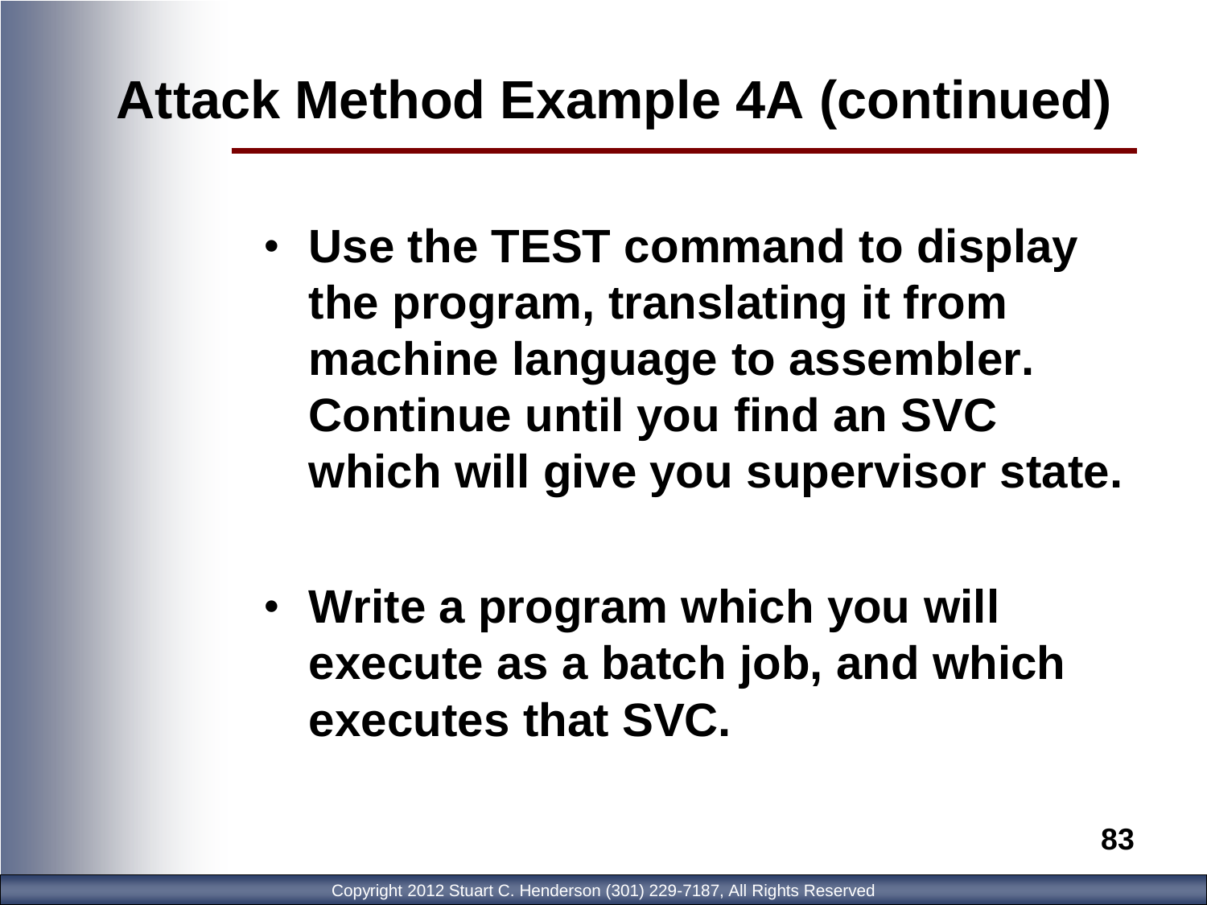# Attack Method Example 4A (continued)

- **Use the TEST command to display the program, translating it from machine language to assembler. Continue until you find an SVC which will give you supervisor state.**

- **Write a program which you will execute as a batch job, and which executes that SVC.**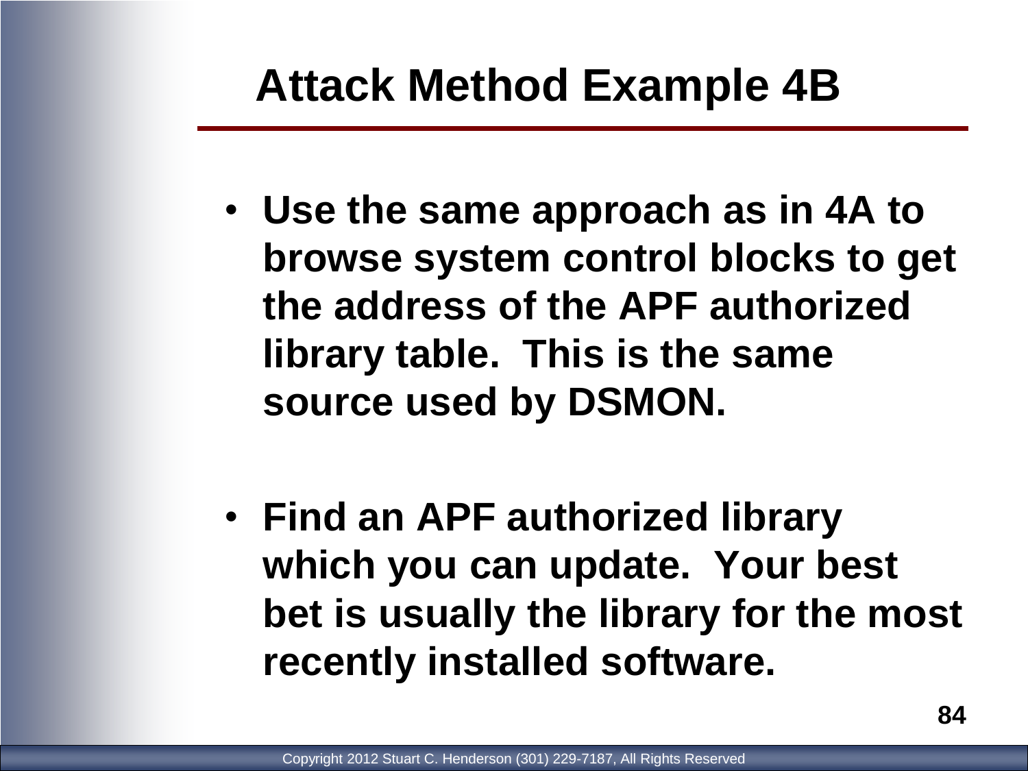# Attack Method Example 4B

- **Use the same approach as in 4A to browse system control blocks to get the address of the APF authorized library table. This is the same source used by DSMON.**

- **Find an APF authorized library which you can update. Your best bet is usually the library for the most recently installed software.**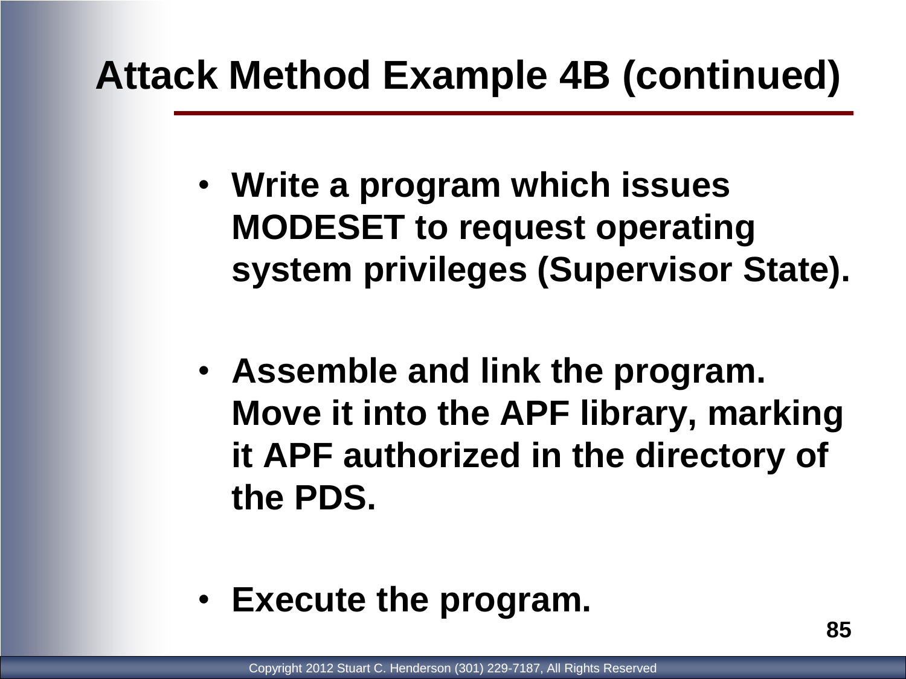# Attack Method Example 4B (continued)

- **Write a program which issues MODESET to request operating system privileges (Supervisor State).**
- **Assemble and link the program. Move it into the APF library, marking it APF authorized in the directory of the PDS.**
- **Execute the program.**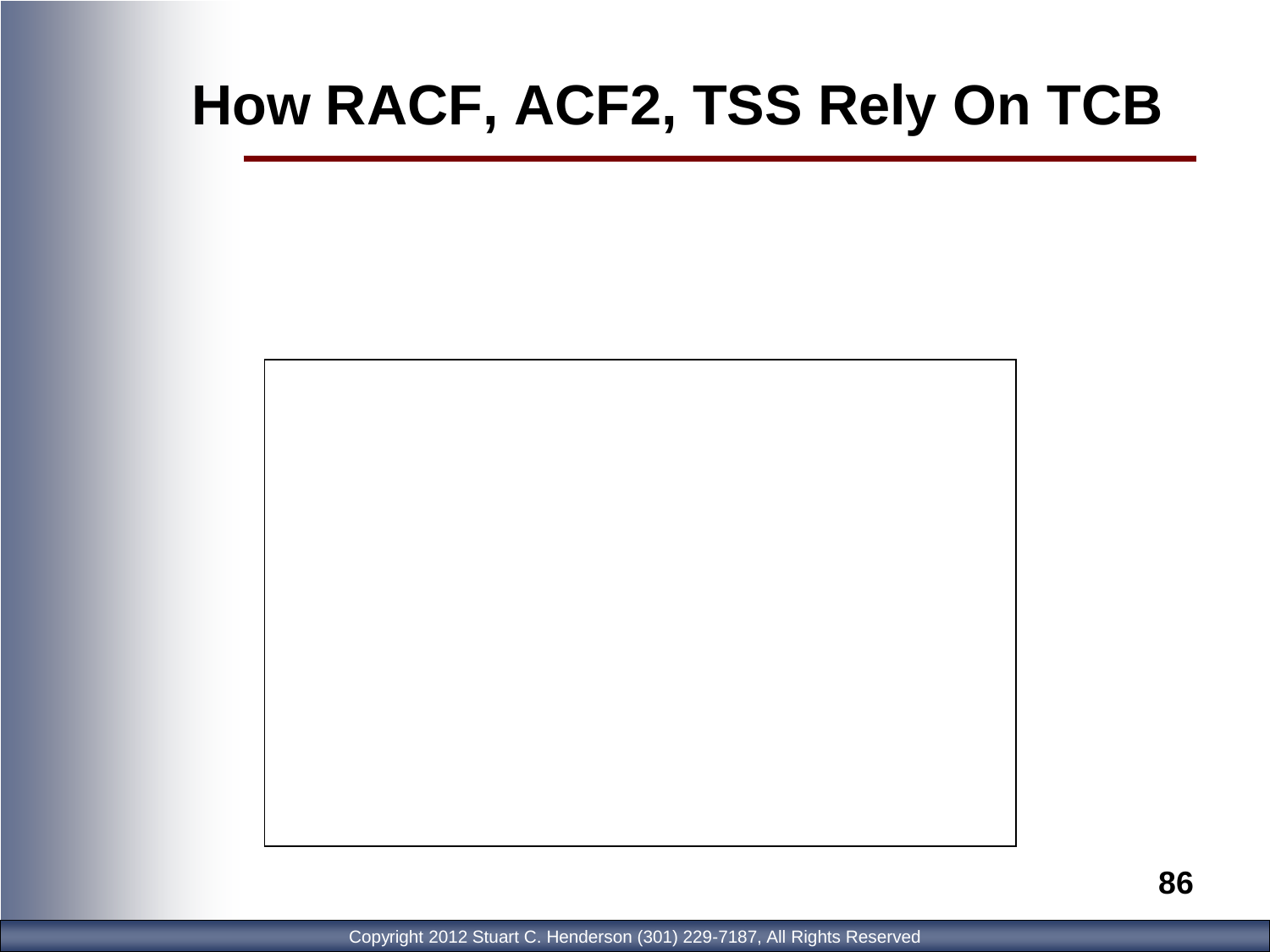# How RACF, ACF2, TSS Rely On TCB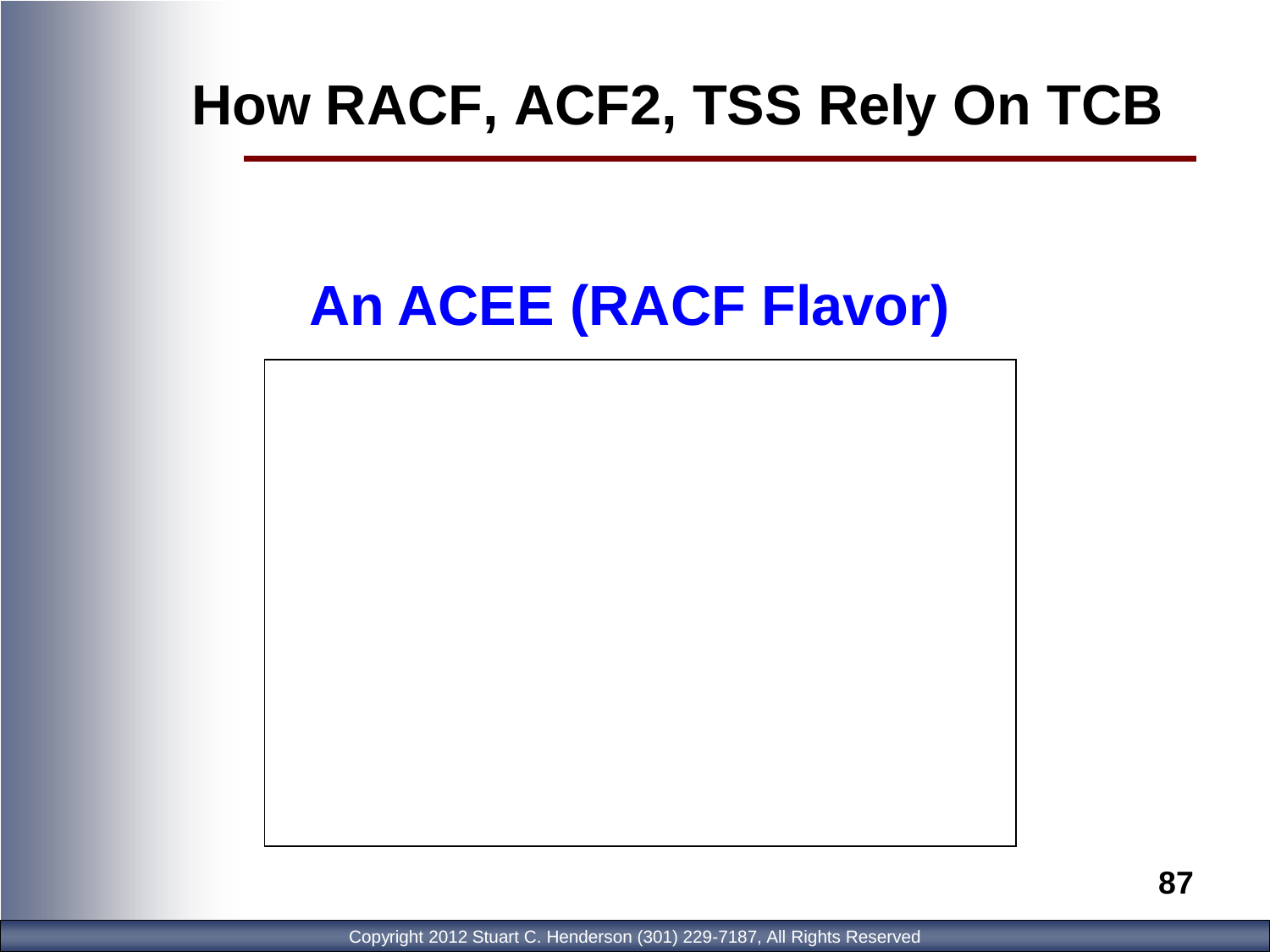# How RACF, ACF2, TSS Rely On TCB

## An ACEE (RACF Flavor)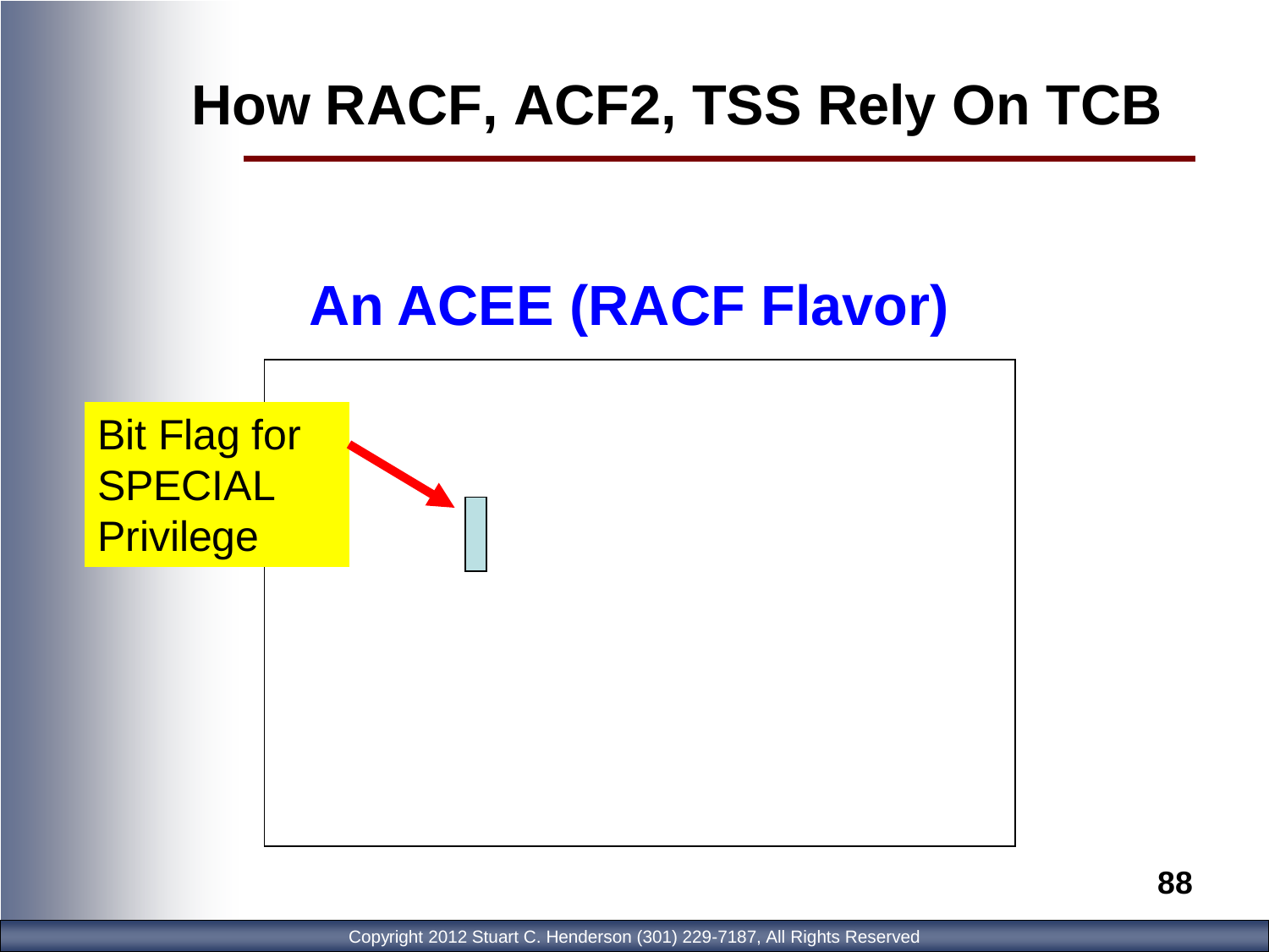# How RACF, ACF2, TSS Rely On TCB

## An ACEE (RACF Flavor)

Bit Flag for SPECIAL Privilege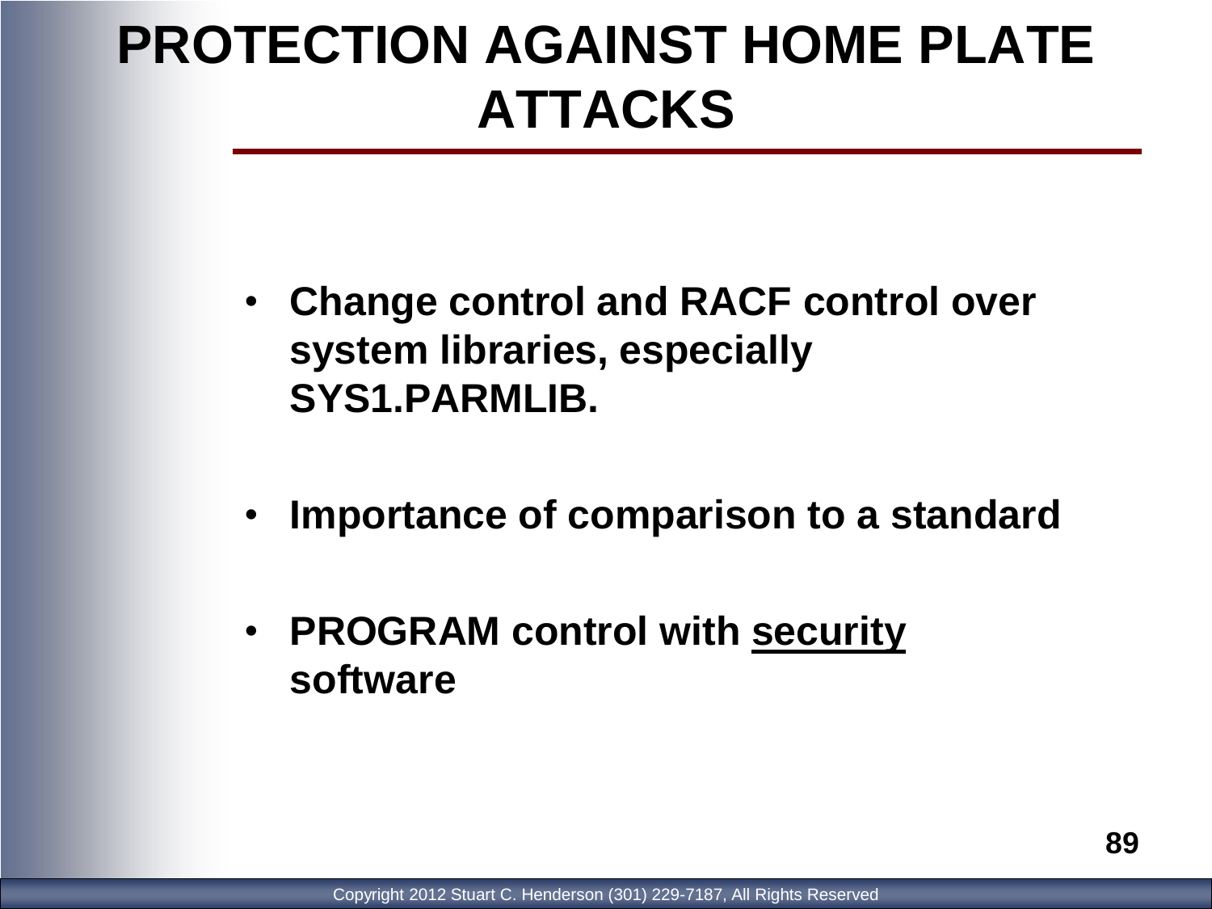# PROTECTION AGAINST HOME PLATE ATTACKS

- **Change control and RACF control over system libraries, especially SYS1.PARMLIB.**
- **Importance of comparison to a standard**
- **PROGRAM control with <u>security</u> software**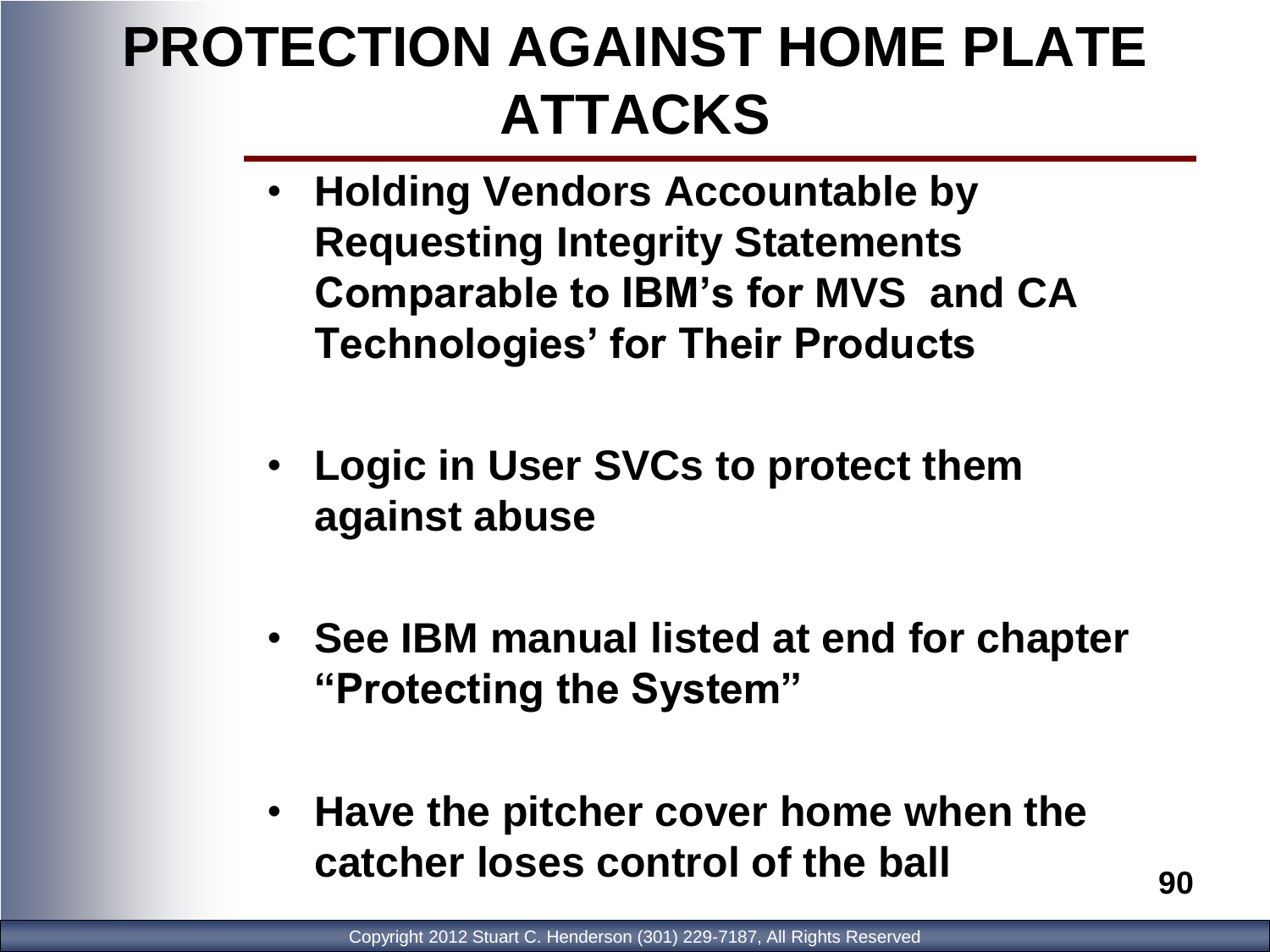# PROTECTION AGAINST HOME PLATE ATTACKS

- **Holding Vendors Accountable by Requesting Integrity Statements Comparable to IBM's for MVS and CA Technologies' for Their Products**

- **Logic in User SVCs to protect them against abuse**

- **See IBM manual listed at end for chapter "Protecting the System"**

- **Have the pitcher cover home when the catcher loses control of the ball**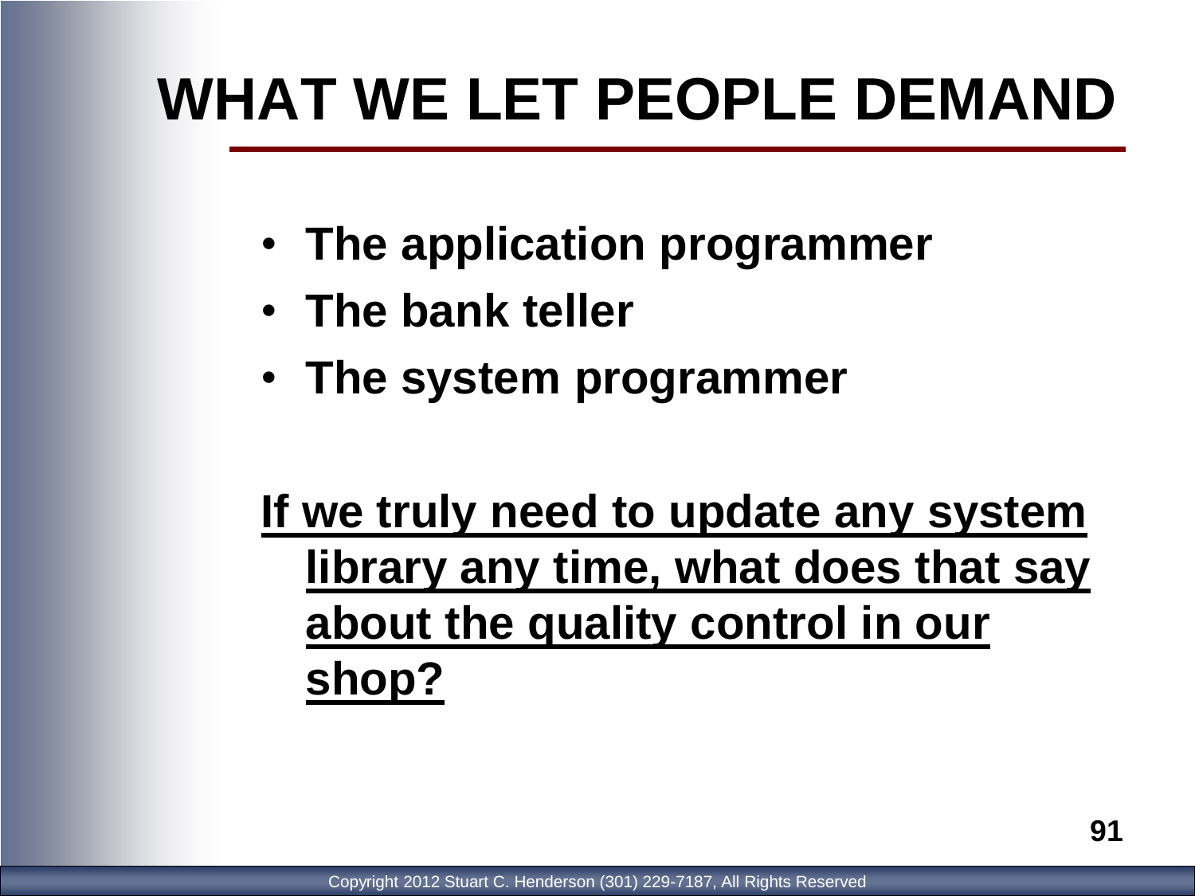# WHAT WE LET PEOPLE DEMAND

- **The application programmer**
- **The bank teller**
- **The system programmer**

**If we truly need to update any system library any time, what does that say about the quality control in our shop?**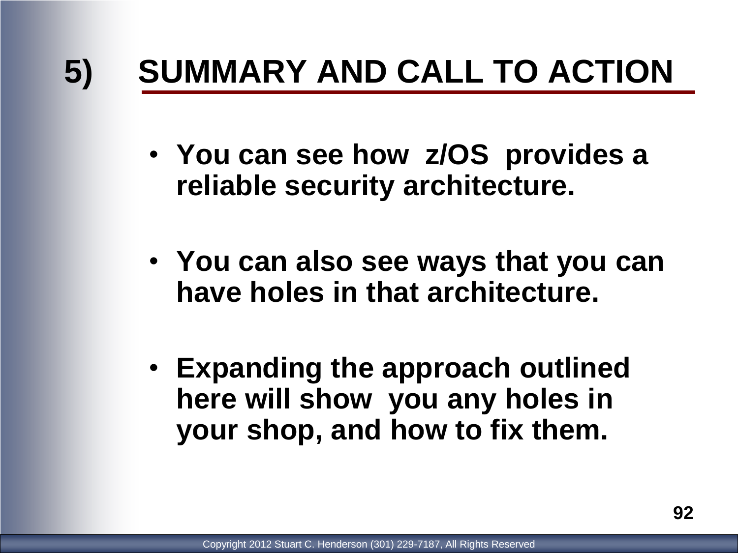# 5) SUMMARY AND CALL TO ACTION

- **You can see how z/OS provides a reliable security architecture.**

- **You can also see ways that you can have holes in that architecture.**

- **Expanding the approach outlined here will show you any holes in your shop, and how to fix them.**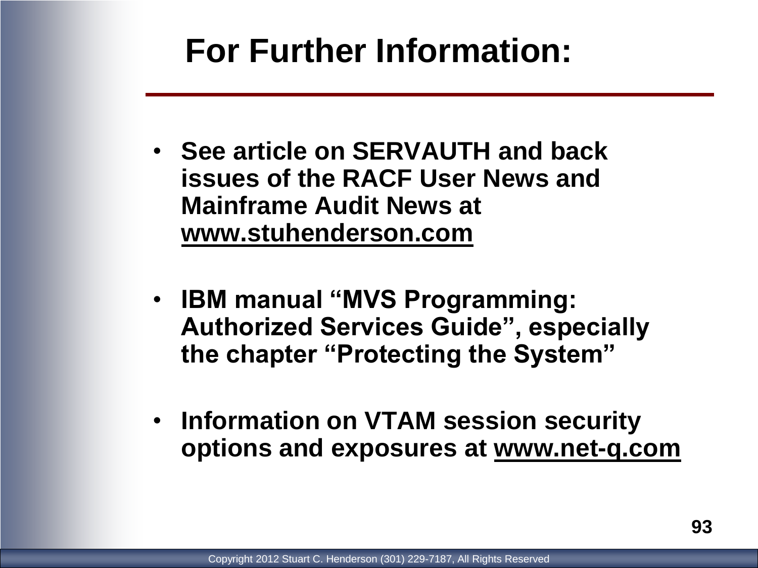# For Further Information:

- **See article on SERVAUTH and back issues of the RACF User News and Mainframe Audit News at www.stuhenderson.com**
- **IBM manual "MVS Programming: Authorized Services Guide", especially the chapter "Protecting the System"**
- **Information on VTAM session security options and exposures at www.net-q.com**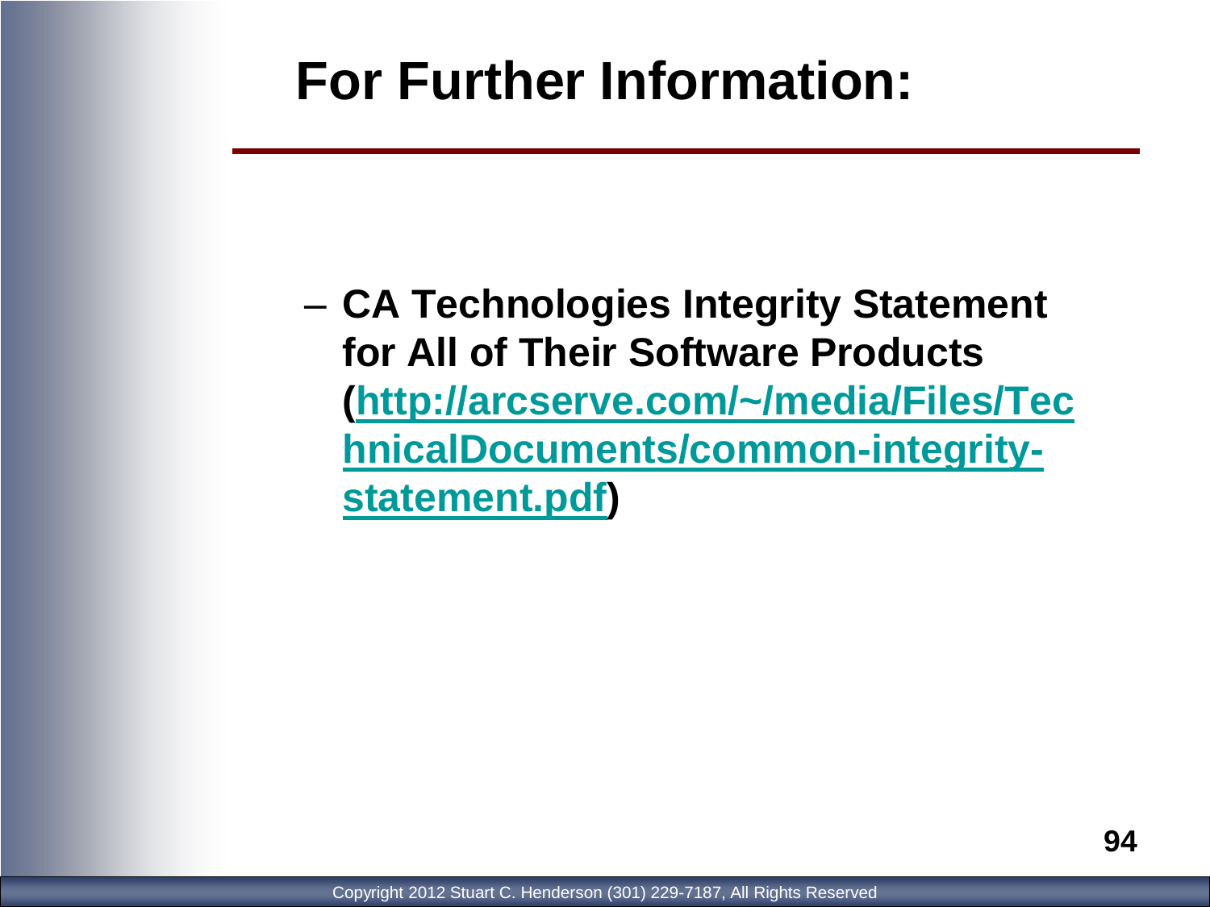# For Further Information:

– **CA Technologies Integrity Statement for All of Their Software Products (http://arcserve.com/~/media/Files/TechnicalDocuments/common-integrity-statement.pdf)**